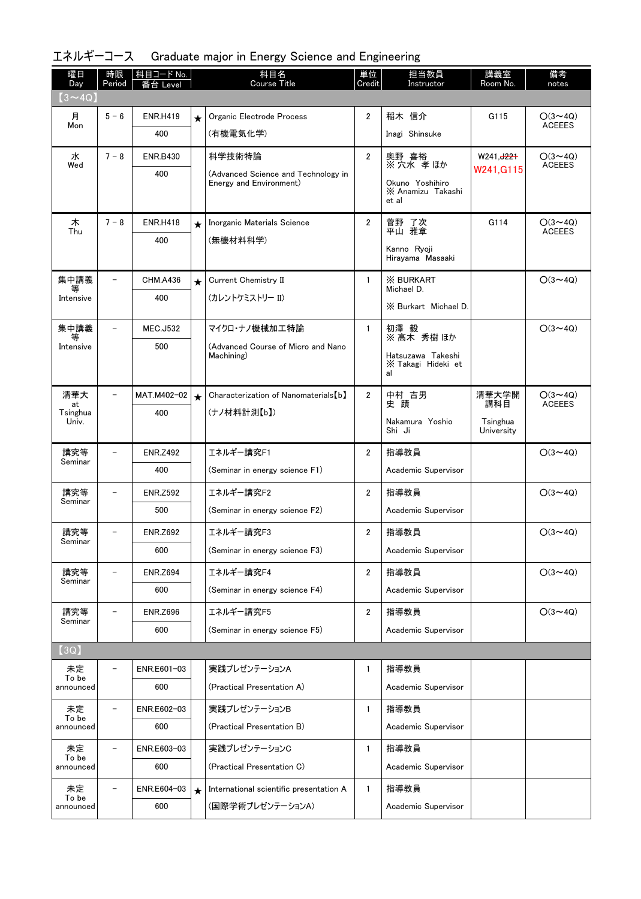# エネルギーコース　Graduate major in Energy Science and Engineering

| 曜日 Day | 時限 Period | 科目コード No. 番台 Level | | 科目名 Course Title | 単位 Credit | 担当教員 Instructor | 講義室 Room No. | 備考 notes |
|---|---|---|---|---|---|---|---|---|
| 【3～4Q】 | | | | | | | | |
| 月 Mon | 5 - 6 | ENR.H419 400 | ★ | Organic Electrode Process (有機電気化学) | 2 | 稲木　信介 Inagi　Shinsuke | G115 | ○(3～4Q) ACEEES |
| 水 Wed | 7 - 8 | ENR.B430 400 | | 科学技術特論 (Advanced Science and Technology in Energy and Environment) | 2 | 奥野　喜裕 ※ 穴水　孝 ほか Okuno　Yoshihiro ※ Anamizu　Takashi et al | W241,~~J221~~ W241,G115 | ○(3～4Q) ACEEES |
| 木 Thu | 7 - 8 | ENR.H418 400 | ★ | Inorganic Materials Science (無機材料科学) | 2 | 菅野　了次 平山　雅章 Kanno　Ryoji Hirayama　Masaaki | G114 | ○(3～4Q) ACEEES |
| 集中講義等 Intensive | - | CHM.A436 400 | ★ | Current Chemistry II (カレントケミストリー II) | 1 | ※ BURKART Michael D. ※ Burkart　Michael D. | | ○(3～4Q) |
| 集中講義等 Intensive | - | MEC.J532 500 | | マイクロ・ナノ機械加工特論 (Advanced Course of Micro and Nano Machining) | 1 | 初澤　毅 ※ 高木　秀樹 ほか Hatsuzawa　Takeshi ※ Takagi　Hideki　et al | | ○(3～4Q) |
| 清華大 at Tsinghua Univ. | - | MAT.M402-02 400 | ★ | Characterization of Nanomaterials【b】 (ナノ材料計測【b】) | 2 | 中村　吉男 史　蹟 Nakamura　Yoshio Shi　Ji | 清華大学開講科目 Tsinghua University | ○(3～4Q) ACEEES |
| 講究等 Seminar | - | ENR.Z492 400 | | エネルギー講究F1 (Seminar in energy science F1) | 2 | 指導教員 Academic Supervisor | | ○(3～4Q) |
| 講究等 Seminar | - | ENR.Z592 500 | | エネルギー講究F2 (Seminar in energy science F2) | 2 | 指導教員 Academic Supervisor | | ○(3～4Q) |
| 講究等 Seminar | - | ENR.Z692 600 | | エネルギー講究F3 (Seminar in energy science F3) | 2 | 指導教員 Academic Supervisor | | ○(3～4Q) |
| 講究等 Seminar | - | ENR.Z694 600 | | エネルギー講究F4 (Seminar in energy science F4) | 2 | 指導教員 Academic Supervisor | | ○(3～4Q) |
| 講究等 Seminar | - | ENR.Z696 600 | | エネルギー講究F5 (Seminar in energy science F5) | 2 | 指導教員 Academic Supervisor | | ○(3～4Q) |
| 【3Q】 | | | | | | | | |
| 未定 To be announced | - | ENR.E601-03 600 | | 実践プレゼンテーションA (Practical Presentation A) | 1 | 指導教員 Academic Supervisor | | |
| 未定 To be announced | - | ENR.E602-03 600 | | 実践プレゼンテーションB (Practical Presentation B) | 1 | 指導教員 Academic Supervisor | | |
| 未定 To be announced | - | ENR.E603-03 600 | | 実践プレゼンテーションC (Practical Presentation C) | 1 | 指導教員 Academic Supervisor | | |
| 未定 To be announced | - | ENR.E604-03 600 | ★ | International scientific presentation A (国際学術プレゼンテーションA) | 1 | 指導教員 Academic Supervisor | | |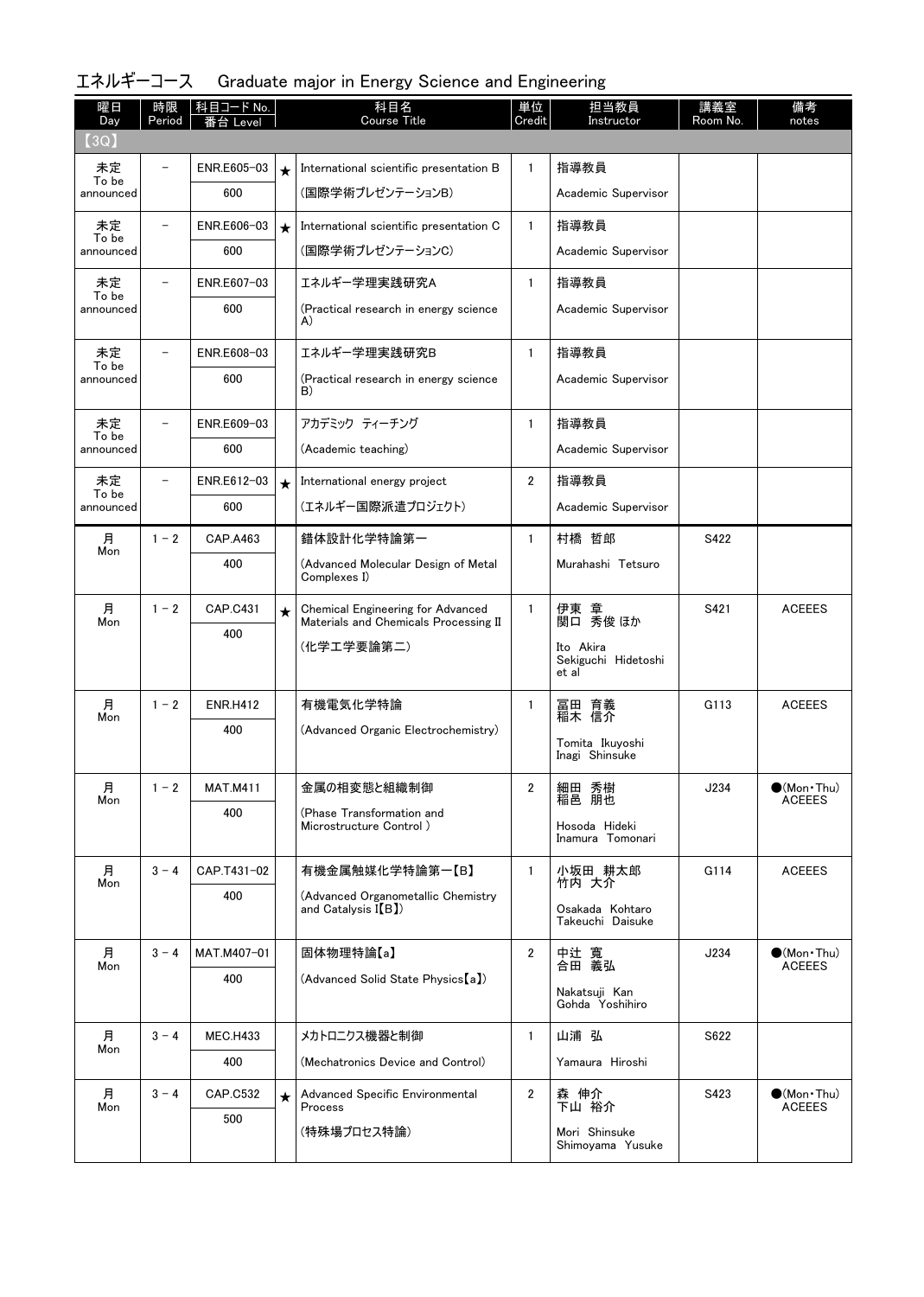## エネルギーコース　Graduate major in Energy Science and Engineering

| 曜日 Day | 時限 Period | 科目コード No. 番台 Level | | 科目名 Course Title | 単位 Credit | 担当教員 Instructor | 講義室 Room No. | 備考 notes |
|---|---|---|---|---|---|---|---|---|
| 【3Q】 | | | | | | | | |
| 未定 To be announced | － | ENR.E605-03 600 | ★ | International scientific presentation B (国際学術プレゼンテーションB) | 1 | 指導教員 Academic Supervisor | | |
| 未定 To be announced | － | ENR.E606-03 600 | ★ | International scientific presentation C (国際学術プレゼンテーションC) | 1 | 指導教員 Academic Supervisor | | |
| 未定 To be announced | － | ENR.E607-03 600 | | エネルギー学理実践研究A (Practical research in energy science A) | 1 | 指導教員 Academic Supervisor | | |
| 未定 To be announced | － | ENR.E608-03 600 | | エネルギー学理実践研究B (Practical research in energy science B) | 1 | 指導教員 Academic Supervisor | | |
| 未定 To be announced | － | ENR.E609-03 600 | | アカデミック ティーチング (Academic teaching) | 1 | 指導教員 Academic Supervisor | | |
| 未定 To be announced | － | ENR.E612-03 600 | ★ | International energy project (エネルギー国際派遣プロジェクト) | 2 | 指導教員 Academic Supervisor | | |
| 月 Mon | 1－2 | CAP.A463 400 | | 錯体設計化学特論第一 (Advanced Molecular Design of Metal Complexes I) | 1 | 村橋 哲郎 Murahashi Tetsuro | S422 | |
| 月 Mon | 1－2 | CAP.C431 400 | ★ | Chemical Engineering for Advanced Materials and Chemicals Processing II (化学工学要論第二) | 1 | 伊東 章 関口 秀俊 ほか Ito Akira Sekiguchi Hidetoshi et al | S421 | ACEEES |
| 月 Mon | 1－2 | ENR.H412 400 | | 有機電気化学特論 (Advanced Organic Electrochemistry) | 1 | 冨田 育義 稲木 信介 Tomita Ikuyoshi Inagi Shinsuke | G113 | ACEEES |
| 月 Mon | 1－2 | MAT.M411 400 | | 金属の相変態と組織制御 (Phase Transformation and Microstructure Control ) | 2 | 細田 秀樹 稲邑 朋也 Hosoda Hideki Inamura Tomonari | J234 | ●(Mon・Thu) ACEEES |
| 月 Mon | 3－4 | CAP.T431-02 400 | | 有機金属触媒化学特論第一【B】 (Advanced Organometallic Chemistry and Catalysis I【B】) | 1 | 小坂田 耕太郎 竹内 大介 Osakada Kohtaro Takeuchi Daisuke | G114 | ACEEES |
| 月 Mon | 3－4 | MAT.M407-01 400 | | 固体物理特論【a】 (Advanced Solid State Physics【a】) | 2 | 中辻 寛 合田 義弘 Nakatsuji Kan Gohda Yoshihiro | J234 | ●(Mon・Thu) ACEEES |
| 月 Mon | 3－4 | MEC.H433 400 | | メカトロニクス機器と制御 (Mechatronics Device and Control) | 1 | 山浦 弘 Yamaura Hiroshi | S622 | |
| 月 Mon | 3－4 | CAP.C532 500 | ★ | Advanced Specific Environmental Process (特殊場プロセス特論) | 2 | 森 伸介 下山 裕介 Mori Shinsuke Shimoyama Yusuke | S423 | ●(Mon・Thu) ACEEES |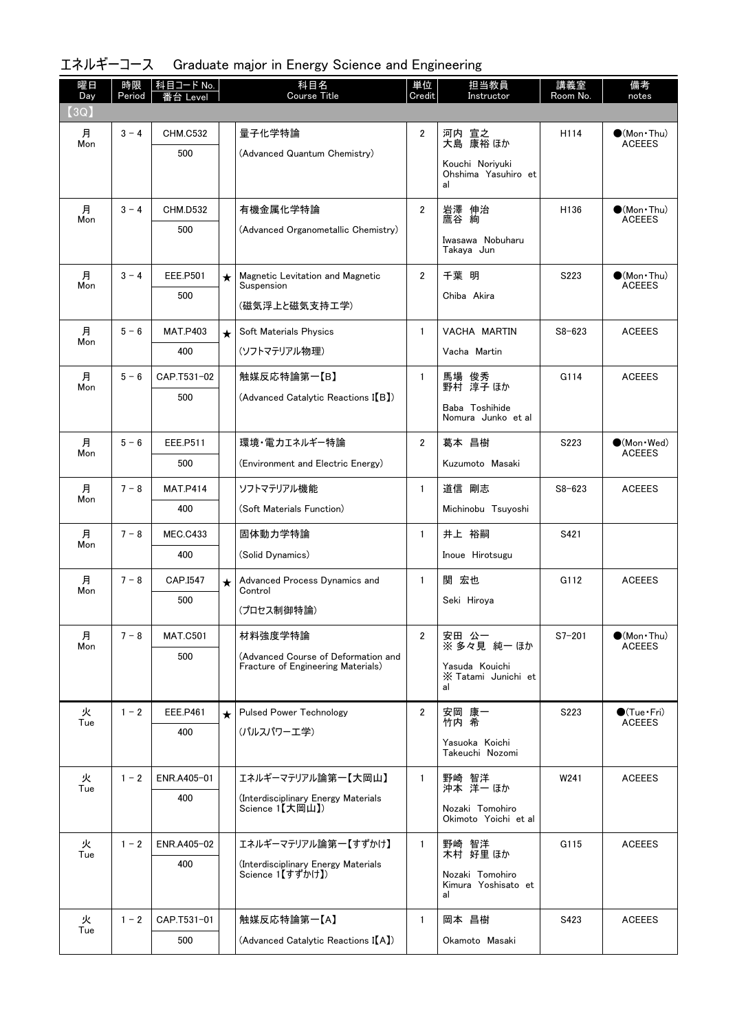## エネルギーコース　Graduate major in Energy Science and Engineering

| 曜日 Day | 時限 Period | 科目コード No. 番台 Level | | 科目名 Course Title | 単位 Credit | 担当教員 Instructor | 講義室 Room No. | 備考 notes |
|---|---|---|---|---|---|---|---|---|
| 【3Q】 | | | | | | | | |
| 月 Mon | 3－4 | CHM.C532<br>500 | | 量子化学特論<br>(Advanced Quantum Chemistry) | 2 | 河内 宣之<br>大島 康裕 ほか<br>Kouchi Noriyuki<br>Ohshima Yasuhiro et al | H114 | ●(Mon・Thu)<br>ACEEES |
| 月 Mon | 3－4 | CHM.D532<br>500 | | 有機金属化学特論<br>(Advanced Organometallic Chemistry) | 2 | 岩澤 伸治<br>鷹谷 絢<br>Iwasawa Nobuharu<br>Takaya Jun | H136 | ●(Mon・Thu)<br>ACEEES |
| 月 Mon | 3－4 | EEE.P501<br>500 | ★ | Magnetic Levitation and Magnetic Suspension<br>(磁気浮上と磁気支持工学) | 2 | 千葉 明<br>Chiba Akira | S223 | ●(Mon・Thu)<br>ACEEES |
| 月 Mon | 5－6 | MAT.P403<br>400 | ★ | Soft Materials Physics<br>(ソフトマテリアル物理) | 1 | VACHA MARTIN<br>Vacha Martin | S8-623 | ACEEES |
| 月 Mon | 5－6 | CAP.T531-02<br>500 | | 触媒反応特論第一【B】<br>(Advanced Catalytic Reactions I【B】) | 1 | 馬場 俊秀<br>野村 淳子 ほか<br>Baba Toshihide<br>Nomura Junko et al | G114 | ACEEES |
| 月 Mon | 5－6 | EEE.P511<br>500 | | 環境・電力エネルギー特論<br>(Environment and Electric Energy) | 2 | 葛本 昌樹<br>Kuzumoto Masaki | S223 | ●(Mon・Wed)<br>ACEEES |
| 月 Mon | 7－8 | MAT.P414<br>400 | | ソフトマテリアル機能<br>(Soft Materials Function) | 1 | 道信 剛志<br>Michinobu Tsuyoshi | S8-623 | ACEEES |
| 月 Mon | 7－8 | MEC.C433<br>400 | | 固体動力学特論<br>(Solid Dynamics) | 1 | 井上 裕嗣<br>Inoue Hirotsugu | S421 | |
| 月 Mon | 7－8 | CAP.I547<br>500 | ★ | Advanced Process Dynamics and Control<br>(プロセス制御特論) | 1 | 関 宏也<br>Seki Hiroya | G112 | ACEEES |
| 月 Mon | 7－8 | MAT.C501<br>500 | | 材料強度学特論<br>(Advanced Course of Deformation and Fracture of Engineering Materials) | 2 | 安田 公一<br>※ 多々見 純一 ほか<br>Yasuda Kouichi<br>※ Tatami Junichi et al | S7-201 | ●(Mon・Thu)<br>ACEEES |
| 火 Tue | 1－2 | EEE.P461<br>400 | ★ | Pulsed Power Technology<br>(パルスパワー工学) | 2 | 安岡 康一<br>竹内 希<br>Yasuoka Koichi<br>Takeuchi Nozomi | S223 | ●(Tue・Fri)<br>ACEEES |
| 火 Tue | 1－2 | ENR.A405-01<br>400 | | エネルギーマテリアル論第一【大岡山】<br>(Interdisciplinary Energy Materials Science 1【大岡山】) | 1 | 野崎 智洋<br>沖本 洋一 ほか<br>Nozaki Tomohiro<br>Okimoto Yoichi et al | W241 | ACEEES |
| 火 Tue | 1－2 | ENR.A405-02<br>400 | | エネルギーマテリアル論第一【すずかけ】<br>(Interdisciplinary Energy Materials Science 1【すずかけ】) | 1 | 野崎 智洋<br>木村 好里 ほか<br>Nozaki Tomohiro<br>Kimura Yoshisato et al | G115 | ACEEES |
| 火 Tue | 1－2 | CAP.T531-01<br>500 | | 触媒反応特論第一【A】<br>(Advanced Catalytic Reactions I【A】) | 1 | 岡本 昌樹<br>Okamoto Masaki | S423 | ACEEES |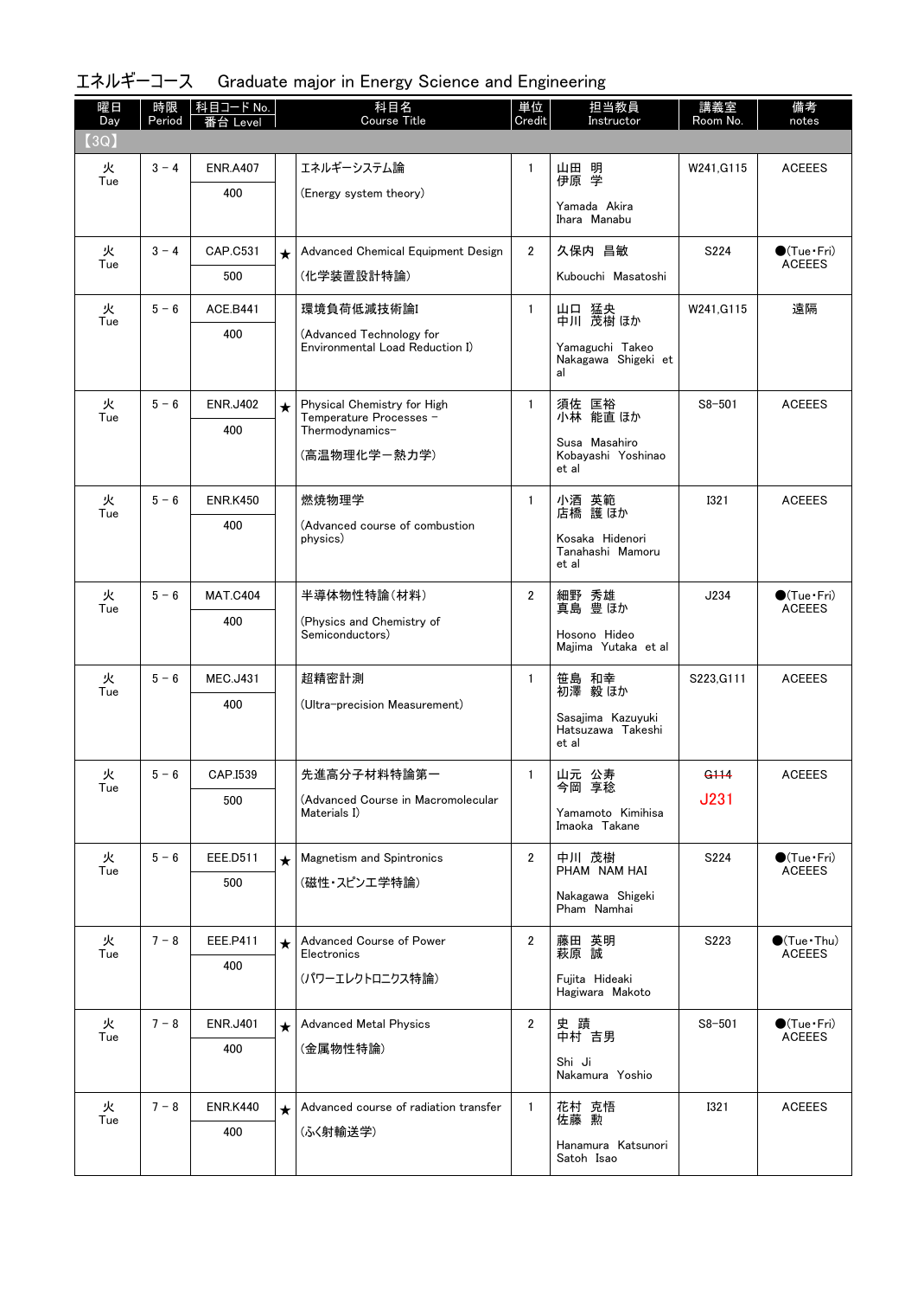## エネルギーコース　Graduate major in Energy Science and Engineering

| 曜日 Day | 時限 Period | 科目コード No. 番台 Level | | 科目名 Course Title | 単位 Credit | 担当教員 Instructor | 講義室 Room No. | 備考 notes |
|---|---|---|---|---|---|---|---|---|
| 【3Q】 | | | | | | | | |
| 火 Tue | 3 － 4 | ENR.A407 400 | | エネルギーシステム論 (Energy system theory) | 1 | 山田　明 伊原　学 Yamada Akira Ihara Manabu | W241,G115 | ACEEES |
| 火 Tue | 3 － 4 | CAP.C531 500 | ★ | Advanced Chemical Equipment Design (化学装置設計特論) | 2 | 久保内　昌敏 Kubouchi Masatoshi | S224 | ●(Tue・Fri) ACEEES |
| 火 Tue | 5 － 6 | ACE.B441 400 | | 環境負荷低減技術論I (Advanced Technology for Environmental Load Reduction I) | 1 | 山口　猛央 中川　茂樹 ほか Yamaguchi Takeo Nakagawa Shigeki et al | W241,G115 | 遠隔 |
| 火 Tue | 5 － 6 | ENR.J402 400 | ★ | Physical Chemistry for High Temperature Processes – Thermodynamics– (高温物理化学－熱力学) | 1 | 須佐　匡裕 小林　能直 ほか Susa Masahiro Kobayashi Yoshinao et al | S8-501 | ACEEES |
| 火 Tue | 5 － 6 | ENR.K450 400 | | 燃焼物理学 (Advanced course of combustion physics) | 1 | 小酒　英範 店橋　護 ほか Kosaka Hidenori Tanahashi Mamoru et al | I321 | ACEEES |
| 火 Tue | 5 － 6 | MAT.C404 400 | | 半導体物性特論(材料) (Physics and Chemistry of Semiconductors) | 2 | 細野　秀雄 真島　豊 ほか Hosono Hideo Majima Yutaka et al | J234 | ●(Tue・Fri) ACEEES |
| 火 Tue | 5 － 6 | MEC.J431 400 | | 超精密計測 (Ultra-precision Measurement) | 1 | 笹島　和幸 初澤　毅 ほか Sasajima Kazuyuki Hatsuzawa Takeshi et al | S223,G111 | ACEEES |
| 火 Tue | 5 － 6 | CAP.I539 500 | | 先進高分子材料特論第一 (Advanced Course in Macromolecular Materials I) | 1 | 山元　公寿 今岡　享稔 Yamamoto Kimihisa Imaoka Takane | ~~G114~~ J231 | ACEEES |
| 火 Tue | 5 － 6 | EEE.D511 500 | ★ | Magnetism and Spintronics (磁性・スピン工学特論) | 2 | 中川　茂樹 PHAM NAM HAI Nakagawa Shigeki Pham Namhai | S224 | ●(Tue・Fri) ACEEES |
| 火 Tue | 7 － 8 | EEE.P411 400 | ★ | Advanced Course of Power Electronics (パワーエレクトロニクス特論) | 2 | 藤田　英明 萩原　誠 Fujita Hideaki Hagiwara Makoto | S223 | ●(Tue・Thu) ACEEES |
| 火 Tue | 7 － 8 | ENR.J401 400 | ★ | Advanced Metal Physics (金属物性特論) | 2 | 史　蹟 中村　吉男 Shi Ji Nakamura Yoshio | S8-501 | ●(Tue・Fri) ACEEES |
| 火 Tue | 7 － 8 | ENR.K440 400 | ★ | Advanced course of radiation transfer (ふく射輸送学) | 1 | 花村　克悟 佐藤　勲 Hanamura Katsunori Satoh Isao | I321 | ACEEES |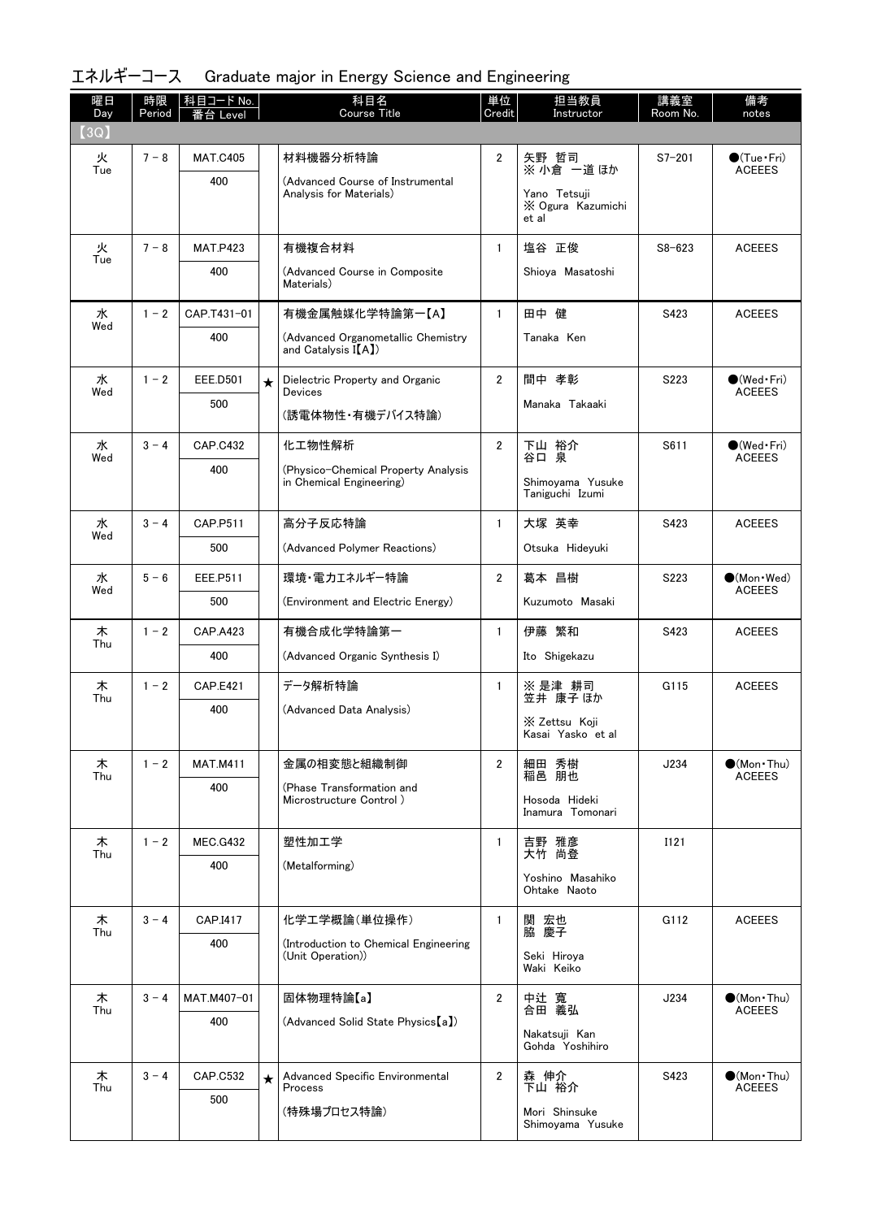## エネルギーコース　Graduate major in Energy Science and Engineering

| 曜日 Day | 時限 Period | 科目コード No. 番台 Level | | 科目名 Course Title | 単位 Credit | 担当教員 Instructor | 講義室 Room No. | 備考 notes |
|---|---|---|---|---|---|---|---|---|
| 【3Q】 | | | | | | | | |
| 火 Tue | 7－8 | MAT.C405 400 | | 材料機器分析特論 (Advanced Course of Instrumental Analysis for Materials) | 2 | 矢野 哲司 ※小倉 一道 ほか Yano Tetsuji ※ Ogura Kazumichi et al | S7-201 | ●(Tue・Fri) ACEEES |
| 火 Tue | 7－8 | MAT.P423 400 | | 有機複合材料 (Advanced Course in Composite Materials) | 1 | 塩谷 正俊 Shioya Masatoshi | S8-623 | ACEEES |
| 水 Wed | 1－2 | CAP.T431-01 400 | | 有機金属触媒化学特論第一【A】 (Advanced Organometallic Chemistry and Catalysis I【A】) | 1 | 田中 健 Tanaka Ken | S423 | ACEEES |
| 水 Wed | 1－2 | EEE.D501 500 | ★ | Dielectric Property and Organic Devices (誘電体物性・有機デバイス特論) | 2 | 間中 孝彰 Manaka Takaaki | S223 | ●(Wed・Fri) ACEEES |
| 水 Wed | 3－4 | CAP.C432 400 | | 化工物性解析 (Physico-Chemical Property Analysis in Chemical Engineering) | 2 | 下山 裕介 谷口 泉 Shimoyama Yusuke Taniguchi Izumi | S611 | ●(Wed・Fri) ACEEES |
| 水 Wed | 3－4 | CAP.P511 500 | | 高分子反応特論 (Advanced Polymer Reactions) | 1 | 大塚 英幸 Otsuka Hideyuki | S423 | ACEEES |
| 水 Wed | 5－6 | EEE.P511 500 | | 環境・電力エネルギー特論 (Environment and Electric Energy) | 2 | 葛本 昌樹 Kuzumoto Masaki | S223 | ●(Mon・Wed) ACEEES |
| 木 Thu | 1－2 | CAP.A423 400 | | 有機合成化学特論第一 (Advanced Organic Synthesis I) | 1 | 伊藤 繁和 Ito Shigekazu | S423 | ACEEES |
| 木 Thu | 1－2 | CAP.E421 400 | | データ解析特論 (Advanced Data Analysis) | 1 | ※是津 耕司 笠井 康子 ほか ※ Zettsu Koji Kasai Yasko et al | G115 | ACEEES |
| 木 Thu | 1－2 | MAT.M411 400 | | 金属の相変態と組織制御 (Phase Transformation and Microstructure Control ) | 2 | 細田 秀樹 稲邑 朋也 Hosoda Hideki Inamura Tomonari | J234 | ●(Mon・Thu) ACEEES |
| 木 Thu | 1－2 | MEC.G432 400 | | 塑性加工学 (Metalforming) | 1 | 吉野 雅彦 大竹 尚登 Yoshino Masahiko Ohtake Naoto | I121 | |
| 木 Thu | 3－4 | CAP.I417 400 | | 化学工学概論(単位操作) (Introduction to Chemical Engineering (Unit Operation)) | 1 | 関 宏也 脇 慶子 Seki Hiroya Waki Keiko | G112 | ACEEES |
| 木 Thu | 3－4 | MAT.M407-01 400 | | 固体物理特論【a】 (Advanced Solid State Physics【a】) | 2 | 中辻 寛 合田 義弘 Nakatsuji Kan Gohda Yoshihiro | J234 | ●(Mon・Thu) ACEEES |
| 木 Thu | 3－4 | CAP.C532 500 | ★ | Advanced Specific Environmental Process (特殊場プロセス特論) | 2 | 森 伸介 下山 裕介 Mori Shinsuke Shimoyama Yusuke | S423 | ●(Mon・Thu) ACEEES |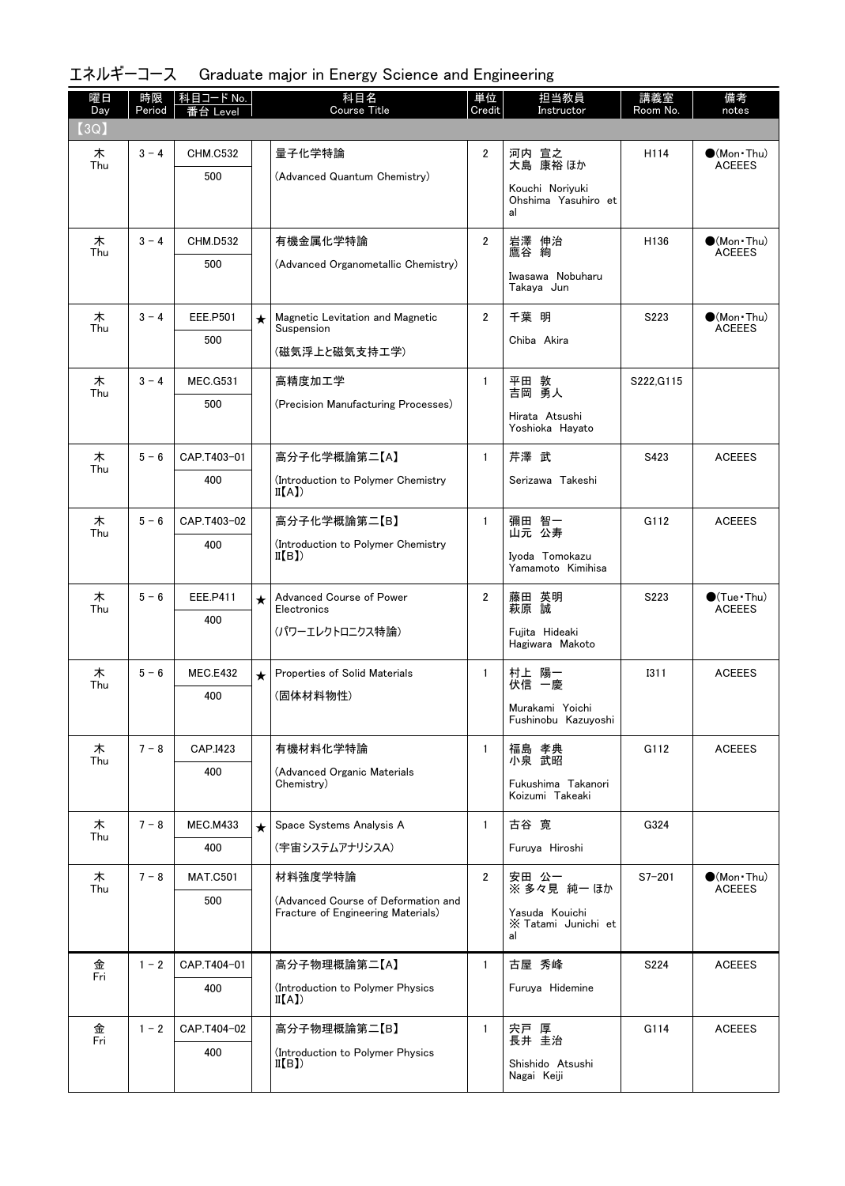## エネルギーコース　Graduate major in Energy Science and Engineering

| 曜日 Day | 時限 Period | 科目コード No. 番台 Level | | 科目名 Course Title | 単位 Credit | 担当教員 Instructor | 講義室 Room No. | 備考 notes |
|---|---|---|---|---|---|---|---|---|
| 【3Q】 | | | | | | | | |
| 木 Thu | 3－4 | CHM.C532 500 | | 量子化学特論 (Advanced Quantum Chemistry) | 2 | 河内 宣之 大島 康裕 ほか Kouchi Noriyuki Ohshima Yasuhiro et al | H114 | ●(Mon・Thu) ACEEES |
| 木 Thu | 3－4 | CHM.D532 500 | | 有機金属化学特論 (Advanced Organometallic Chemistry) | 2 | 岩澤 伸治 鷹谷 絢 Iwasawa Nobuharu Takaya Jun | H136 | ●(Mon・Thu) ACEEES |
| 木 Thu | 3－4 | EEE.P501 500 | ★ | Magnetic Levitation and Magnetic Suspension (磁気浮上と磁気支持工学) | 2 | 千葉 明 Chiba Akira | S223 | ●(Mon・Thu) ACEEES |
| 木 Thu | 3－4 | MEC.G531 500 | | 高精度加工学 (Precision Manufacturing Processes) | 1 | 平田 敦 吉岡 勇人 Hirata Atsushi Yoshioka Hayato | S222,G115 | |
| 木 Thu | 5－6 | CAP.T403-01 400 | | 高分子化学概論第二【A】 (Introduction to Polymer Chemistry II【A】) | 1 | 芹澤 武 Serizawa Takeshi | S423 | ACEEES |
| 木 Thu | 5－6 | CAP.T403-02 400 | | 高分子化学概論第二【B】 (Introduction to Polymer Chemistry II【B】) | 1 | 彌田 智一 山元 公寿 Iyoda Tomokazu Yamamoto Kimihisa | G112 | ACEEES |
| 木 Thu | 5－6 | EEE.P411 400 | ★ | Advanced Course of Power Electronics (パワーエレクトロニクス特論) | 2 | 藤田 英明 萩原 誠 Fujita Hideaki Hagiwara Makoto | S223 | ●(Tue・Thu) ACEEES |
| 木 Thu | 5－6 | MEC.E432 400 | ★ | Properties of Solid Materials (固体材料物性) | 1 | 村上 陽一 伏信 一慶 Murakami Yoichi Fushinobu Kazuyoshi | I311 | ACEEES |
| 木 Thu | 7－8 | CAP.I423 400 | | 有機材料化学特論 (Advanced Organic Materials Chemistry) | 1 | 福島 孝典 小泉 武昭 Fukushima Takanori Koizumi Takeaki | G112 | ACEEES |
| 木 Thu | 7－8 | MEC.M433 400 | ★ | Space Systems Analysis A (宇宙システムアナリシスA) | 1 | 古谷 寛 Furuya Hiroshi | G324 | |
| 木 Thu | 7－8 | MAT.C501 500 | | 材料強度学特論 (Advanced Course of Deformation and Fracture of Engineering Materials) | 2 | 安田 公一 ※ 多々見 純一 ほか Yasuda Kouichi ※ Tatami Junichi et al | S7-201 | ●(Mon・Thu) ACEEES |
| 金 Fri | 1－2 | CAP.T404-01 400 | | 高分子物理概論第二【A】 (Introduction to Polymer Physics II【A】) | 1 | 古屋 秀峰 Furuya Hidemine | S224 | ACEEES |
| 金 Fri | 1－2 | CAP.T404-02 400 | | 高分子物理概論第二【B】 (Introduction to Polymer Physics II【B】) | 1 | 宍戸 厚 長井 圭治 Shishido Atsushi Nagai Keiji | G114 | ACEEES |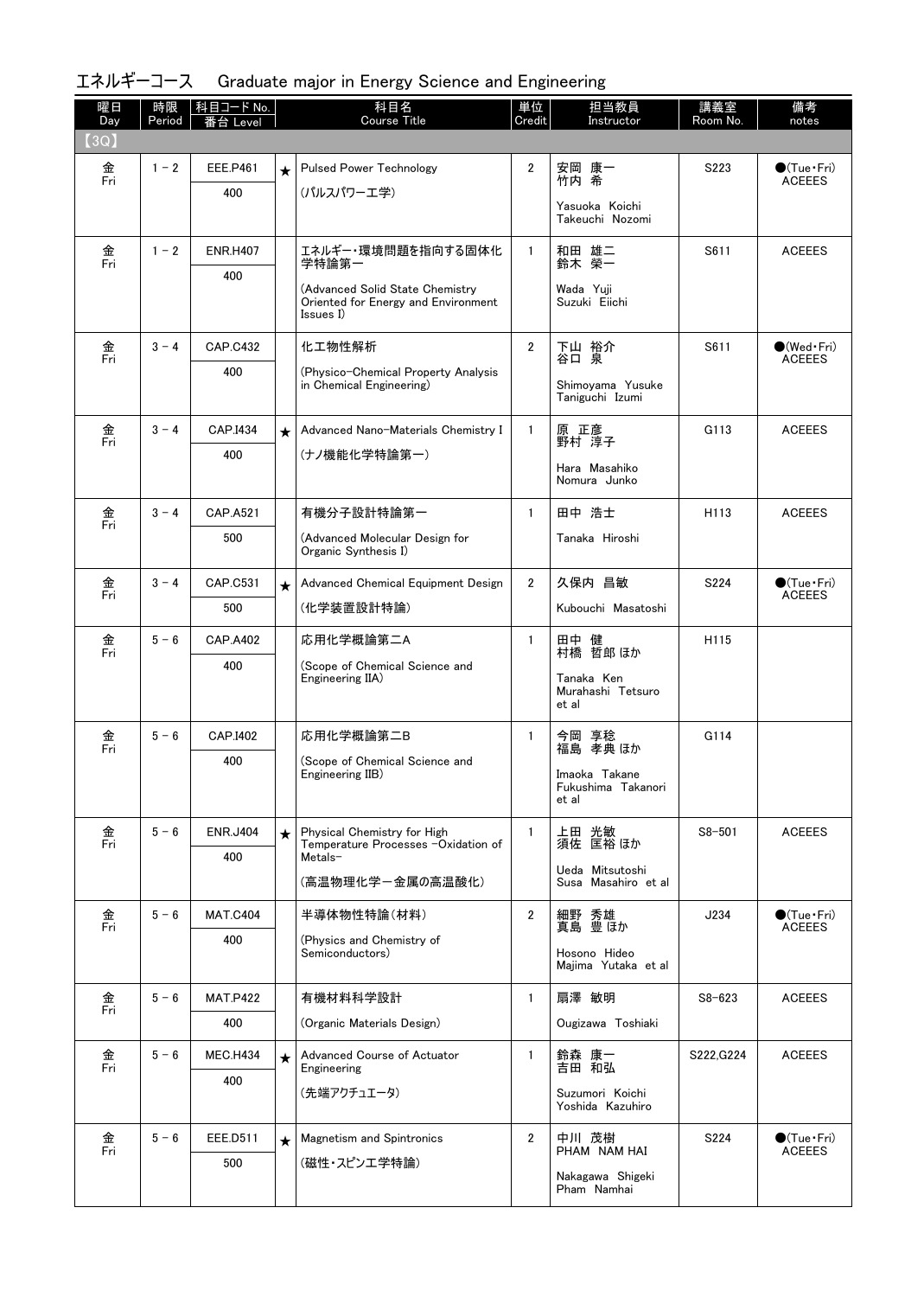## エネルギーコース　Graduate major in Energy Science and Engineering

| 曜日 Day | 時限 Period | 科目コード No. 番台 Level | | 科目名 Course Title | 単位 Credit | 担当教員 Instructor | 講義室 Room No. | 備考 notes |
|---|---|---|---|---|---|---|---|---|
| 【3Q】 | | | | | | | | |
| 金 Fri | 1－2 | EEE.P461<br>400 | ★ | Pulsed Power Technology<br>(パルスパワー工学) | 2 | 安岡　康一<br>竹内　希<br>Yasuoka Koichi<br>Takeuchi Nozomi | S223 | ●(Tue・Fri)<br>ACEEES |
| 金 Fri | 1－2 | ENR.H407<br>400 | | エネルギー・環境問題を指向する固体化学特論第一<br>(Advanced Solid State Chemistry Oriented for Energy and Environment Issues I) | 1 | 和田　雄二<br>鈴木　榮一<br>Wada Yuji<br>Suzuki Eiichi | S611 | ACEEES |
| 金 Fri | 3－4 | CAP.C432<br>400 | | 化工物性解析<br>(Physico-Chemical Property Analysis in Chemical Engineering) | 2 | 下山　裕介<br>谷口　泉<br>Shimoyama Yusuke<br>Taniguchi Izumi | S611 | ●(Wed・Fri)<br>ACEEES |
| 金 Fri | 3－4 | CAP.I434<br>400 | ★ | Advanced Nano-Materials Chemistry I<br>(ナノ機能化学特論第一) | 1 | 原　正彦<br>野村　淳子<br>Hara Masahiko<br>Nomura Junko | G113 | ACEEES |
| 金 Fri | 3－4 | CAP.A521<br>500 | | 有機分子設計特論第一<br>(Advanced Molecular Design for Organic Synthesis I) | 1 | 田中　浩士<br>Tanaka Hiroshi | H113 | ACEEES |
| 金 Fri | 3－4 | CAP.C531<br>500 | ★ | Advanced Chemical Equipment Design<br>(化学装置設計特論) | 2 | 久保内　昌敏<br>Kubouchi Masatoshi | S224 | ●(Tue・Fri)<br>ACEEES |
| 金 Fri | 5－6 | CAP.A402<br>400 | | 応用化学概論第二A<br>(Scope of Chemical Science and Engineering IIA) | 1 | 田中　健<br>村橋　哲郎 ほか<br>Tanaka Ken<br>Murahashi Tetsuro et al | H115 | |
| 金 Fri | 5－6 | CAP.I402<br>400 | | 応用化学概論第二B<br>(Scope of Chemical Science and Engineering IIB) | 1 | 今岡　享稔<br>福島　孝典 ほか<br>Imaoka Takane<br>Fukushima Takanori et al | G114 | |
| 金 Fri | 5－6 | ENR.J404<br>400 | ★ | Physical Chemistry for High Temperature Processes -Oxidation of Metals-<br>(高温物理化学ー金属の高温酸化) | 1 | 上田　光敏<br>須佐　匡裕 ほか<br>Ueda Mitsutoshi<br>Susa Masahiro et al | S8-501 | ACEEES |
| 金 Fri | 5－6 | MAT.C404<br>400 | | 半導体物性特論(材料)<br>(Physics and Chemistry of Semiconductors) | 2 | 細野　秀雄<br>真島　豊 ほか<br>Hosono Hideo<br>Majima Yutaka et al | J234 | ●(Tue・Fri)<br>ACEEES |
| 金 Fri | 5－6 | MAT.P422<br>400 | | 有機材料科学設計<br>(Organic Materials Design) | 1 | 扇澤　敏明<br>Ougizawa Toshiaki | S8-623 | ACEEES |
| 金 Fri | 5－6 | MEC.H434<br>400 | ★ | Advanced Course of Actuator Engineering<br>(先端アクチュエータ) | 1 | 鈴森　康一<br>吉田　和弘<br>Suzumori Koichi<br>Yoshida Kazuhiro | S222,G224 | ACEEES |
| 金 Fri | 5－6 | EEE.D511<br>500 | ★ | Magnetism and Spintronics<br>(磁性・スピン工学特論) | 2 | 中川　茂樹<br>PHAM NAM HAI<br>Nakagawa Shigeki<br>Pham Namhai | S224 | ●(Tue・Fri)<br>ACEEES |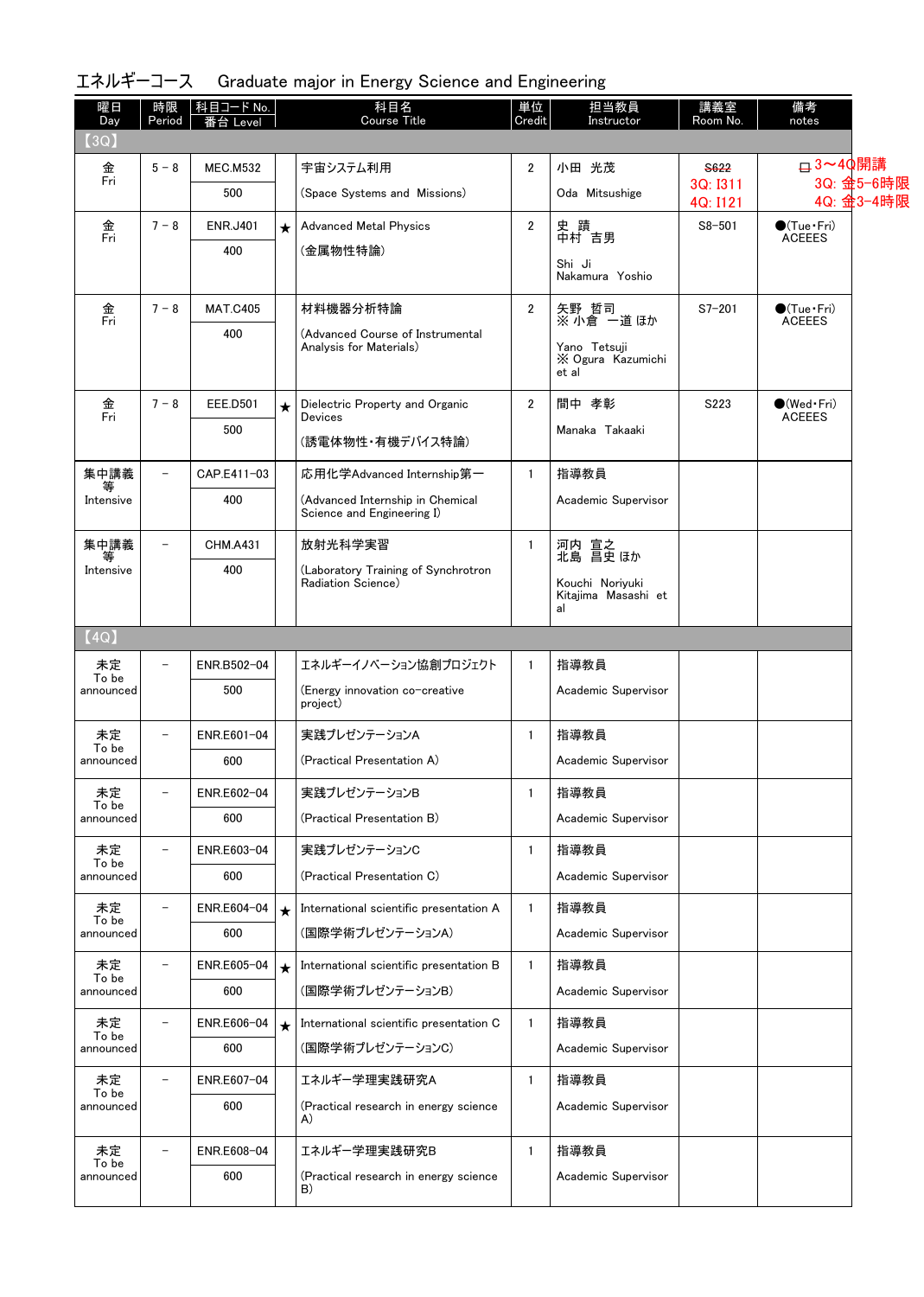# エネルギーコース　Graduate major in Energy Science and Engineering

| 曜日 Day | 時限 Period | 科目コード No. / 番台 Level | | 科目名 Course Title | 単位 Credit | 担当教員 Instructor | 講義室 Room No. | 備考 notes |
|---|---|---|---|---|---|---|---|---|
| 【3Q】 | | | | | | | | |
| 金 Fri | 5－8 | MEC.M532 / 500 | | 宇宙システム利用 (Space Systems and Missions) | 2 | 小田　光茂 Oda Mitsushige | ~~S622~~ 3Q: I311 4Q: I121 | □ 3～4Q開講 3Q: 金5-6時限 4Q: 金3-4時限 |
| 金 Fri | 7－8 | ENR.J401 / 400 | ★ | Advanced Metal Physics (金属物性特論) | 2 | 史　蹟 中村　吉男 Shi Ji Nakamura Yoshio | S8-501 | ●(Tue・Fri) ACEEES |
| 金 Fri | 7－8 | MAT.C405 / 400 | | 材料機器分析特論 (Advanced Course of Instrumental Analysis for Materials) | 2 | 矢野　哲司 ※ 小倉　一道 ほか Yano Tetsuji ※ Ogura Kazumichi et al | S7-201 | ●(Tue・Fri) ACEEES |
| 金 Fri | 7－8 | EEE.D501 / 500 | ★ | Dielectric Property and Organic Devices (誘電体物性・有機デバイス特論) | 2 | 間中　孝彰 Manaka Takaaki | S223 | ●(Wed・Fri) ACEEES |
| 集中講義等 Intensive | － | CAP.E411-03 / 400 | | 応用化学Advanced Internship第一 (Advanced Internship in Chemical Science and Engineering I) | 1 | 指導教員 Academic Supervisor | | |
| 集中講義等 Intensive | － | CHM.A431 / 400 | | 放射光科学実習 (Laboratory Training of Synchrotron Radiation Science) | 1 | 河内　宣之 北島　昌史 ほか Kouchi Noriyuki Kitajima Masashi et al | | |
| 【4Q】 | | | | | | | | |
| 未定 To be announced | － | ENR.B502-04 / 500 | | エネルギーイノベーション協創プロジェクト (Energy innovation co-creative project) | 1 | 指導教員 Academic Supervisor | | |
| 未定 To be announced | － | ENR.E601-04 / 600 | | 実践プレゼンテーションA (Practical Presentation A) | 1 | 指導教員 Academic Supervisor | | |
| 未定 To be announced | － | ENR.E602-04 / 600 | | 実践プレゼンテーションB (Practical Presentation B) | 1 | 指導教員 Academic Supervisor | | |
| 未定 To be announced | － | ENR.E603-04 / 600 | | 実践プレゼンテーションC (Practical Presentation C) | 1 | 指導教員 Academic Supervisor | | |
| 未定 To be announced | － | ENR.E604-04 / 600 | ★ | International scientific presentation A (国際学術プレゼンテーションA) | 1 | 指導教員 Academic Supervisor | | |
| 未定 To be announced | － | ENR.E605-04 / 600 | ★ | International scientific presentation B (国際学術プレゼンテーションB) | 1 | 指導教員 Academic Supervisor | | |
| 未定 To be announced | － | ENR.E606-04 / 600 | ★ | International scientific presentation C (国際学術プレゼンテーションC) | 1 | 指導教員 Academic Supervisor | | |
| 未定 To be announced | － | ENR.E607-04 / 600 | | エネルギー学理実践研究A (Practical research in energy science A) | 1 | 指導教員 Academic Supervisor | | |
| 未定 To be announced | － | ENR.E608-04 / 600 | | エネルギー学理実践研究B (Practical research in energy science B) | 1 | 指導教員 Academic Supervisor | | |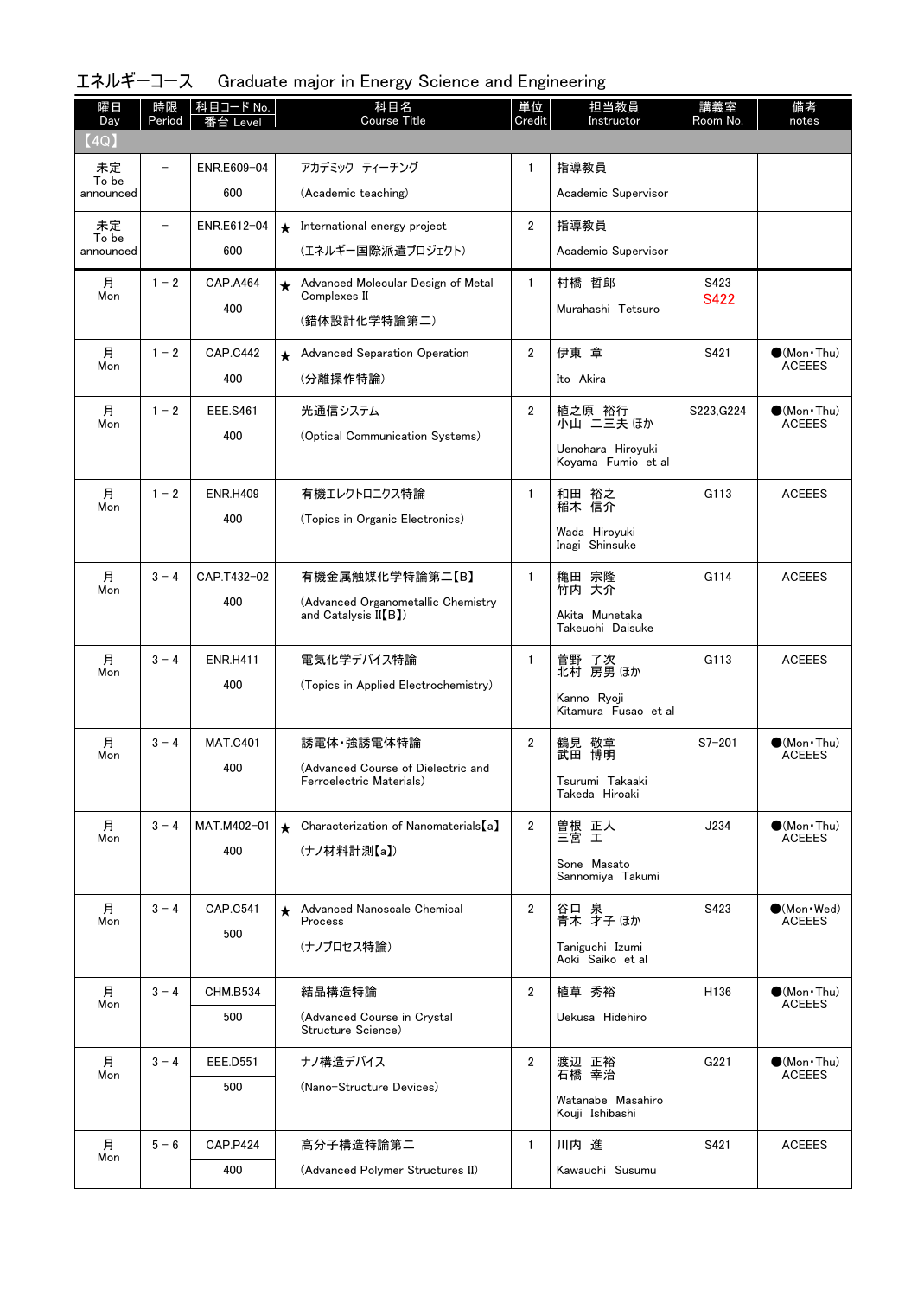## エネルギーコース　Graduate major in Energy Science and Engineering

| 曜日 Day | 時限 Period | 科目コード No. 番台 Level | | 科目名 Course Title | 単位 Credit | 担当教員 Instructor | 講義室 Room No. | 備考 notes |
|---|---|---|---|---|---|---|---|---|
| 【4Q】 | | | | | | | | |
| 未定 To be announced | – | ENR.E609-04 600 | | アカデミック ティーチング (Academic teaching) | 1 | 指導教員 Academic Supervisor | | |
| 未定 To be announced | – | ENR.E612-04 600 | ★ | International energy project (エネルギー国際派遣プロジェクト) | 2 | 指導教員 Academic Supervisor | | |
| 月 Mon | 1 - 2 | CAP.A464 400 | ★ | Advanced Molecular Design of Metal Complexes II (錯体設計化学特論第二) | 1 | 村橋 哲郎 Murahashi Tetsuro | ~~S423~~ S422 | |
| 月 Mon | 1 - 2 | CAP.C442 400 | ★ | Advanced Separation Operation (分離操作特論) | 2 | 伊東 章 Ito Akira | S421 | ●(Mon・Thu) ACEEES |
| 月 Mon | 1 - 2 | EEE.S461 400 | | 光通信システム (Optical Communication Systems) | 2 | 植之原 裕行 小山 二三夫 ほか Uenohara Hiroyuki Koyama Fumio et al | S223,G224 | ●(Mon・Thu) ACEEES |
| 月 Mon | 1 - 2 | ENR.H409 400 | | 有機エレクトロニクス特論 (Topics in Organic Electronics) | 1 | 和田 裕之 稲木 信介 Wada Hiroyuki Inagi Shinsuke | G113 | ACEEES |
| 月 Mon | 3 - 4 | CAP.T432-02 400 | | 有機金属触媒化学特論第二【B】 (Advanced Organometallic Chemistry and Catalysis II【B】) | 1 | 穐田 宗隆 竹内 大介 Akita Munetaka Takeuchi Daisuke | G114 | ACEEES |
| 月 Mon | 3 - 4 | ENR.H411 400 | | 電気化学デバイス特論 (Topics in Applied Electrochemistry) | 1 | 菅野 了次 北村 房男 ほか Kanno Ryoji Kitamura Fusao et al | G113 | ACEEES |
| 月 Mon | 3 - 4 | MAT.C401 400 | | 誘電体・強誘電体特論 (Advanced Course of Dielectric and Ferroelectric Materials) | 2 | 鶴見 敬章 武田 博明 Tsurumi Takaaki Takeda Hiroaki | S7-201 | ●(Mon・Thu) ACEEES |
| 月 Mon | 3 - 4 | MAT.M402-01 400 | ★ | Characterization of Nanomaterials【a】 (ナノ材料計測【a】) | 2 | 曽根 正人 三宮 工 Sone Masato Sannomiya Takumi | J234 | ●(Mon・Thu) ACEEES |
| 月 Mon | 3 - 4 | CAP.C541 500 | ★ | Advanced Nanoscale Chemical Process (ナノプロセス特論) | 2 | 谷口 泉 青木 才子 ほか Taniguchi Izumi Aoki Saiko et al | S423 | ●(Mon・Wed) ACEEES |
| 月 Mon | 3 - 4 | CHM.B534 500 | | 結晶構造特論 (Advanced Course in Crystal Structure Science) | 2 | 植草 秀裕 Uekusa Hidehiro | H136 | ●(Mon・Thu) ACEEES |
| 月 Mon | 3 - 4 | EEE.D551 500 | | ナノ構造デバイス (Nano-Structure Devices) | 2 | 渡辺 正裕 石橋 幸治 Watanabe Masahiro Kouji Ishibashi | G221 | ●(Mon・Thu) ACEEES |
| 月 Mon | 5 - 6 | CAP.P424 400 | | 高分子構造特論第二 (Advanced Polymer Structures II) | 1 | 川内 進 Kawauchi Susumu | S421 | ACEEES |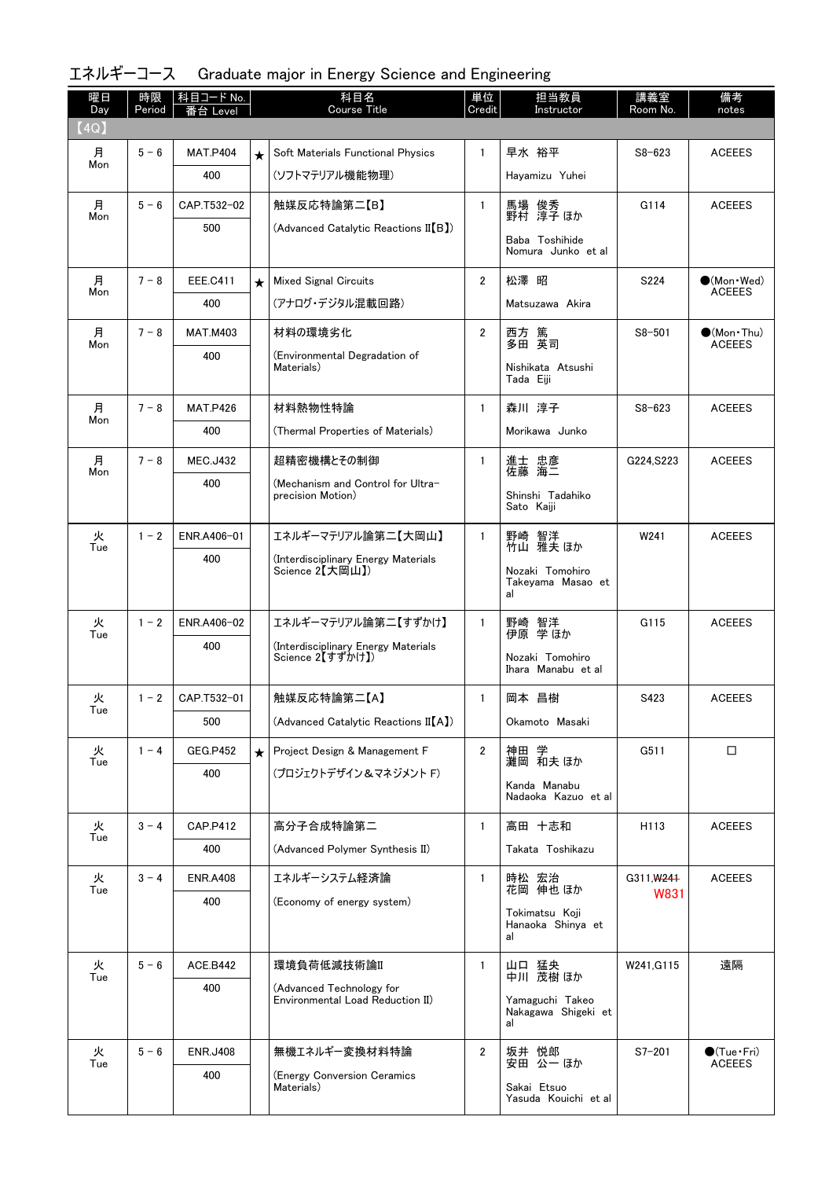## エネルギーコース　Graduate major in Energy Science and Engineering

| 曜日 Day | 時限 Period | 科目コード No. 番台 Level | | 科目名 Course Title | 単位 Credit | 担当教員 Instructor | 講義室 Room No. | 備考 notes |
|---|---|---|---|---|---|---|---|---|
| 【4Q】 | | | | | | | | |
| 月 Mon | 5－6 | MAT.P404<br>400 | ★ | Soft Materials Functional Physics<br>(ソフトマテリアル機能物理) | 1 | 早水 裕平<br>Hayamizu Yuhei | S8-623 | ACEEES |
| 月 Mon | 5－6 | CAP.T532-02<br>500 | | 触媒反応特論第二【B】<br>(Advanced Catalytic Reactions II【B】) | 1 | 馬場 俊秀<br>野村 淳子 ほか<br>Baba Toshihide<br>Nomura Junko et al | G114 | ACEEES |
| 月 Mon | 7－8 | EEE.C411<br>400 | ★ | Mixed Signal Circuits<br>(アナログ・デジタル混載回路) | 2 | 松澤 昭<br>Matsuzawa Akira | S224 | ●(Mon・Wed)<br>ACEEES |
| 月 Mon | 7－8 | MAT.M403<br>400 | | 材料の環境劣化<br>(Environmental Degradation of Materials) | 2 | 西方 篤<br>多田 英司<br>Nishikata Atsushi<br>Tada Eiji | S8-501 | ●(Mon・Thu)<br>ACEEES |
| 月 Mon | 7－8 | MAT.P426<br>400 | | 材料熱物性特論<br>(Thermal Properties of Materials) | 1 | 森川 淳子<br>Morikawa Junko | S8-623 | ACEEES |
| 月 Mon | 7－8 | MEC.J432<br>400 | | 超精密機構とその制御<br>(Mechanism and Control for Ultra-precision Motion) | 1 | 進士 忠彦<br>佐藤 海二<br>Shinshi Tadahiko<br>Sato Kaiji | G224,S223 | ACEEES |
| 火 Tue | 1－2 | ENR.A406-01<br>400 | | エネルギーマテリアル論第二【大岡山】<br>(Interdisciplinary Energy Materials Science 2【大岡山】) | 1 | 野崎 智洋<br>竹山 雅夫 ほか<br>Nozaki Tomohiro<br>Takeyama Masao et al | W241 | ACEEES |
| 火 Tue | 1－2 | ENR.A406-02<br>400 | | エネルギーマテリアル論第二【すずかけ】<br>(Interdisciplinary Energy Materials Science 2【すずかけ】) | 1 | 野崎 智洋<br>伊原 学 ほか<br>Nozaki Tomohiro<br>Ihara Manabu et al | G115 | ACEEES |
| 火 Tue | 1－2 | CAP.T532-01<br>500 | | 触媒反応特論第二【A】<br>(Advanced Catalytic Reactions II【A】) | 1 | 岡本 昌樹<br>Okamoto Masaki | S423 | ACEEES |
| 火 Tue | 1－4 | GEG.P452<br>400 | ★ | Project Design & Management F<br>(プロジェクトデザイン＆マネジメント F) | 2 | 神田 学<br>灘岡 和夫 ほか<br>Kanda Manabu<br>Nadaoka Kazuo et al | G511 | □ |
| 火 Tue | 3－4 | CAP.P412<br>400 | | 高分子合成特論第二<br>(Advanced Polymer Synthesis II) | 1 | 高田 十志和<br>Takata Toshikazu | H113 | ACEEES |
| 火 Tue | 3－4 | ENR.A408<br>400 | | エネルギーシステム経済論<br>(Economy of energy system) | 1 | 時松 宏治<br>花岡 伸也 ほか<br>Tokimatsu Koji<br>Hanaoka Shinya et al | G311,~~W241~~<br>W831 | ACEEES |
| 火 Tue | 5－6 | ACE.B442<br>400 | | 環境負荷低減技術論II<br>(Advanced Technology for Environmental Load Reduction II) | 1 | 山口 猛央<br>中川 茂樹 ほか<br>Yamaguchi Takeo<br>Nakagawa Shigeki et al | W241,G115 | 遠隔 |
| 火 Tue | 5－6 | ENR.J408<br>400 | | 無機エネルギー変換材料特論<br>(Energy Conversion Ceramics Materials) | 2 | 坂井 悦郎<br>安田 公一 ほか<br>Sakai Etsuo<br>Yasuda Kouichi et al | S7-201 | ●(Tue・Fri)<br>ACEEES |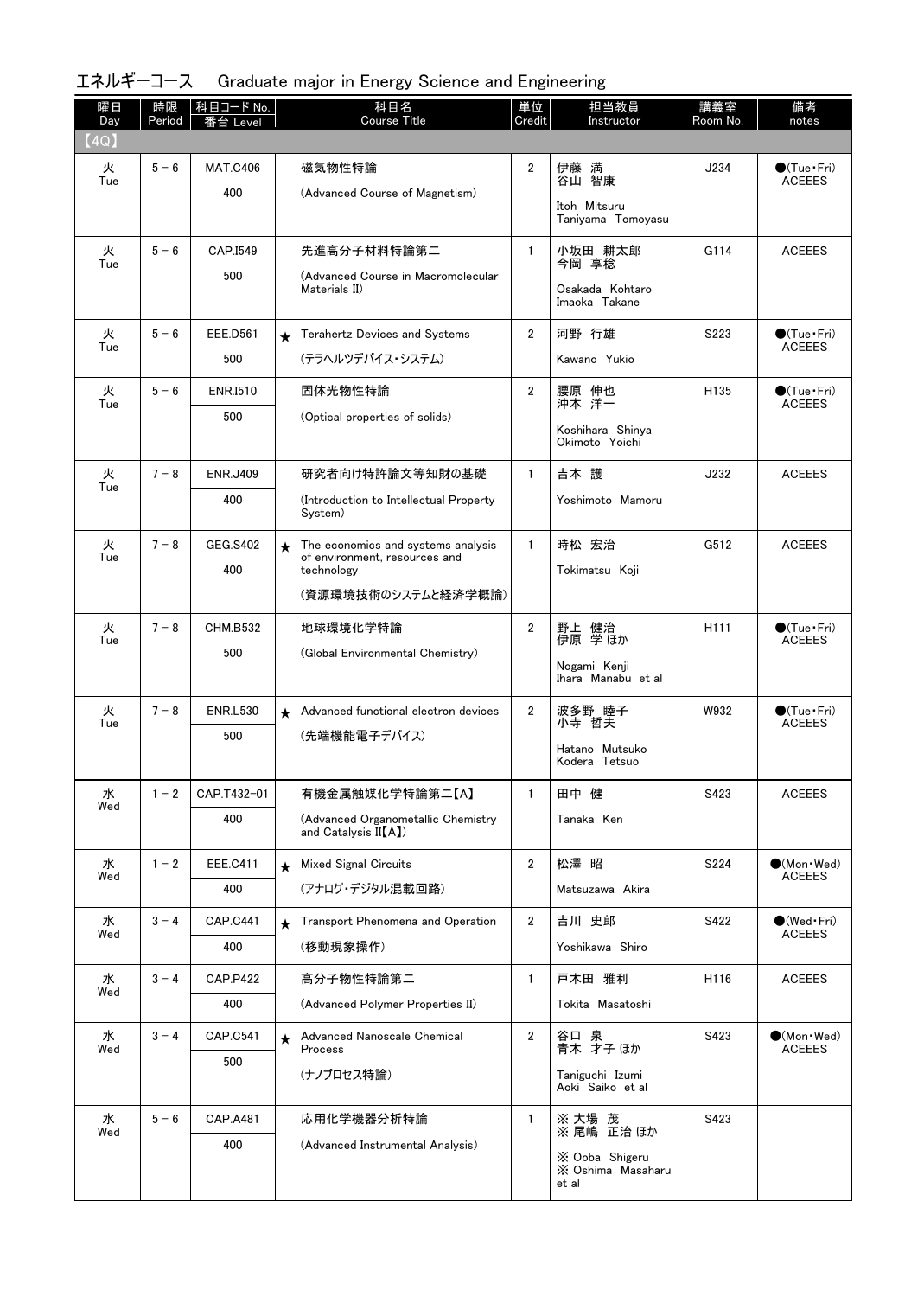## エネルギーコース　Graduate major in Energy Science and Engineering

| 曜日 Day | 時限 Period | 科目コード No. 番台 Level | | 科目名 Course Title | 単位 Credit | 担当教員 Instructor | 講義室 Room No. | 備考 notes |
|---|---|---|---|---|---|---|---|---|
| 【4Q】 | | | | | | | | |
| 火 Tue | 5 － 6 | MAT.C406<br>400 | | 磁気物性特論<br>(Advanced Course of Magnetism) | 2 | 伊藤　満<br>谷山　智康<br>Itoh Mitsuru<br>Taniyama Tomoyasu | J234 | ●(Tue・Fri)<br>ACEEES |
| 火 Tue | 5 － 6 | CAP.I549<br>500 | | 先進高分子材料特論第二<br>(Advanced Course in Macromolecular Materials II) | 1 | 小坂田　耕太郎<br>今岡　享稔<br>Osakada Kohtaro<br>Imaoka Takane | G114 | ACEEES |
| 火 Tue | 5 － 6 | EEE.D561<br>500 | ★ | Terahertz Devices and Systems<br>(テラヘルツデバイス・システム) | 2 | 河野　行雄<br>Kawano Yukio | S223 | ●(Tue・Fri)<br>ACEEES |
| 火 Tue | 5 － 6 | ENR.I510<br>500 | | 固体光物性特論<br>(Optical properties of solids) | 2 | 腰原　伸也<br>沖本　洋一<br>Koshihara Shinya<br>Okimoto Yoichi | H135 | ●(Tue・Fri)<br>ACEEES |
| 火 Tue | 7 － 8 | ENR.J409<br>400 | | 研究者向け特許論文等知財の基礎<br>(Introduction to Intellectual Property System) | 1 | 吉本　護<br>Yoshimoto Mamoru | J232 | ACEEES |
| 火 Tue | 7 － 8 | GEG.S402<br>400 | ★ | The economics and systems analysis of environment, resources and technology<br>(資源環境技術のシステムと経済学概論) | 1 | 時松　宏治<br>Tokimatsu Koji | G512 | ACEEES |
| 火 Tue | 7 － 8 | CHM.B532<br>500 | | 地球環境化学特論<br>(Global Environmental Chemistry) | 2 | 野上　健治<br>伊原　学 ほか<br>Nogami Kenji<br>Ihara Manabu et al | H111 | ●(Tue・Fri)<br>ACEEES |
| 火 Tue | 7 － 8 | ENR.L530<br>500 | ★ | Advanced functional electron devices<br>(先端機能電子デバイス) | 2 | 波多野　睦子<br>小寺　哲夫<br>Hatano Mutsuko<br>Kodera Tetsuo | W932 | ●(Tue・Fri)<br>ACEEES |
| 水 Wed | 1 － 2 | CAP.T432-01<br>400 | | 有機金属触媒化学特論第二【A】<br>(Advanced Organometallic Chemistry and Catalysis II【A】) | 1 | 田中　健<br>Tanaka Ken | S423 | ACEEES |
| 水 Wed | 1 － 2 | EEE.C411<br>400 | ★ | Mixed Signal Circuits<br>(アナログ・デジタル混載回路) | 2 | 松澤　昭<br>Matsuzawa Akira | S224 | ●(Mon・Wed)<br>ACEEES |
| 水 Wed | 3 － 4 | CAP.C441<br>400 | ★ | Transport Phenomena and Operation<br>(移動現象操作) | 2 | 吉川　史郎<br>Yoshikawa Shiro | S422 | ●(Wed・Fri)<br>ACEEES |
| 水 Wed | 3 － 4 | CAP.P422<br>400 | | 高分子物性特論第二<br>(Advanced Polymer Properties II) | 1 | 戸木田　雅利<br>Tokita Masatoshi | H116 | ACEEES |
| 水 Wed | 3 － 4 | CAP.C541<br>500 | ★ | Advanced Nanoscale Chemical Process<br>(ナノプロセス特論) | 2 | 谷口　泉<br>青木　才子 ほか<br>Taniguchi Izumi<br>Aoki Saiko et al | S423 | ●(Mon・Wed)<br>ACEEES |
| 水 Wed | 5 － 6 | CAP.A481<br>400 | | 応用化学機器分析特論<br>(Advanced Instrumental Analysis) | 1 | ※ 大場　茂<br>※ 尾嶋　正治 ほか<br>※ Ooba Shigeru<br>※ Oshima Masaharu et al | S423 | |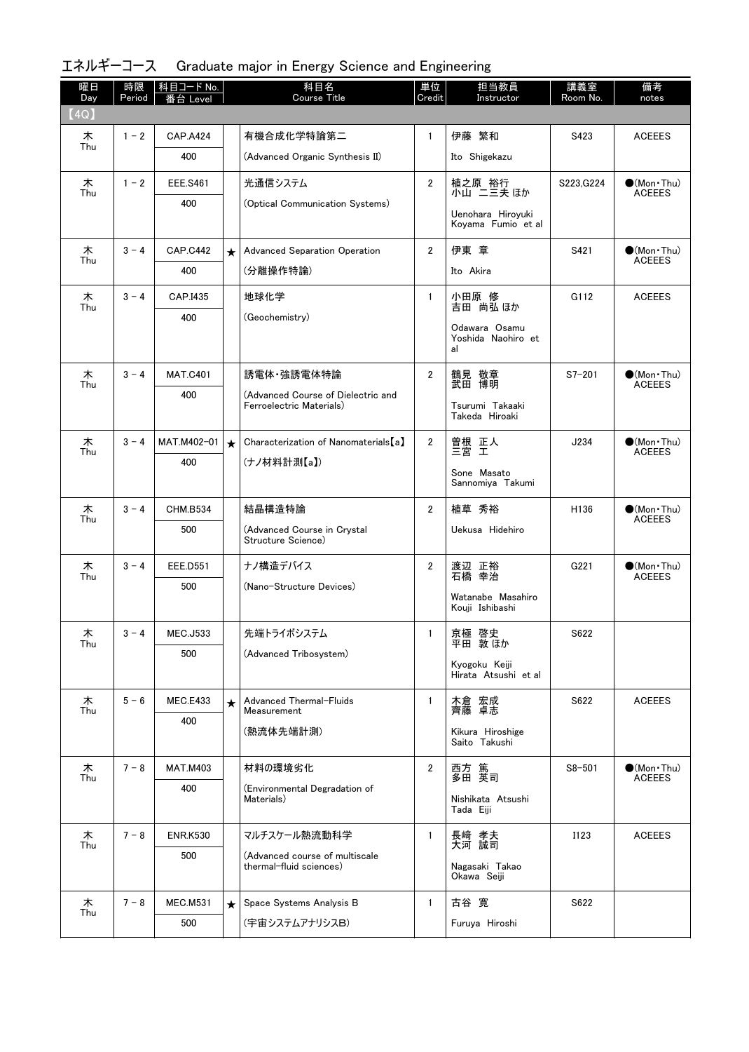## エネルギーコース　Graduate major in Energy Science and Engineering

| 曜日 Day | 時限 Period | 科目コード No. 番台 Level | | 科目名 Course Title | 単位 Credit | 担当教員 Instructor | 講義室 Room No. | 備考 notes |
|---|---|---|---|---|---|---|---|---|
| 【4Q】 | | | | | | | | |
| 木 Thu | 1－2 | CAP.A424<br>400 | | 有機合成化学特論第二<br>(Advanced Organic Synthesis II) | 1 | 伊藤 繁和<br>Ito Shigekazu | S423 | ACEEES |
| 木 Thu | 1－2 | EEE.S461<br>400 | | 光通信システム<br>(Optical Communication Systems) | 2 | 植之原 裕行<br>小山 二三夫 ほか<br>Uenohara Hiroyuki<br>Koyama Fumio et al | S223,G224 | ●(Mon・Thu)<br>ACEEES |
| 木 Thu | 3－4 | CAP.C442<br>400 | ★ | Advanced Separation Operation<br>(分離操作特論) | 2 | 伊東 章<br>Ito Akira | S421 | ●(Mon・Thu)<br>ACEEES |
| 木 Thu | 3－4 | CAP.I435<br>400 | | 地球化学<br>(Geochemistry) | 1 | 小田原 修<br>吉田 尚弘 ほか<br>Odawara Osamu<br>Yoshida Naohiro et al | G112 | ACEEES |
| 木 Thu | 3－4 | MAT.C401<br>400 | | 誘電体・強誘電体特論<br>(Advanced Course of Dielectric and Ferroelectric Materials) | 2 | 鶴見 敬章<br>武田 博明<br>Tsurumi Takaaki<br>Takeda Hiroaki | S7－201 | ●(Mon・Thu)<br>ACEEES |
| 木 Thu | 3－4 | MAT.M402－01<br>400 | ★ | Characterization of Nanomaterials【a】<br>(ナノ材料計測【a】) | 2 | 曽根 正人<br>三宮 工<br>Sone Masato<br>Sannomiya Takumi | J234 | ●(Mon・Thu)<br>ACEEES |
| 木 Thu | 3－4 | CHM.B534<br>500 | | 結晶構造特論<br>(Advanced Course in Crystal Structure Science) | 2 | 植草 秀裕<br>Uekusa Hidehiro | H136 | ●(Mon・Thu)<br>ACEEES |
| 木 Thu | 3－4 | EEE.D551<br>500 | | ナノ構造デバイス<br>(Nano－Structure Devices) | 2 | 渡辺 正裕<br>石橋 幸治<br>Watanabe Masahiro<br>Kouji Ishibashi | G221 | ●(Mon・Thu)<br>ACEEES |
| 木 Thu | 3－4 | MEC.J533<br>500 | | 先端トライボシステム<br>(Advanced Tribosystem) | 1 | 京極 啓史<br>平田 敦 ほか<br>Kyogoku Keiji<br>Hirata Atsushi et al | S622 | |
| 木 Thu | 5－6 | MEC.E433<br>400 | ★ | Advanced Thermal－Fluids Measurement<br>(熱流体先端計測) | 1 | 木倉 宏成<br>齊藤 卓志<br>Kikura Hiroshige<br>Saito Takushi | S622 | ACEEES |
| 木 Thu | 7－8 | MAT.M403<br>400 | | 材料の環境劣化<br>(Environmental Degradation of Materials) | 2 | 西方 篤<br>多田 英司<br>Nishikata Atsushi<br>Tada Eiji | S8－501 | ●(Mon・Thu)<br>ACEEES |
| 木 Thu | 7－8 | ENR.K530<br>500 | | マルチスケール熱流動科学<br>(Advanced course of multiscale thermal－fluid sciences) | 1 | 長﨑 孝夫<br>大河 誠司<br>Nagasaki Takao<br>Okawa Seiji | I123 | ACEEES |
| 木 Thu | 7－8 | MEC.M531<br>500 | ★ | Space Systems Analysis B<br>(宇宙システムアナリシスB) | 1 | 古谷 寛<br>Furuya Hiroshi | S622 | |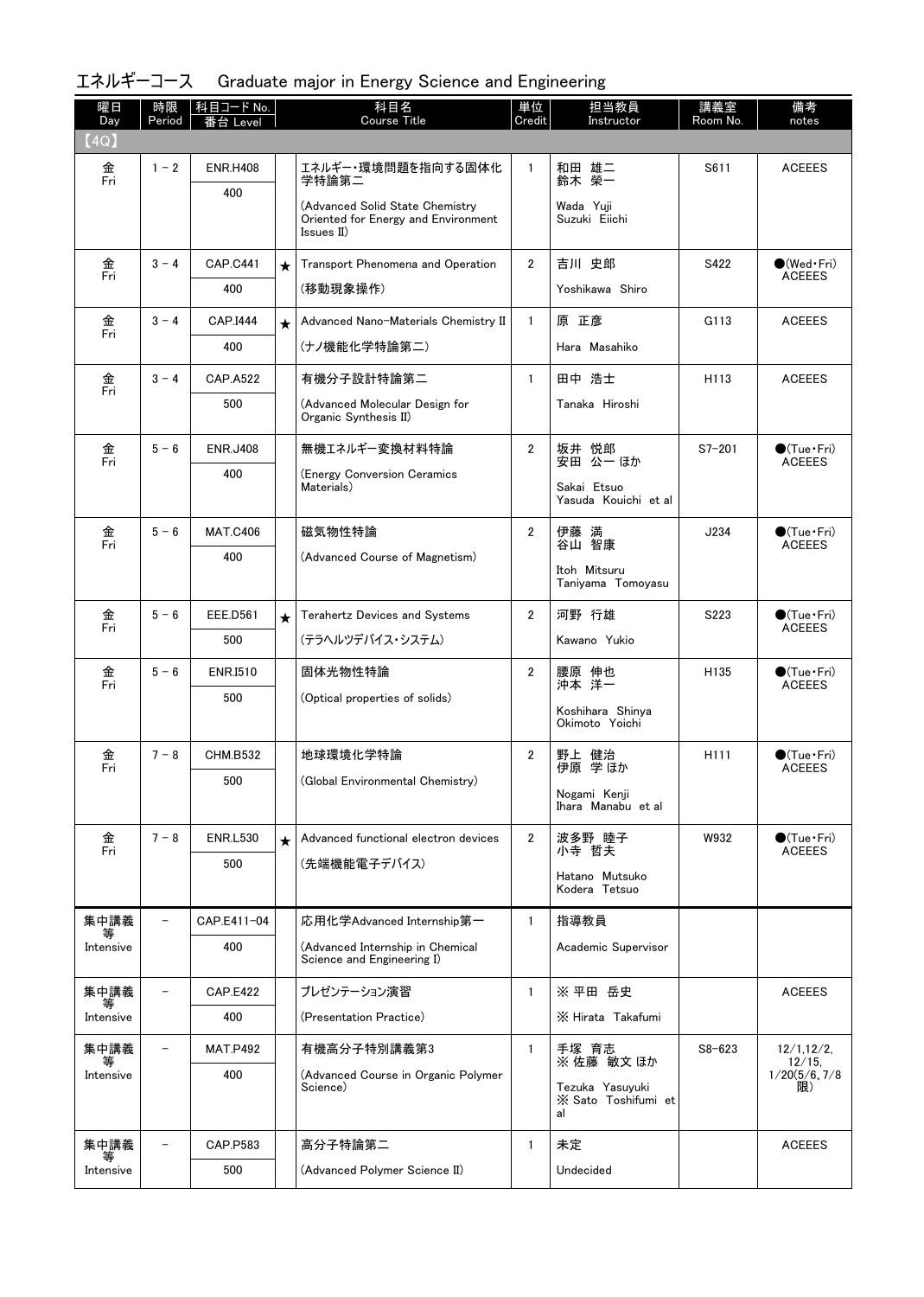## エネルギーコース　Graduate major in Energy Science and Engineering

| 曜日 Day | 時限 Period | 科目コード No. 番台 Level | | 科目名 Course Title | 単位 Credit | 担当教員 Instructor | 講義室 Room No. | 備考 notes |
|---|---|---|---|---|---|---|---|---|
| 【4Q】 | | | | | | | | |
| 金 Fri | 1－2 | ENR.H408 400 | | エネルギー・環境問題を指向する固体化学特論第二 (Advanced Solid State Chemistry Oriented for Energy and Environment Issues II) | 1 | 和田　雄二 鈴木　榮一 Wada Yuji Suzuki Eiichi | S611 | ACEEES |
| 金 Fri | 3－4 | CAP.C441 400 | ★ | Transport Phenomena and Operation (移動現象操作) | 2 | 吉川　史郎 Yoshikawa Shiro | S422 | ●(Wed・Fri) ACEEES |
| 金 Fri | 3－4 | CAP.I444 400 | ★ | Advanced Nano-Materials Chemistry II (ナノ機能化学特論第二) | 1 | 原　正彦 Hara Masahiko | G113 | ACEEES |
| 金 Fri | 3－4 | CAP.A522 500 | | 有機分子設計特論第二 (Advanced Molecular Design for Organic Synthesis II) | 1 | 田中　浩士 Tanaka Hiroshi | H113 | ACEEES |
| 金 Fri | 5－6 | ENR.J408 400 | | 無機エネルギー変換材料特論 (Energy Conversion Ceramics Materials) | 2 | 坂井　悦郎 安田　公一 ほか Sakai Etsuo Yasuda Kouichi et al | S7-201 | ●(Tue・Fri) ACEEES |
| 金 Fri | 5－6 | MAT.C406 400 | | 磁気物性特論 (Advanced Course of Magnetism) | 2 | 伊藤　満 谷山　智康 Itoh Mitsuru Taniyama Tomoyasu | J234 | ●(Tue・Fri) ACEEES |
| 金 Fri | 5－6 | EEE.D561 500 | ★ | Terahertz Devices and Systems (テラヘルツデバイス・システム) | 2 | 河野　行雄 Kawano Yukio | S223 | ●(Tue・Fri) ACEEES |
| 金 Fri | 5－6 | ENR.I510 500 | | 固体光物性特論 (Optical properties of solids) | 2 | 腰原　伸也 沖本　洋一 Koshihara Shinya Okimoto Yoichi | H135 | ●(Tue・Fri) ACEEES |
| 金 Fri | 7－8 | CHM.B532 500 | | 地球環境化学特論 (Global Environmental Chemistry) | 2 | 野上　健治 伊原　学 ほか Nogami Kenji Ihara Manabu et al | H111 | ●(Tue・Fri) ACEEES |
| 金 Fri | 7－8 | ENR.L530 500 | ★ | Advanced functional electron devices (先端機能電子デバイス) | 2 | 波多野　睦子 小寺　哲夫 Hatano Mutsuko Kodera Tetsuo | W932 | ●(Tue・Fri) ACEEES |
| 集中講義等 Intensive | － | CAP.E411-04 400 | | 応用化学Advanced Internship第一 (Advanced Internship in Chemical Science and Engineering I) | 1 | 指導教員 Academic Supervisor | | |
| 集中講義等 Intensive | － | CAP.E422 400 | | プレゼンテーション演習 (Presentation Practice) | 1 | ※ 平田　岳史 ※ Hirata Takafumi | | ACEEES |
| 集中講義等 Intensive | － | MAT.P492 400 | | 有機高分子特別講義第3 (Advanced Course in Organic Polymer Science) | 1 | 手塚　育志 ※ 佐藤　敏文 ほか Tezuka Yasuyuki ※ Sato Toshifumi et al | S8-623 | 12/1,12/2, 12/15, 1/20(5/6、7/8限) |
| 集中講義等 Intensive | － | CAP.P583 500 | | 高分子特論第二 (Advanced Polymer Science II) | 1 | 未定 Undecided | | ACEEES |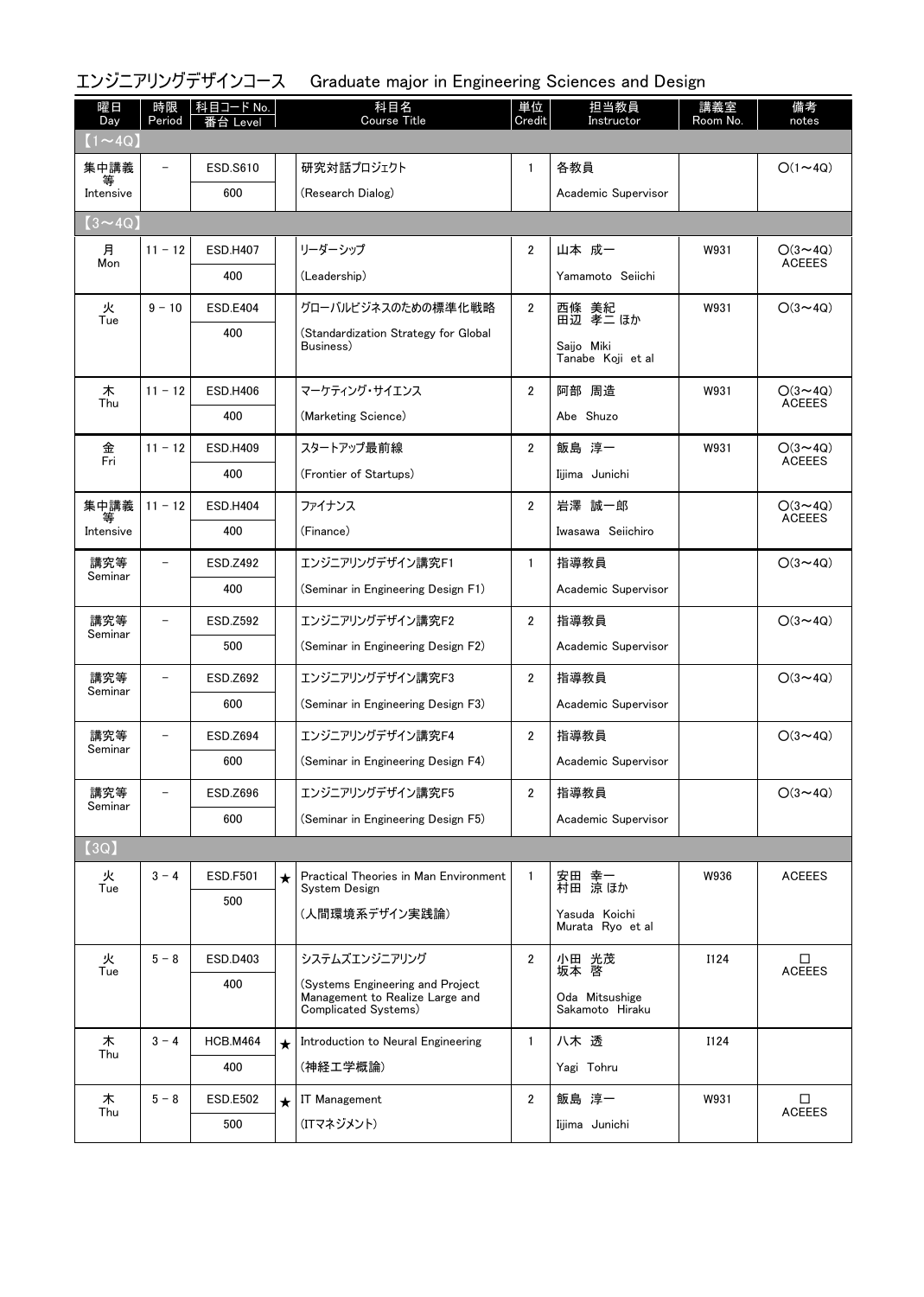## エンジニアリングデザインコース　Graduate major in Engineering Sciences and Design

| 曜日 Day | 時限 Period | 科目コード No. 番台 Level | | 科目名 Course Title | 単位 Credit | 担当教員 Instructor | 講義室 Room No. | 備考 notes |
|---|---|---|---|---|---|---|---|---|
| 【1～4Q】 | | | | | | | | |
| 集中講義等 Intensive | － | ESD.S610 600 | | 研究対話プロジェクト (Research Dialog) | 1 | 各教員 Academic Supervisor | | ○(1～4Q) |
| 【3～4Q】 | | | | | | | | |
| 月 Mon | 11 － 12 | ESD.H407 400 | | リーダーシップ (Leadership) | 2 | 山本 成一 Yamamoto Seiichi | W931 | ○(3～4Q) ACEEES |
| 火 Tue | 9 － 10 | ESD.E404 400 | | グローバルビジネスのための標準化戦略 (Standardization Strategy for Global Business) | 2 | 西條 美紀 田辺 孝二 ほか Saijo Miki Tanabe Koji et al | W931 | ○(3～4Q) |
| 木 Thu | 11 － 12 | ESD.H406 400 | | マーケティング・サイエンス (Marketing Science) | 2 | 阿部 周造 Abe Shuzo | W931 | ○(3～4Q) ACEEES |
| 金 Fri | 11 － 12 | ESD.H409 400 | | スタートアップ最前線 (Frontier of Startups) | 2 | 飯島 淳一 Iijima Junichi | W931 | ○(3～4Q) ACEEES |
| 集中講義等 Intensive | 11 － 12 | ESD.H404 400 | | ファイナンス (Finance) | 2 | 岩澤 誠一郎 Iwasawa Seiichiro | | ○(3～4Q) ACEEES |
| 講究等 Seminar | － | ESD.Z492 400 | | エンジニアリングデザイン講究F1 (Seminar in Engineering Design F1) | 1 | 指導教員 Academic Supervisor | | ○(3～4Q) |
| 講究等 Seminar | － | ESD.Z592 500 | | エンジニアリングデザイン講究F2 (Seminar in Engineering Design F2) | 2 | 指導教員 Academic Supervisor | | ○(3～4Q) |
| 講究等 Seminar | － | ESD.Z692 600 | | エンジニアリングデザイン講究F3 (Seminar in Engineering Design F3) | 2 | 指導教員 Academic Supervisor | | ○(3～4Q) |
| 講究等 Seminar | － | ESD.Z694 600 | | エンジニアリングデザイン講究F4 (Seminar in Engineering Design F4) | 2 | 指導教員 Academic Supervisor | | ○(3～4Q) |
| 講究等 Seminar | － | ESD.Z696 600 | | エンジニアリングデザイン講究F5 (Seminar in Engineering Design F5) | 2 | 指導教員 Academic Supervisor | | ○(3～4Q) |
| 【3Q】 | | | | | | | | |
| 火 Tue | 3 － 4 | ESD.F501 500 | ★ | Practical Theories in Man Environment System Design (人間環境系デザイン実践論) | 1 | 安田 幸一 村田 涼 ほか Yasuda Koichi Murata Ryo et al | W936 | ACEEES |
| 火 Tue | 5 － 8 | ESD.D403 400 | | システムズエンジニアリング (Systems Engineering and Project Management to Realize Large and Complicated Systems) | 2 | 小田 光茂 坂本 啓 Oda Mitsushige Sakamoto Hiraku | I124 | □ ACEEES |
| 木 Thu | 3 － 4 | HCB.M464 400 | ★ | Introduction to Neural Engineering (神経工学概論) | 1 | 八木 透 Yagi Tohru | I124 | |
| 木 Thu | 5 － 8 | ESD.E502 500 | ★ | IT Management (ITマネジメント) | 2 | 飯島 淳一 Iijima Junichi | W931 | □ ACEEES |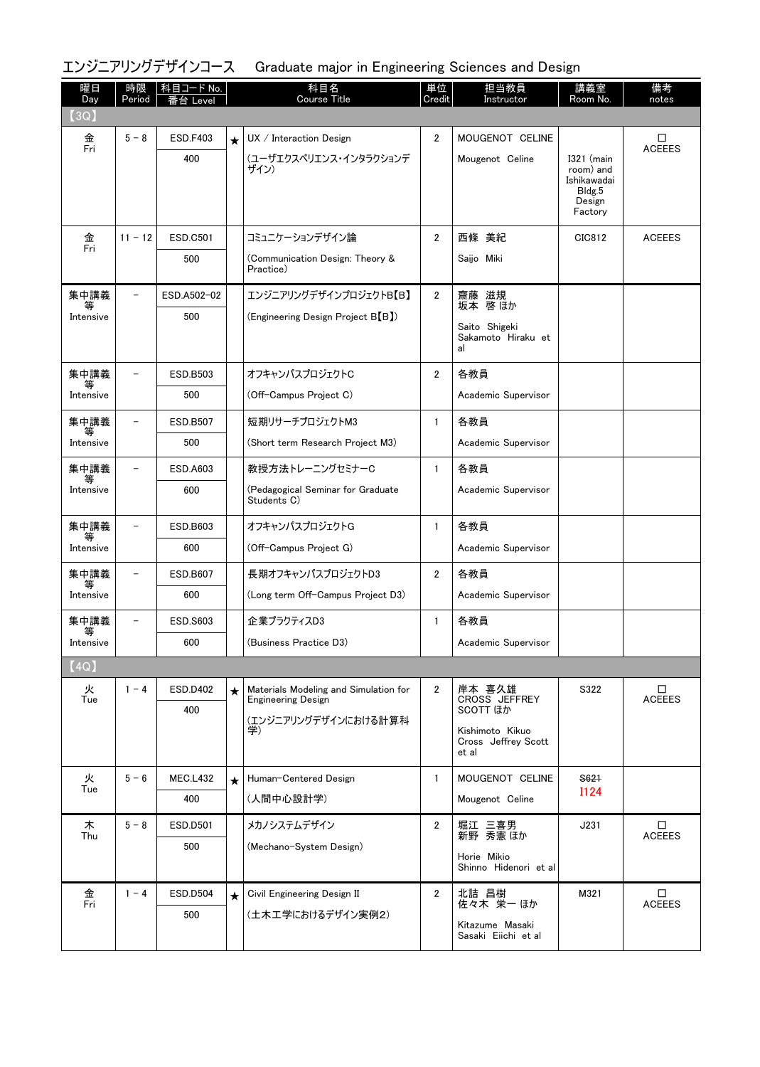# エンジニアリングデザインコース　Graduate major in Engineering Sciences and Design

| 曜日 Day | 時限 Period | 科目コード No. 番台 Level | | 科目名 Course Title | 単位 Credit | 担当教員 Instructor | 講義室 Room No. | 備考 notes |
|---|---|---|---|---|---|---|---|---|
| 【3Q】 | | | | | | | | |
| 金 Fri | 5 － 8 | ESD.F403 400 | ★ | UX / Interaction Design (ユーザエクスペリエンス・インタラクションデザイン) | 2 | MOUGENOT CELINE Mougenot Celine | I321 (main room) and Ishikawadai Bldg.5 Design Factory | □ ACEEES |
| 金 Fri | 11 － 12 | ESD.C501 500 | | コミュニケーションデザイン論 (Communication Design: Theory & Practice) | 2 | 西條 美紀 Saijo Miki | CIC812 | ACEEES |
| 集中講義等 Intensive | － | ESD.A502−02 500 | | エンジニアリングデザインプロジェクトB【B】 (Engineering Design Project B【B】) | 2 | 齋藤 滋規 坂本 啓 ほか Saito Shigeki Sakamoto Hiraku et al | | |
| 集中講義等 Intensive | － | ESD.B503 500 | | オフキャンパスプロジェクトC (Off−Campus Project C) | 2 | 各教員 Academic Supervisor | | |
| 集中講義等 Intensive | － | ESD.B507 500 | | 短期リサーチプロジェクトM3 (Short term Research Project M3) | 1 | 各教員 Academic Supervisor | | |
| 集中講義等 Intensive | － | ESD.A603 600 | | 教授方法トレーニングセミナーC (Pedagogical Seminar for Graduate Students C) | 1 | 各教員 Academic Supervisor | | |
| 集中講義等 Intensive | － | ESD.B603 600 | | オフキャンパスプロジェクトG (Off−Campus Project G) | 1 | 各教員 Academic Supervisor | | |
| 集中講義等 Intensive | － | ESD.B607 600 | | 長期オフキャンパスプロジェクトD3 (Long term Off−Campus Project D3) | 2 | 各教員 Academic Supervisor | | |
| 集中講義等 Intensive | － | ESD.S603 600 | | 企業プラクティスD3 (Business Practice D3) | 1 | 各教員 Academic Supervisor | | |
| 【4Q】 | | | | | | | | |
| 火 Tue | 1 － 4 | ESD.D402 400 | ★ | Materials Modeling and Simulation for Engineering Design (エンジニアリングデザインにおける計算科学) | 2 | 岸本 喜久雄 CROSS JEFFREY SCOTT ほか Kishimoto Kikuo Cross Jeffrey Scott et al | S322 | □ ACEEES |
| 火 Tue | 5 － 6 | MEC.L432 400 | ★ | Human−Centered Design (人間中心設計学) | 1 | MOUGENOT CELINE Mougenot Celine | ~~S621~~ I124 | |
| 木 Thu | 5 － 8 | ESD.D501 500 | | メカノシステムデザイン (Mechano−System Design) | 2 | 堀江 三喜男 新野 秀憲 ほか Horie Mikio Shinno Hidenori et al | J231 | □ ACEEES |
| 金 Fri | 1 － 4 | ESD.D504 500 | ★ | Civil Engineering Design II (土木工学におけるデザイン実例2) | 2 | 北詰 昌樹 佐々木 栄一 ほか Kitazume Masaki Sasaki Eiichi et al | M321 | □ ACEEES |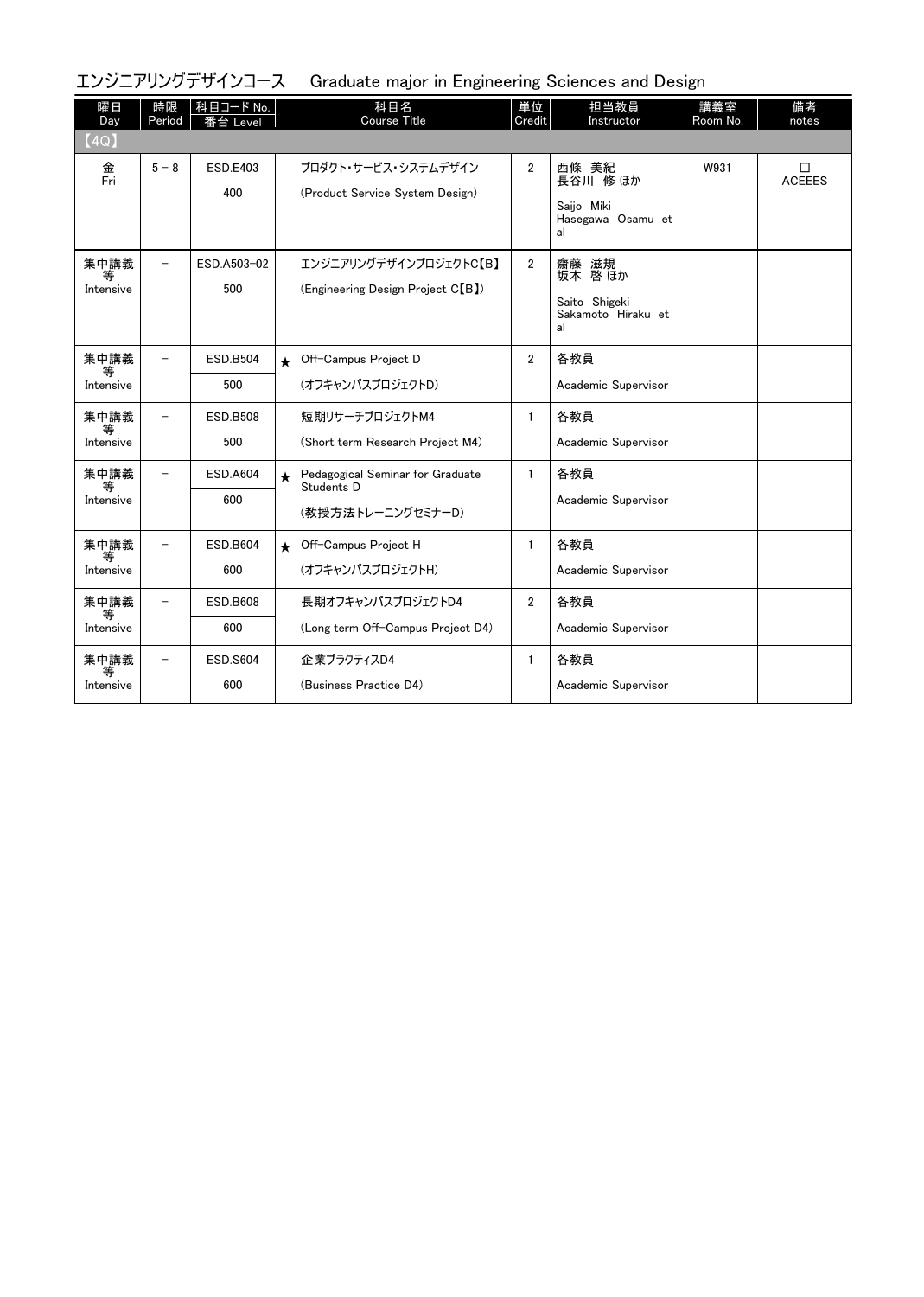## エンジニアリングデザインコース　Graduate major in Engineering Sciences and Design

| 曜日 Day | 時限 Period | 科目コード No. 番台 Level | | 科目名 Course Title | 単位 Credit | 担当教員 Instructor | 講義室 Room No. | 備考 notes |
|---|---|---|---|---|---|---|---|---|
| 【4Q】 | | | | | | | | |
| 金 Fri | 5 － 8 | ESD.E403<br>400 | | プロダクト・サービス・システムデザイン<br>(Product Service System Design) | 2 | 西條 美紀<br>長谷川 修 ほか<br>Saijo Miki<br>Hasegawa Osamu et al | W931 | □<br>ACEEES |
| 集中講義等 Intensive | － | ESD.A503-02<br>500 | | エンジニアリングデザインプロジェクトC【B】<br>(Engineering Design Project C【B】) | 2 | 齋藤 滋規<br>坂本 啓 ほか<br>Saito Shigeki<br>Sakamoto Hiraku et al | | |
| 集中講義等 Intensive | － | ESD.B504<br>500 | ★ | Off-Campus Project D<br>(オフキャンパスプロジェクトD) | 2 | 各教員<br>Academic Supervisor | | |
| 集中講義等 Intensive | － | ESD.B508<br>500 | | 短期リサーチプロジェクトM4<br>(Short term Research Project M4) | 1 | 各教員<br>Academic Supervisor | | |
| 集中講義等 Intensive | － | ESD.A604<br>600 | ★ | Pedagogical Seminar for Graduate Students D<br>(教授方法トレーニングセミナーD) | 1 | 各教員<br>Academic Supervisor | | |
| 集中講義等 Intensive | － | ESD.B604<br>600 | ★ | Off-Campus Project H<br>(オフキャンパスプロジェクトH) | 1 | 各教員<br>Academic Supervisor | | |
| 集中講義等 Intensive | － | ESD.B608<br>600 | | 長期オフキャンパスプロジェクトD4<br>(Long term Off-Campus Project D4) | 2 | 各教員<br>Academic Supervisor | | |
| 集中講義等 Intensive | － | ESD.S604<br>600 | | 企業プラクティスD4<br>(Business Practice D4) | 1 | 各教員<br>Academic Supervisor | | |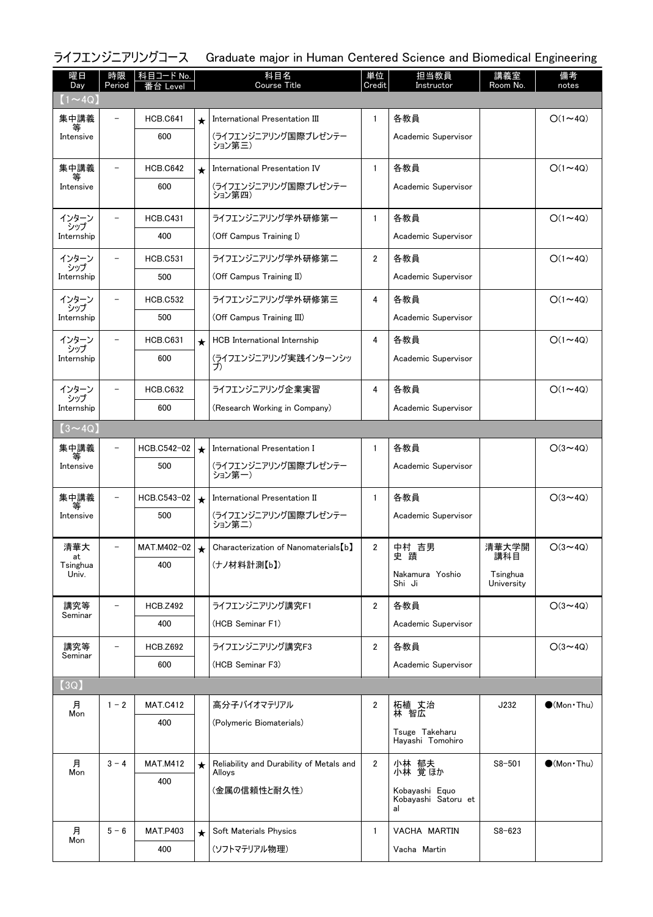## ライフエンジニアリングコース　Graduate major in Human Centered Science and Biomedical Engineering

| 曜日 Day | 時限 Period | 科目コード No. 番台 Level | | 科目名 Course Title | 単位 Credit | 担当教員 Instructor | 講義室 Room No. | 備考 notes |
|---|---|---|---|---|---|---|---|---|
| 【1～4Q】 | | | | | | | | |
| 集中講義等 Intensive | － | HCB.C641 600 | ★ | International Presentation III (ライフエンジニアリング国際プレゼンテーション第三) | 1 | 各教員 Academic Supervisor | | ○(1～4Q) |
| 集中講義等 Intensive | － | HCB.C642 600 | ★ | International Presentation IV (ライフエンジニアリング国際プレゼンテーション第四) | 1 | 各教員 Academic Supervisor | | ○(1～4Q) |
| インターンシップ Internship | － | HCB.C431 400 | | ライフエンジニアリング学外研修第一 (Off Campus Training I) | 1 | 各教員 Academic Supervisor | | ○(1～4Q) |
| インターンシップ Internship | － | HCB.C531 500 | | ライフエンジニアリング学外研修第二 (Off Campus Training II) | 2 | 各教員 Academic Supervisor | | ○(1～4Q) |
| インターンシップ Internship | － | HCB.C532 500 | | ライフエンジニアリング学外研修第三 (Off Campus Training III) | 4 | 各教員 Academic Supervisor | | ○(1～4Q) |
| インターンシップ Internship | － | HCB.C631 600 | ★ | HCB International Internship (ライフエンジニアリング実践インターンシップ) | 4 | 各教員 Academic Supervisor | | ○(1～4Q) |
| インターンシップ Internship | － | HCB.C632 600 | | ライフエンジニアリング企業実習 (Research Working in Company) | 4 | 各教員 Academic Supervisor | | ○(1～4Q) |
| 【3～4Q】 | | | | | | | | |
| 集中講義等 Intensive | － | HCB.C542-02 500 | ★ | International Presentation I (ライフエンジニアリング国際プレゼンテーション第一) | 1 | 各教員 Academic Supervisor | | ○(3～4Q) |
| 集中講義等 Intensive | － | HCB.C543-02 500 | ★ | International Presentation II (ライフエンジニアリング国際プレゼンテーション第二) | 1 | 各教員 Academic Supervisor | | ○(3～4Q) |
| 清華大 at Tsinghua Univ. | － | MAT.M402-02 400 | ★ | Characterization of Nanomaterials【b】 (ナノ材料計測【b】) | 2 | 中村 吉男 史 蹟 Nakamura Yoshio Shi Ji | 清華大学開講科目 Tsinghua University | ○(3～4Q) |
| 講究等 Seminar | － | HCB.Z492 400 | | ライフエンジニアリング講究F1 (HCB Seminar F1) | 2 | 各教員 Academic Supervisor | | ○(3～4Q) |
| 講究等 Seminar | － | HCB.Z692 600 | | ライフエンジニアリング講究F3 (HCB Seminar F3) | 2 | 各教員 Academic Supervisor | | ○(3～4Q) |
| 【3Q】 | | | | | | | | |
| 月 Mon | 1－2 | MAT.C412 400 | | 高分子バイオマテリアル (Polymeric Biomaterials) | 2 | 柘植 丈治 林 智広 Tsuge Takeharu Hayashi Tomohiro | J232 | ●(Mon・Thu) |
| 月 Mon | 3－4 | MAT.M412 400 | ★ | Reliability and Durability of Metals and Alloys (金属の信頼性と耐久性) | 2 | 小林 郁夫 小林 覚 ほか Kobayashi Equo Kobayashi Satoru et al | S8-501 | ●(Mon・Thu) |
| 月 Mon | 5－6 | MAT.P403 400 | ★ | Soft Materials Physics (ソフトマテリアル物理) | 1 | VACHA MARTIN Vacha Martin | S8-623 | |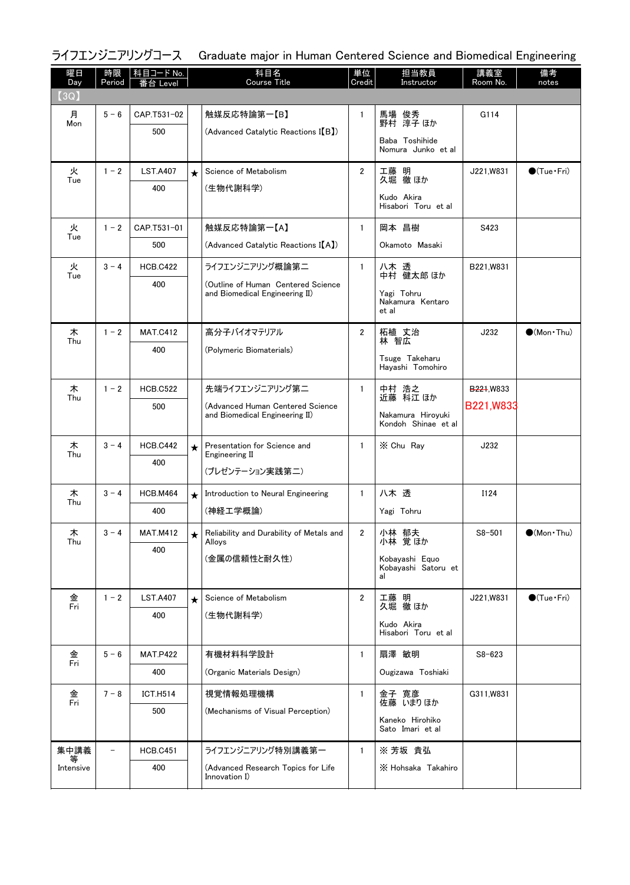ライフエンジニアリングコース　Graduate major in Human Centered Science and Biomedical Engineering

| 曜日 Day | 時限 Period | 科目コード No. 番台 Level | | 科目名 Course Title | 単位 Credit | 担当教員 Instructor | 講義室 Room No. | 備考 notes |
|---|---|---|---|---|---|---|---|---|
| 【3Q】 | | | | | | | | |
| 月 Mon | 5－6 | CAP.T531-02 500 | | 触媒反応特論第一【B】 (Advanced Catalytic Reactions I【B】) | 1 | 馬場 俊秀 野村 淳子 ほか Baba Toshihide Nomura Junko et al | G114 | |
| 火 Tue | 1－2 | LST.A407 400 | ★ | Science of Metabolism (生物代謝科学) | 2 | 工藤 明 久堀 徹 ほか Kudo Akira Hisabori Toru et al | J221,W831 | ●(Tue・Fri) |
| 火 Tue | 1－2 | CAP.T531-01 500 | | 触媒反応特論第一【A】 (Advanced Catalytic Reactions I【A】) | 1 | 岡本 昌樹 Okamoto Masaki | S423 | |
| 火 Tue | 3－4 | HCB.C422 400 | | ライフエンジニアリング概論第二 (Outline of Human Centered Science and Biomedical Engineering II) | 1 | 八木 透 中村 健太郎 ほか Yagi Tohru Nakamura Kentaro et al | B221,W831 | |
| 木 Thu | 1－2 | MAT.C412 400 | | 高分子バイオマテリアル (Polymeric Biomaterials) | 2 | 柘植 丈治 林 智広 Tsuge Takeharu Hayashi Tomohiro | J232 | ●(Mon・Thu) |
| 木 Thu | 1－2 | HCB.C522 500 | | 先端ライフエンジニアリング第二 (Advanced Human Centered Science and Biomedical Engineering II) | 1 | 中村 浩之 近藤 科江 ほか Nakamura Hiroyuki Kondoh Shinae et al | ~~B221~~,W833 B221,W833 | |
| 木 Thu | 3－4 | HCB.C442 400 | ★ | Presentation for Science and Engineering II (プレゼンテーション実践第二) | 1 | ※ Chu Ray | J232 | |
| 木 Thu | 3－4 | HCB.M464 400 | ★ | Introduction to Neural Engineering (神経工学概論) | 1 | 八木 透 Yagi Tohru | I124 | |
| 木 Thu | 3－4 | MAT.M412 400 | ★ | Reliability and Durability of Metals and Alloys (金属の信頼性と耐久性) | 2 | 小林 郁夫 小林 覚 ほか Kobayashi Equo Kobayashi Satoru et al | S8-501 | ●(Mon・Thu) |
| 金 Fri | 1－2 | LST.A407 400 | ★ | Science of Metabolism (生物代謝科学) | 2 | 工藤 明 久堀 徹 ほか Kudo Akira Hisabori Toru et al | J221,W831 | ●(Tue・Fri) |
| 金 Fri | 5－6 | MAT.P422 400 | | 有機材料科学設計 (Organic Materials Design) | 1 | 扇澤 敏明 Ougizawa Toshiaki | S8-623 | |
| 金 Fri | 7－8 | ICT.H514 500 | | 視覚情報処理機構 (Mechanisms of Visual Perception) | 1 | 金子 寛彦 佐藤 いまり ほか Kaneko Hirohiko Sato Imari et al | G311,W831 | |
| 集中講義等 Intensive | － | HCB.C451 400 | | ライフエンジニアリング特別講義第一 (Advanced Research Topics for Life Innovation I) | 1 | ※ 芳坂 貴弘 ※ Hohsaka Takahiro | | |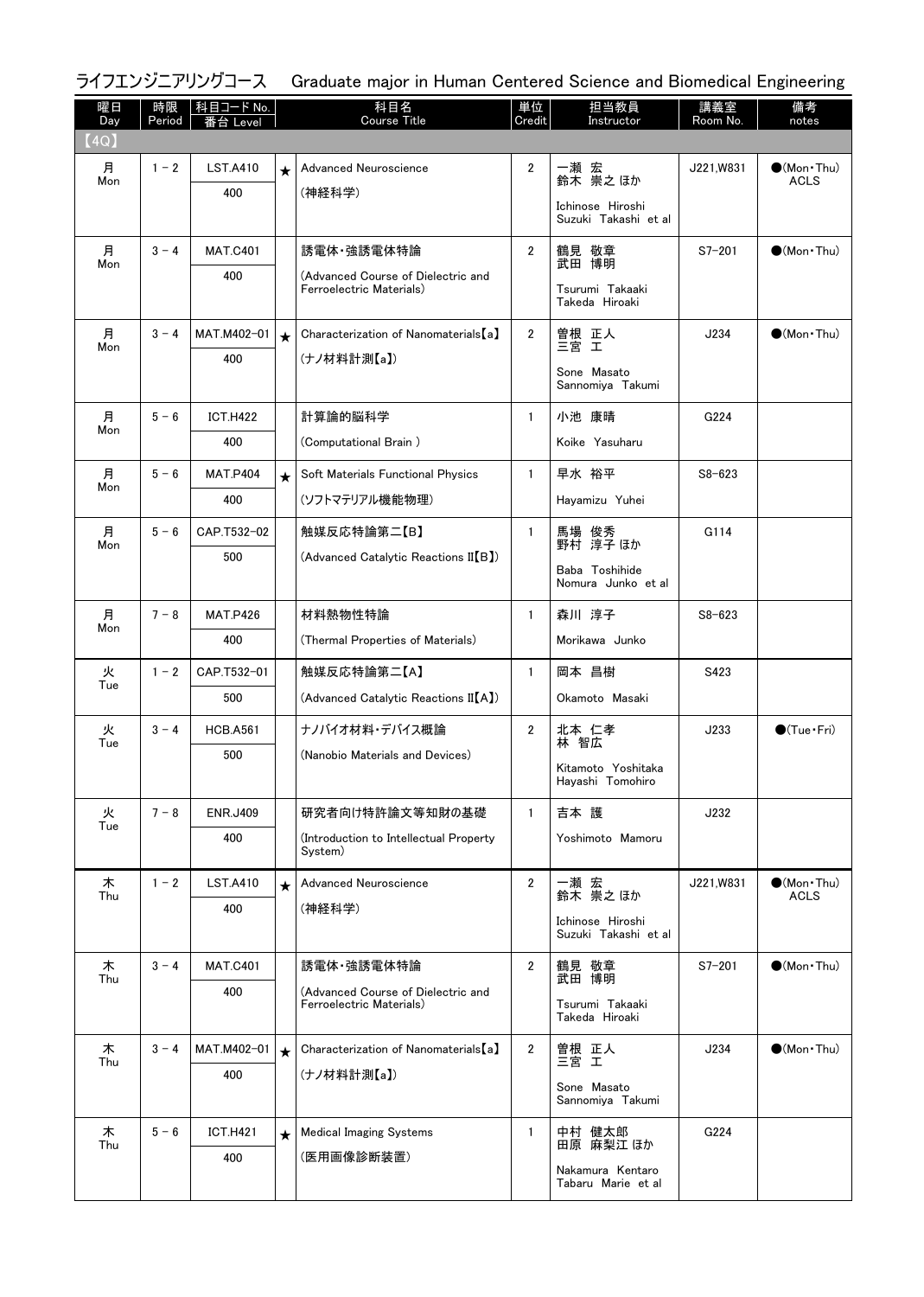## ライフエンジニアリングコース　Graduate major in Human Centered Science and Biomedical Engineering

| 曜日 Day | 時限 Period | 科目コード No. 番台 Level | | 科目名 Course Title | 単位 Credit | 担当教員 Instructor | 講義室 Room No. | 備考 notes |
|---|---|---|---|---|---|---|---|---|
| 【4Q】 | | | | | | | | |
| 月 Mon | 1 - 2 | LST.A410<br>400 | ★ | Advanced Neuroscience<br>(神経科学) | 2 | 一瀬 宏<br>鈴木 崇之 ほか<br>Ichinose Hiroshi<br>Suzuki Takashi et al | J221,W831 | ●(Mon・Thu)<br>ACLS |
| 月 Mon | 3 - 4 | MAT.C401<br>400 | | 誘電体・強誘電体特論<br>(Advanced Course of Dielectric and Ferroelectric Materials) | 2 | 鶴見 敬章<br>武田 博明<br>Tsurumi Takaaki<br>Takeda Hiroaki | S7-201 | ●(Mon・Thu) |
| 月 Mon | 3 - 4 | MAT.M402-01<br>400 | ★ | Characterization of Nanomaterials【a】<br>(ナノ材料計測【a】) | 2 | 曽根 正人<br>三宮 工<br>Sone Masato<br>Sannomiya Takumi | J234 | ●(Mon・Thu) |
| 月 Mon | 5 - 6 | ICT.H422<br>400 | | 計算論的脳科学<br>(Computational Brain ) | 1 | 小池 康晴<br>Koike Yasuharu | G224 | |
| 月 Mon | 5 - 6 | MAT.P404<br>400 | ★ | Soft Materials Functional Physics<br>(ソフトマテリアル機能物理) | 1 | 早水 裕平<br>Hayamizu Yuhei | S8-623 | |
| 月 Mon | 5 - 6 | CAP.T532-02<br>500 | | 触媒反応特論第二【B】<br>(Advanced Catalytic Reactions II【B】) | 1 | 馬場 俊秀<br>野村 淳子 ほか<br>Baba Toshihide<br>Nomura Junko et al | G114 | |
| 月 Mon | 7 - 8 | MAT.P426<br>400 | | 材料熱物性特論<br>(Thermal Properties of Materials) | 1 | 森川 淳子<br>Morikawa Junko | S8-623 | |
| 火 Tue | 1 - 2 | CAP.T532-01<br>500 | | 触媒反応特論第二【A】<br>(Advanced Catalytic Reactions II【A】) | 1 | 岡本 昌樹<br>Okamoto Masaki | S423 | |
| 火 Tue | 3 - 4 | HCB.A561<br>500 | | ナノバイオ材料・デバイス概論<br>(Nanobio Materials and Devices) | 2 | 北本 仁孝<br>林 智広<br>Kitamoto Yoshitaka<br>Hayashi Tomohiro | J233 | ●(Tue・Fri) |
| 火 Tue | 7 - 8 | ENR.J409<br>400 | | 研究者向け特許論文等知財の基礎<br>(Introduction to Intellectual Property System) | 1 | 吉本 護<br>Yoshimoto Mamoru | J232 | |
| 木 Thu | 1 - 2 | LST.A410<br>400 | ★ | Advanced Neuroscience<br>(神経科学) | 2 | 一瀬 宏<br>鈴木 崇之 ほか<br>Ichinose Hiroshi<br>Suzuki Takashi et al | J221,W831 | ●(Mon・Thu)<br>ACLS |
| 木 Thu | 3 - 4 | MAT.C401<br>400 | | 誘電体・強誘電体特論<br>(Advanced Course of Dielectric and Ferroelectric Materials) | 2 | 鶴見 敬章<br>武田 博明<br>Tsurumi Takaaki<br>Takeda Hiroaki | S7-201 | ●(Mon・Thu) |
| 木 Thu | 3 - 4 | MAT.M402-01<br>400 | ★ | Characterization of Nanomaterials【a】<br>(ナノ材料計測【a】) | 2 | 曽根 正人<br>三宮 工<br>Sone Masato<br>Sannomiya Takumi | J234 | ●(Mon・Thu) |
| 木 Thu | 5 - 6 | ICT.H421<br>400 | ★ | Medical Imaging Systems<br>(医用画像診断装置) | 1 | 中村 健太郎<br>田原 麻梨江 ほか<br>Nakamura Kentaro<br>Tabaru Marie et al | G224 | |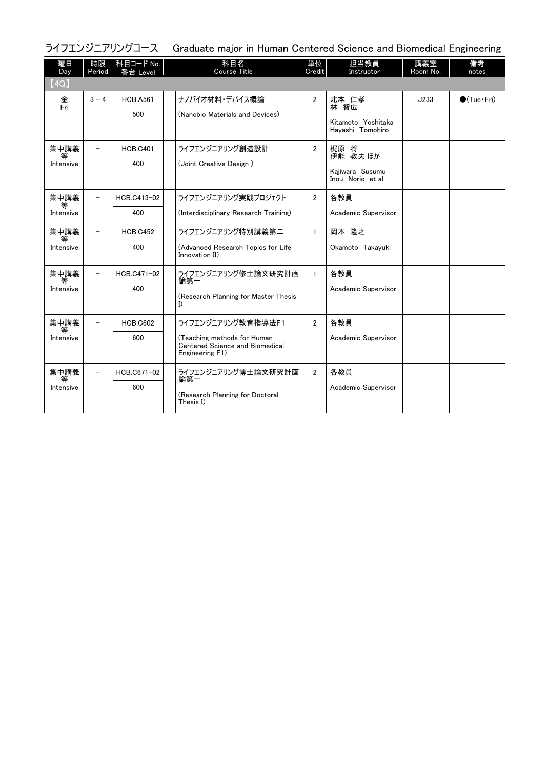## ライフエンジニアリングコース　Graduate major in Human Centered Science and Biomedical Engineering

| 曜日 Day | 時限 Period | 科目コード No. 番台 Level | 科目名 Course Title | 単位 Credit | 担当教員 Instructor | 講義室 Room No. | 備考 notes |
|---|---|---|---|---|---|---|---|
| 【4Q】 | | | | | | | |
| 金 Fri | 3 － 4 | HCB.A561 500 | ナノバイオ材料・デバイス概論 (Nanobio Materials and Devices) | 2 | 北本 仁孝 林 智広 Kitamoto Yoshitaka Hayashi Tomohiro | J233 | ●(Tue・Fri) |
| 集中講義等 Intensive | － | HCB.C401 400 | ライフエンジニアリング創造設計 (Joint Creative Design ) | 2 | 梶原 将 伊能 教夫 ほか Kajiwara Susumu Inou Norio et al | | |
| 集中講義等 Intensive | － | HCB.C413-02 400 | ライフエンジニアリング実践プロジェクト (Interdisciplinary Research Training) | 2 | 各教員 Academic Supervisor | | |
| 集中講義等 Intensive | － | HCB.C452 400 | ライフエンジニアリング特別講義第二 (Advanced Research Topics for Life Innovation II) | 1 | 岡本 隆之 Okamoto Takayuki | | |
| 集中講義等 Intensive | － | HCB.C471-02 400 | ライフエンジニアリング修士論文研究計画論第一 (Research Planning for Master Thesis I) | 1 | 各教員 Academic Supervisor | | |
| 集中講義等 Intensive | － | HCB.C602 600 | ライフエンジニアリング教育指導法F1 (Teaching methods for Human Centered Science and Biomedical Engineering F1) | 2 | 各教員 Academic Supervisor | | |
| 集中講義等 Intensive | － | HCB.C671-02 600 | ライフエンジニアリング博士論文研究計画論第一 (Research Planning for Doctoral Thesis I) | 2 | 各教員 Academic Supervisor | | |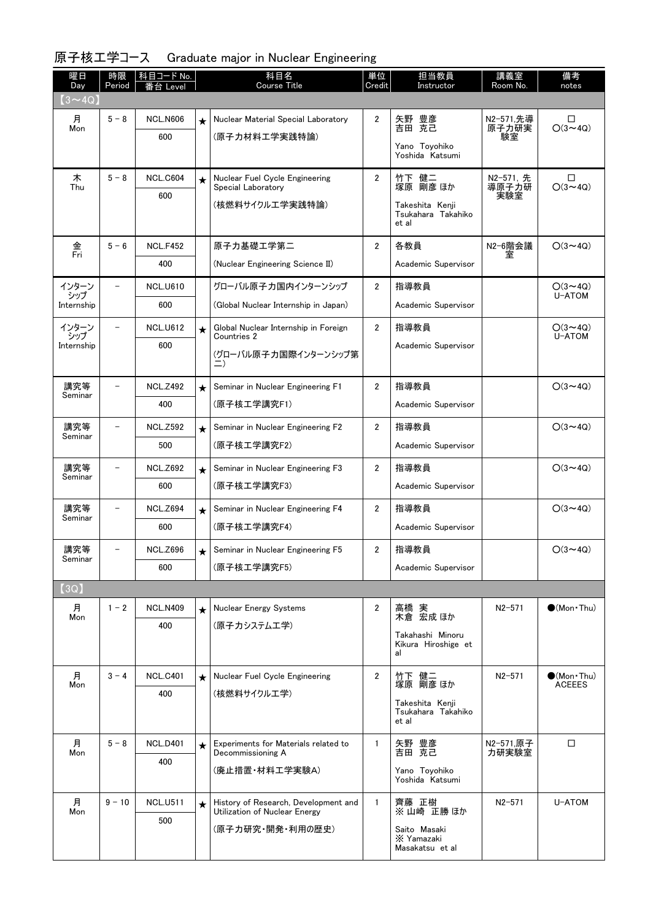## 原子核工学コース　Graduate major in Nuclear Engineering

| 曜日 Day | 時限 Period | 科目コード No. 番台 Level | | 科目名 Course Title | 単位 Credit | 担当教員 Instructor | 講義室 Room No. | 備考 notes |
|---|---|---|---|---|---|---|---|---|
| 【3～4Q】 | | | | | | | | |
| 月 Mon | 5 - 8 | NCL.N606 600 | ★ | Nuclear Material Special Laboratory (原子力材料工学実践特論) | 2 | 矢野 豊彦 吉田 克己 Yano Toyohiko Yoshida Katsumi | N2-571,先導原子力研実験室 | □ ○(3～4Q) |
| 木 Thu | 5 - 8 | NCL.C604 600 | ★ | Nuclear Fuel Cycle Engineering Special Laboratory (核燃料サイクル工学実践特論) | 2 | 竹下 健二 塚原 剛彦 ほか Takeshita Kenji Tsukahara Takahiko et al | N2-571, 先導原子力研実験室 | □ ○(3～4Q) |
| 金 Fri | 5 - 6 | NCL.F452 400 | | 原子力基礎工学第二 (Nuclear Engineering Science II) | 2 | 各教員 Academic Supervisor | N2-6階会議室 | ○(3～4Q) |
| インターンシップ Internship | - | NCL.U610 600 | | グローバル原子力国内インターンシップ (Global Nuclear Internship in Japan) | 2 | 指導教員 Academic Supervisor | | ○(3～4Q) U-ATOM |
| インターンシップ Internship | - | NCL.U612 600 | ★ | Global Nuclear Internship in Foreign Countries 2 (グローバル原子力国際インターンシップ第二) | 2 | 指導教員 Academic Supervisor | | ○(3～4Q) U-ATOM |
| 講究等 Seminar | - | NCL.Z492 400 | ★ | Seminar in Nuclear Engineering F1 (原子核工学講究F1) | 2 | 指導教員 Academic Supervisor | | ○(3～4Q) |
| 講究等 Seminar | - | NCL.Z592 500 | ★ | Seminar in Nuclear Engineering F2 (原子核工学講究F2) | 2 | 指導教員 Academic Supervisor | | ○(3～4Q) |
| 講究等 Seminar | - | NCL.Z692 600 | ★ | Seminar in Nuclear Engineering F3 (原子核工学講究F3) | 2 | 指導教員 Academic Supervisor | | ○(3～4Q) |
| 講究等 Seminar | - | NCL.Z694 600 | ★ | Seminar in Nuclear Engineering F4 (原子核工学講究F4) | 2 | 指導教員 Academic Supervisor | | ○(3～4Q) |
| 講究等 Seminar | - | NCL.Z696 600 | ★ | Seminar in Nuclear Engineering F5 (原子核工学講究F5) | 2 | 指導教員 Academic Supervisor | | ○(3～4Q) |
| 【3Q】 | | | | | | | | |
| 月 Mon | 1 - 2 | NCL.N409 400 | ★ | Nuclear Energy Systems (原子力システム工学) | 2 | 高橋 実 木倉 宏成 ほか Takahashi Minoru Kikura Hiroshige et al | N2-571 | ●(Mon・Thu) |
| 月 Mon | 3 - 4 | NCL.C401 400 | ★ | Nuclear Fuel Cycle Engineering (核燃料サイクル工学) | 2 | 竹下 健二 塚原 剛彦 ほか Takeshita Kenji Tsukahara Takahiko et al | N2-571 | ●(Mon・Thu) ACEEES |
| 月 Mon | 5 - 8 | NCL.D401 400 | ★ | Experiments for Materials related to Decommissioning A (廃止措置・材料工学実験A) | 1 | 矢野 豊彦 吉田 克己 Yano Toyohiko Yoshida Katsumi | N2-571,原子力研実験室 | □ |
| 月 Mon | 9 - 10 | NCL.U511 500 | ★ | History of Research, Development and Utilization of Nuclear Energy (原子力研究・開発・利用の歴史) | 1 | 齊藤 正樹 ※ 山崎 正勝 ほか Saito Masaki ※ Yamazaki Masakatsu et al | N2-571 | U-ATOM |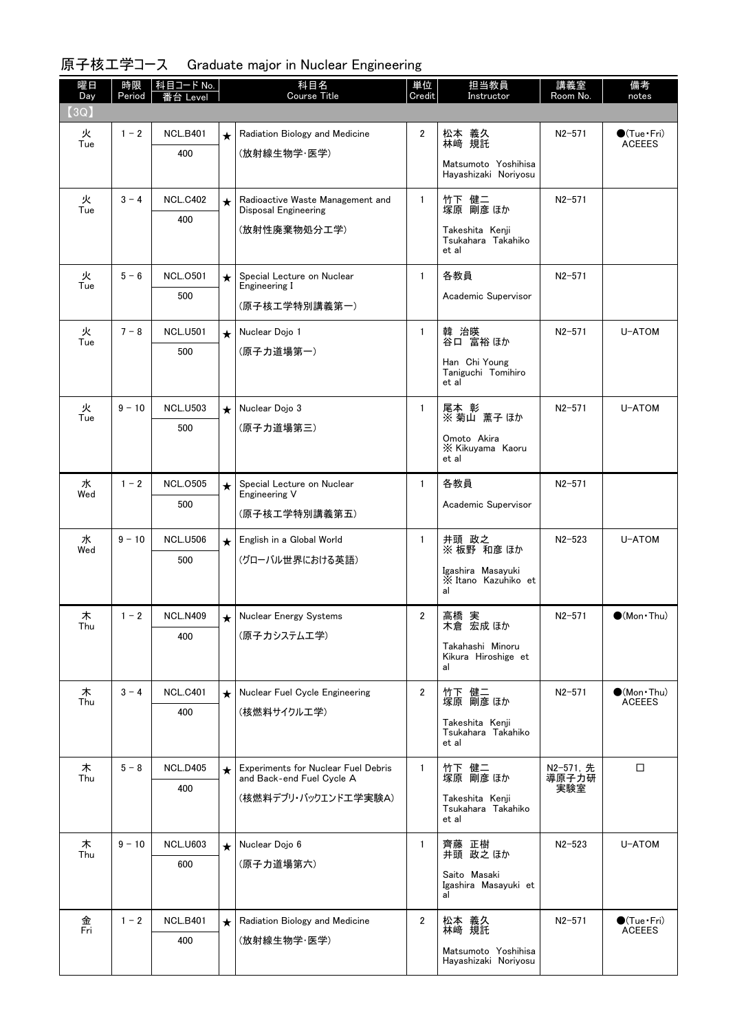## 原子核工学コース　Graduate major in Nuclear Engineering

| 曜日 Day | 時限 Period | 科目コード No. 番台 Level | | 科目名 Course Title | 単位 Credit | 担当教員 Instructor | 講義室 Room No. | 備考 notes |
|---|---|---|---|---|---|---|---|---|
| 【3Q】 | | | | | | | | |
| 火 Tue | 1 − 2 | NCL.B401 400 | ★ | Radiation Biology and Medicine (放射線生物学・医学) | 2 | 松本 義久 林崎 規託 Matsumoto Yoshihisa Hayashizaki Noriyosu | N2−571 | ●(Tue・Fri) ACEEES |
| 火 Tue | 3 − 4 | NCL.C402 400 | ★ | Radioactive Waste Management and Disposal Engineering (放射性廃棄物処分工学) | 1 | 竹下 健二 塚原 剛彦 ほか Takeshita Kenji Tsukahara Takahiko et al | N2−571 | |
| 火 Tue | 5 − 6 | NCL.O501 500 | ★ | Special Lecture on Nuclear Engineering I (原子核工学特別講義第一) | 1 | 各教員 Academic Supervisor | N2−571 | |
| 火 Tue | 7 − 8 | NCL.U501 500 | ★ | Nuclear Dojo 1 (原子力道場第一) | 1 | 韓 治暎 谷口 富裕 ほか Han Chi Young Taniguchi Tomihiro et al | N2−571 | U-ATOM |
| 火 Tue | 9 − 10 | NCL.U503 500 | ★ | Nuclear Dojo 3 (原子力道場第三) | 1 | 尾本 彰 ※ 菊山 薫子 ほか Omoto Akira ※ Kikuyama Kaoru et al | N2−571 | U-ATOM |
| 水 Wed | 1 − 2 | NCL.O505 500 | ★ | Special Lecture on Nuclear Engineering V (原子核工学特別講義第五) | 1 | 各教員 Academic Supervisor | N2−571 | |
| 水 Wed | 9 − 10 | NCL.U506 500 | ★ | English in a Global World (グローバル世界における英語) | 1 | 井頭 政之 ※ 板野 和彦 ほか Igashira Masayuki ※ Itano Kazuhiko et al | N2−523 | U-ATOM |
| 木 Thu | 1 − 2 | NCL.N409 400 | ★ | Nuclear Energy Systems (原子力システム工学) | 2 | 高橋 実 木倉 宏成 ほか Takahashi Minoru Kikura Hiroshige et al | N2−571 | ●(Mon・Thu) |
| 木 Thu | 3 − 4 | NCL.C401 400 | ★ | Nuclear Fuel Cycle Engineering (核燃料サイクル工学) | 2 | 竹下 健二 塚原 剛彦 ほか Takeshita Kenji Tsukahara Takahiko et al | N2−571 | ●(Mon・Thu) ACEEES |
| 木 Thu | 5 − 8 | NCL.D405 400 | ★ | Experiments for Nuclear Fuel Debris and Back-end Fuel Cycle A (核燃料デブリ・バックエンド工学実験A) | 1 | 竹下 健二 塚原 剛彦 ほか Takeshita Kenji Tsukahara Takahiko et al | N2−571, 先導原子力研実験室 | □ |
| 木 Thu | 9 − 10 | NCL.U603 600 | ★ | Nuclear Dojo 6 (原子力道場第六) | 1 | 齊藤 正樹 井頭 政之 ほか Saito Masaki Igashira Masayuki et al | N2−523 | U-ATOM |
| 金 Fri | 1 − 2 | NCL.B401 400 | ★ | Radiation Biology and Medicine (放射線生物学・医学) | 2 | 松本 義久 林崎 規託 Matsumoto Yoshihisa Hayashizaki Noriyosu | N2−571 | ●(Tue・Fri) ACEEES |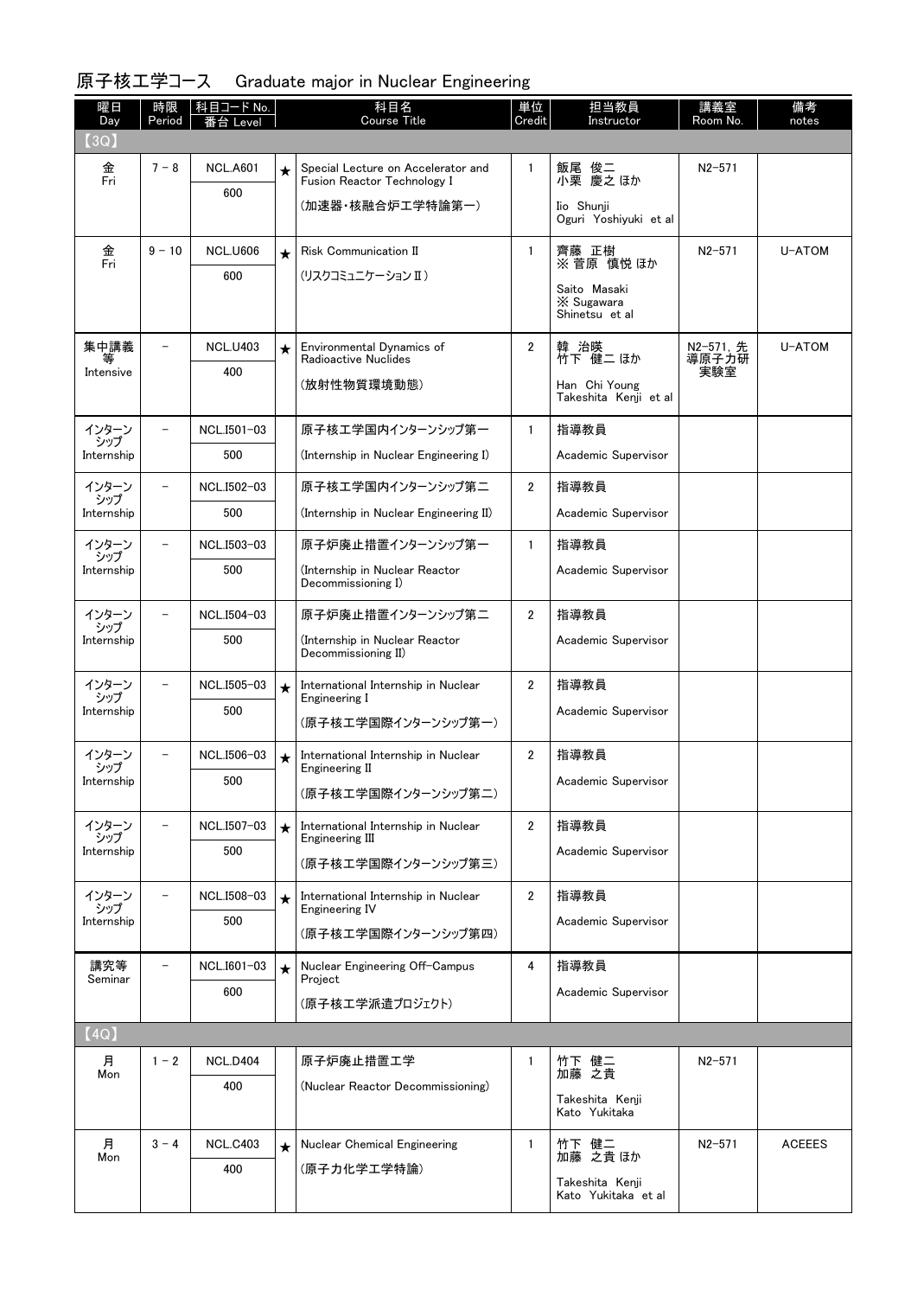## 原子核工学コース　Graduate major in Nuclear Engineering

| 曜日 Day | 時限 Period | 科目コード No. 番台 Level | | 科目名 Course Title | 単位 Credit | 担当教員 Instructor | 講義室 Room No. | 備考 notes |
|---|---|---|---|---|---|---|---|---|
| 【3Q】 | | | | | | | | |
| 金 Fri | 7 - 8 | NCL.A601 600 | ★ | Special Lecture on Accelerator and Fusion Reactor Technology I (加速器・核融合炉工学特論第一) | 1 | 飯尾 俊二 小栗 慶之 ほか Iio Shunji Oguri Yoshiyuki et al | N2-571 | |
| 金 Fri | 9 - 10 | NCL.U606 600 | ★ | Risk Communication II (リスクコミュニケーションII) | 1 | 齊藤 正樹 ※ 菅原 慎悦 ほか Saito Masaki ※ Sugawara Shinetsu et al | N2-571 | U-ATOM |
| 集中講義等 Intensive | - | NCL.U403 400 | ★ | Environmental Dynamics of Radioactive Nuclides (放射性物質環境動態) | 2 | 韓 治暎 竹下 健二 ほか Han Chi Young Takeshita Kenji et al | N2-571, 先導原子力研実験室 | U-ATOM |
| インターンシップ Internship | - | NCL.I501-03 500 | | 原子核工学国内インターンシップ第一 (Internship in Nuclear Engineering I) | 1 | 指導教員 Academic Supervisor | | |
| インターンシップ Internship | - | NCL.I502-03 500 | | 原子核工学国内インターンシップ第二 (Internship in Nuclear Engineering II) | 2 | 指導教員 Academic Supervisor | | |
| インターンシップ Internship | - | NCL.I503-03 500 | | 原子炉廃止措置インターンシップ第一 (Internship in Nuclear Reactor Decommissioning I) | 1 | 指導教員 Academic Supervisor | | |
| インターンシップ Internship | - | NCL.I504-03 500 | | 原子炉廃止措置インターンシップ第二 (Internship in Nuclear Reactor Decommissioning II) | 2 | 指導教員 Academic Supervisor | | |
| インターンシップ Internship | - | NCL.I505-03 500 | ★ | International Internship in Nuclear Engineering I (原子核工学国際インターンシップ第一) | 2 | 指導教員 Academic Supervisor | | |
| インターンシップ Internship | - | NCL.I506-03 500 | ★ | International Internship in Nuclear Engineering II (原子核工学国際インターンシップ第二) | 2 | 指導教員 Academic Supervisor | | |
| インターンシップ Internship | - | NCL.I507-03 500 | ★ | International Internship in Nuclear Engineering III (原子核工学国際インターンシップ第三) | 2 | 指導教員 Academic Supervisor | | |
| インターンシップ Internship | - | NCL.I508-03 500 | ★ | International Internship in Nuclear Engineering IV (原子核工学国際インターンシップ第四) | 2 | 指導教員 Academic Supervisor | | |
| 講究等 Seminar | - | NCL.I601-03 600 | ★ | Nuclear Engineering Off-Campus Project (原子核工学派遣プロジェクト) | 4 | 指導教員 Academic Supervisor | | |
| 【4Q】 | | | | | | | | |
| 月 Mon | 1 - 2 | NCL.D404 400 | | 原子炉廃止措置工学 (Nuclear Reactor Decommissioning) | 1 | 竹下 健二 加藤 之貴 Takeshita Kenji Kato Yukitaka | N2-571 | |
| 月 Mon | 3 - 4 | NCL.C403 400 | ★ | Nuclear Chemical Engineering (原子力化学工学特論) | 1 | 竹下 健二 加藤 之貴 ほか Takeshita Kenji Kato Yukitaka et al | N2-571 | ACEEES |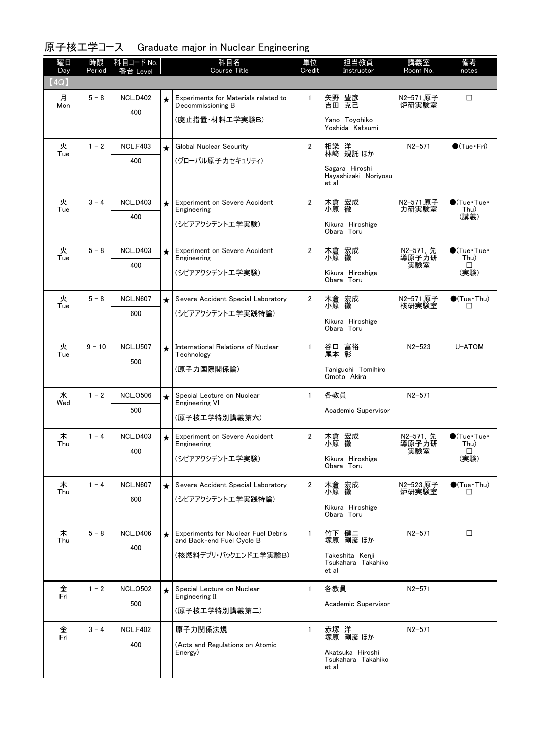## 原子核工学コース　Graduate major in Nuclear Engineering

| 曜日 Day | 時限 Period | 科目コード No. 番台 Level | | 科目名 Course Title | 単位 Credit | 担当教員 Instructor | 講義室 Room No. | 備考 notes |
|---|---|---|---|---|---|---|---|---|
| 【4Q】 | | | | | | | | |
| 月 Mon | 5 - 8 | NCL.D402 400 | ★ | Experiments for Materials related to Decommissioning B (廃止措置・材料工学実験B) | 1 | 矢野 豊彦 吉田 克己 Yano Toyohiko Yoshida Katsumi | N2-571,原子炉研実験室 | □ |
| 火 Tue | 1 - 2 | NCL.F403 400 | ★ | Global Nuclear Security (グローバル原子力セキュリティ) | 2 | 相樂 洋 林崎 規託 ほか Sagara Hiroshi Hayashizaki Noriyosu et al | N2-571 | ●(Tue・Fri) |
| 火 Tue | 3 - 4 | NCL.D403 400 | ★ | Experiment on Severe Accident Engineering (シビアアクシデント工学実験) | 2 | 木倉 宏成 小原 徹 Kikura Hiroshige Obara Toru | N2-571,原子力研実験室 | ●(Tue・Tue・Thu) (講義) |
| 火 Tue | 5 - 8 | NCL.D403 400 | ★ | Experiment on Severe Accident Engineering (シビアアクシデント工学実験) | 2 | 木倉 宏成 小原 徹 Kikura Hiroshige Obara Toru | N2-571, 先導原子力研実験室 | ●(Tue・Tue・Thu) □ (実験) |
| 火 Tue | 5 - 8 | NCL.N607 600 | ★ | Severe Accident Special Laboratory (シビアアクシデント工学実践特論) | 2 | 木倉 宏成 小原 徹 Kikura Hiroshige Obara Toru | N2-571,原子核研実験室 | ●(Tue・Thu) □ |
| 火 Tue | 9 - 10 | NCL.U507 500 | ★ | International Relations of Nuclear Technology (原子力国際関係論) | 1 | 谷口 富裕 尾本 彰 Taniguchi Tomihiro Omoto Akira | N2-523 | U-ATOM |
| 水 Wed | 1 - 2 | NCL.O506 500 | ★ | Special Lecture on Nuclear Engineering VI (原子核工学特別講義第六) | 1 | 各教員 Academic Supervisor | N2-571 | |
| 木 Thu | 1 - 4 | NCL.D403 400 | ★ | Experiment on Severe Accident Engineering (シビアアクシデント工学実験) | 2 | 木倉 宏成 小原 徹 Kikura Hiroshige Obara Toru | N2-571, 先導原子力研実験室 | ●(Tue・Tue・Thu) □ (実験) |
| 木 Thu | 1 - 4 | NCL.N607 600 | ★ | Severe Accident Special Laboratory (シビアアクシデント工学実践特論) | 2 | 木倉 宏成 小原 徹 Kikura Hiroshige Obara Toru | N2-523,原子炉研実験室 | ●(Tue・Thu) □ |
| 木 Thu | 5 - 8 | NCL.D406 400 | ★ | Experiments for Nuclear Fuel Debris and Back-end Fuel Cycle B (核燃料デブリ・バックエンド工学実験B) | 1 | 竹下 健二 塚原 剛彦 ほか Takeshita Kenji Tsukahara Takahiko et al | N2-571 | □ |
| 金 Fri | 1 - 2 | NCL.O502 500 | ★ | Special Lecture on Nuclear Engineering II (原子核工学特別講義第二) | 1 | 各教員 Academic Supervisor | N2-571 | |
| 金 Fri | 3 - 4 | NCL.F402 400 | | 原子力関係法規 (Acts and Regulations on Atomic Energy) | 1 | 赤塚 洋 塚原 剛彦 ほか Akatsuka Hiroshi Tsukahara Takahiko et al | N2-571 | |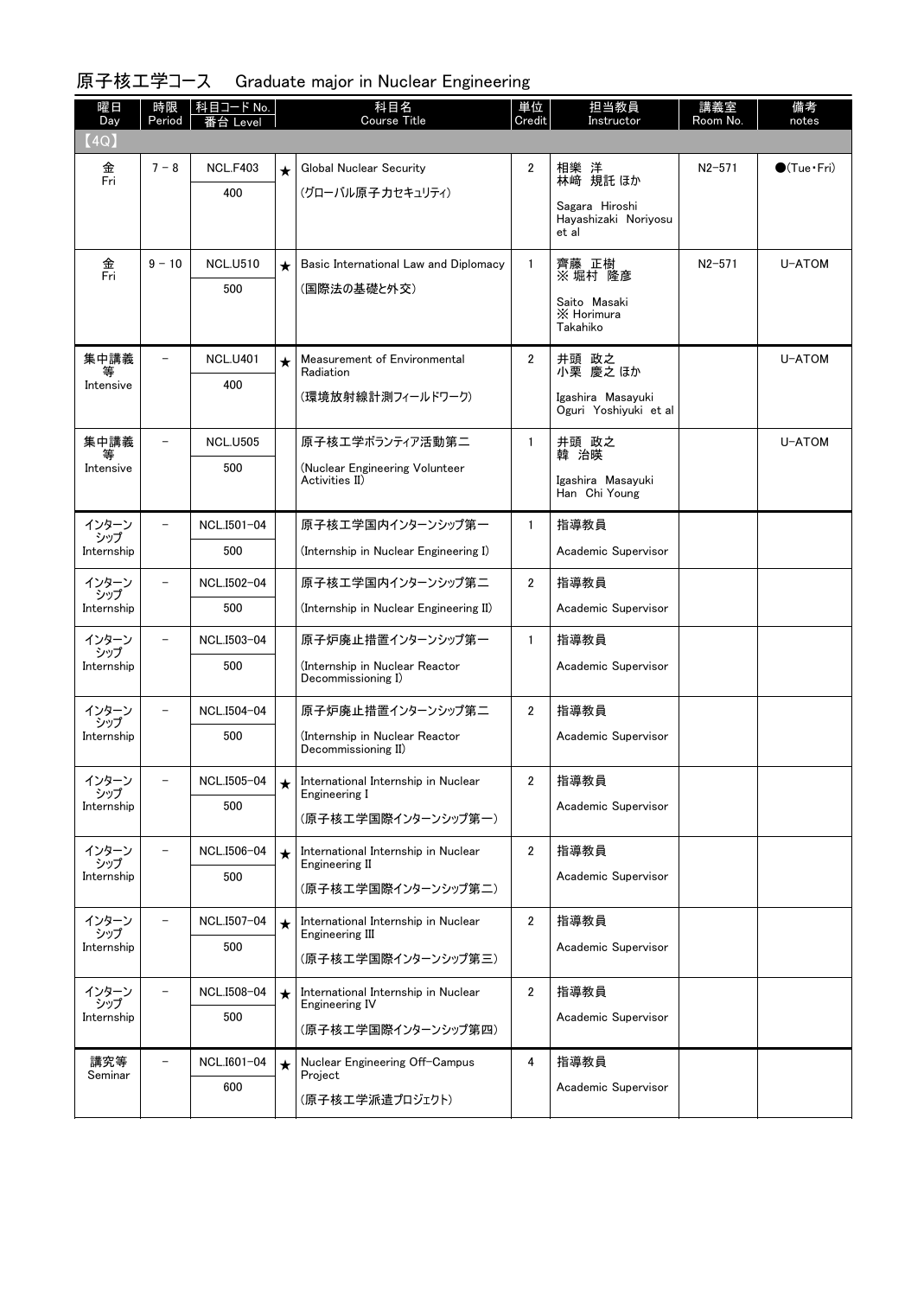## 原子核工学コース　Graduate major in Nuclear Engineering

| 曜日 Day | 時限 Period | 科目コード No. 番台 Level | | 科目名 Course Title | 単位 Credit | 担当教員 Instructor | 講義室 Room No. | 備考 notes |
|---|---|---|---|---|---|---|---|---|
| 【4Q】 | | | | | | | | |
| 金 Fri | 7－8 | NCL.F403 400 | ★ | Global Nuclear Security (グローバル原子力セキュリティ) | 2 | 相樂 洋 林崎 規託 ほか Sagara Hiroshi Hayashizaki Noriyosu et al | N2-571 | ●(Tue・Fri) |
| 金 Fri | 9－10 | NCL.U510 500 | ★ | Basic International Law and Diplomacy (国際法の基礎と外交) | 1 | 齊藤 正樹 ※ 堀村 隆彦 Saito Masaki ※ Horimura Takahiko | N2-571 | U-ATOM |
| 集中講義等 Intensive | － | NCL.U401 400 | ★ | Measurement of Environmental Radiation (環境放射線計測フィールドワーク) | 2 | 井頭 政之 小栗 慶之 ほか Igashira Masayuki Oguri Yoshiyuki et al | | U-ATOM |
| 集中講義等 Intensive | － | NCL.U505 500 | | 原子核工学ボランティア活動第二 (Nuclear Engineering Volunteer Activities II) | 1 | 井頭 政之 韓 治暎 Igashira Masayuki Han Chi Young | | U-ATOM |
| インターンシップ Internship | － | NCL.I501-04 500 | | 原子核工学国内インターンシップ第一 (Internship in Nuclear Engineering I) | 1 | 指導教員 Academic Supervisor | | |
| インターンシップ Internship | － | NCL.I502-04 500 | | 原子核工学国内インターンシップ第二 (Internship in Nuclear Engineering II) | 2 | 指導教員 Academic Supervisor | | |
| インターンシップ Internship | － | NCL.I503-04 500 | | 原子炉廃止措置インターンシップ第一 (Internship in Nuclear Reactor Decommissioning I) | 1 | 指導教員 Academic Supervisor | | |
| インターンシップ Internship | － | NCL.I504-04 500 | | 原子炉廃止措置インターンシップ第二 (Internship in Nuclear Reactor Decommissioning II) | 2 | 指導教員 Academic Supervisor | | |
| インターンシップ Internship | － | NCL.I505-04 500 | ★ | International Internship in Nuclear Engineering I (原子核工学国際インターンシップ第一) | 2 | 指導教員 Academic Supervisor | | |
| インターンシップ Internship | － | NCL.I506-04 500 | ★ | International Internship in Nuclear Engineering II (原子核工学国際インターンシップ第二) | 2 | 指導教員 Academic Supervisor | | |
| インターンシップ Internship | － | NCL.I507-04 500 | ★ | International Internship in Nuclear Engineering III (原子核工学国際インターンシップ第三) | 2 | 指導教員 Academic Supervisor | | |
| インターンシップ Internship | － | NCL.I508-04 500 | ★ | International Internship in Nuclear Engineering IV (原子核工学国際インターンシップ第四) | 2 | 指導教員 Academic Supervisor | | |
| 講究等 Seminar | － | NCL.I601-04 600 | ★ | Nuclear Engineering Off-Campus Project (原子核工学派遣プロジェクト) | 4 | 指導教員 Academic Supervisor | | |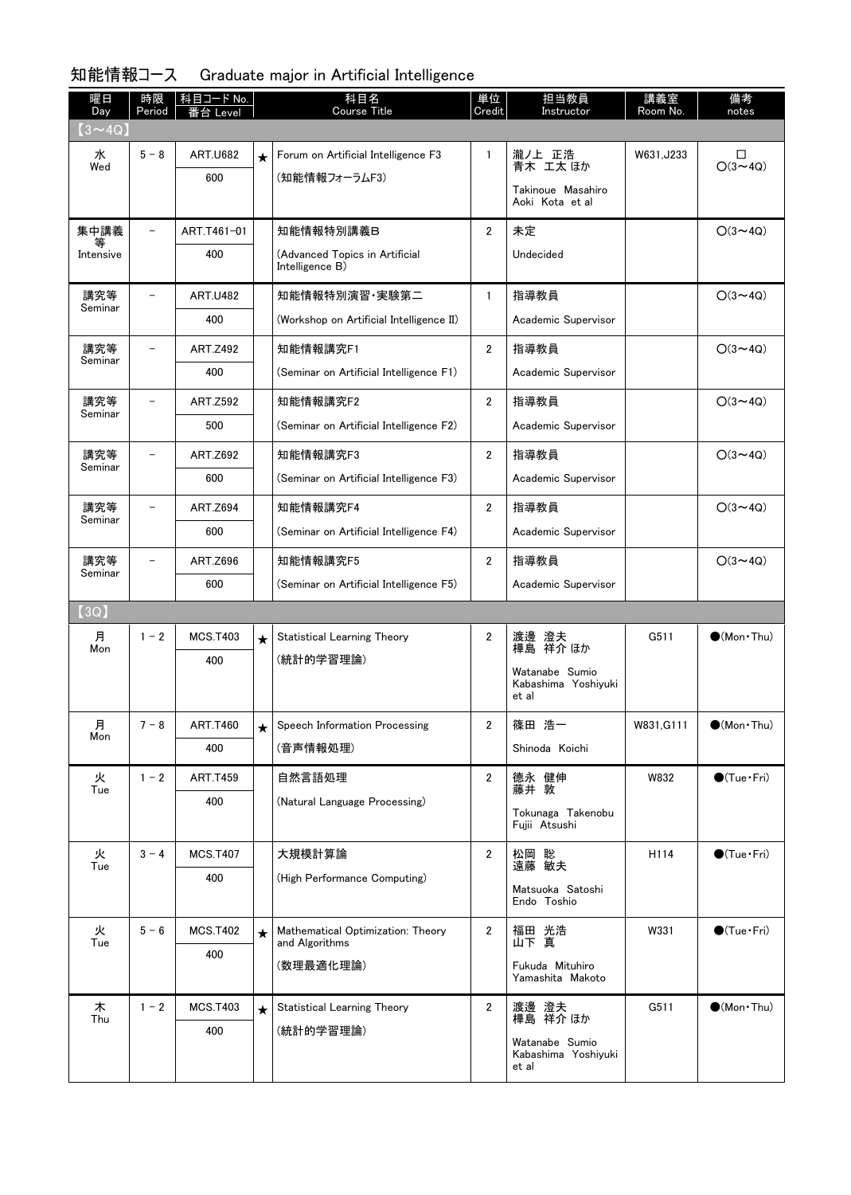# 知能情報コース　Graduate major in Artificial Intelligence

| 曜日 Day | 時限 Period | 科目コード No. 番台 Level | | 科目名 Course Title | 単位 Credit | 担当教員 Instructor | 講義室 Room No. | 備考 notes |
|---|---|---|---|---|---|---|---|---|
| 【3～4Q】 | | | | | | | | |
| 水 Wed | 5－8 | ART.U682 600 | ★ | Forum on Artificial Intelligence F3 (知能情報フォーラムF3) | 1 | 瀧ノ上　正浩 青木　工太 ほか Takinoue Masahiro Aoki Kota et al | W631,J233 | □ ○(3～4Q) |
| 集中講義等 Intensive | － | ART.T461-01 400 | | 知能情報特別講義B (Advanced Topics in Artificial Intelligence B) | 2 | 未定 Undecided | | ○(3～4Q) |
| 講究等 Seminar | － | ART.U482 400 | | 知能情報特別演習・実験第二 (Workshop on Artificial Intelligence II) | 1 | 指導教員 Academic Supervisor | | ○(3～4Q) |
| 講究等 Seminar | － | ART.Z492 400 | | 知能情報講究F1 (Seminar on Artificial Intelligence F1) | 2 | 指導教員 Academic Supervisor | | ○(3～4Q) |
| 講究等 Seminar | － | ART.Z592 500 | | 知能情報講究F2 (Seminar on Artificial Intelligence F2) | 2 | 指導教員 Academic Supervisor | | ○(3～4Q) |
| 講究等 Seminar | － | ART.Z692 600 | | 知能情報講究F3 (Seminar on Artificial Intelligence F3) | 2 | 指導教員 Academic Supervisor | | ○(3～4Q) |
| 講究等 Seminar | － | ART.Z694 600 | | 知能情報講究F4 (Seminar on Artificial Intelligence F4) | 2 | 指導教員 Academic Supervisor | | ○(3～4Q) |
| 講究等 Seminar | － | ART.Z696 600 | | 知能情報講究F5 (Seminar on Artificial Intelligence F5) | 2 | 指導教員 Academic Supervisor | | ○(3～4Q) |
| 【3Q】 | | | | | | | | |
| 月 Mon | 1－2 | MCS.T403 400 | ★ | Statistical Learning Theory (統計的学習理論) | 2 | 渡邊　澄夫 樺島　祥介 ほか Watanabe Sumio Kabashima Yoshiyuki et al | G511 | ●(Mon・Thu) |
| 月 Mon | 7－8 | ART.T460 400 | ★ | Speech Information Processing (音声情報処理) | 2 | 篠田　浩一 Shinoda Koichi | W831,G111 | ●(Mon・Thu) |
| 火 Tue | 1－2 | ART.T459 400 | | 自然言語処理 (Natural Language Processing) | 2 | 德永　健伸 藤井　敦 Tokunaga Takenobu Fujii Atsushi | W832 | ●(Tue・Fri) |
| 火 Tue | 3－4 | MCS.T407 400 | | 大規模計算論 (High Performance Computing) | 2 | 松岡　聡 遠藤　敏夫 Matsuoka Satoshi Endo Toshio | H114 | ●(Tue・Fri) |
| 火 Tue | 5－6 | MCS.T402 400 | ★ | Mathematical Optimization: Theory and Algorithms (数理最適化理論) | 2 | 福田　光浩 山下　真 Fukuda Mituhiro Yamashita Makoto | W331 | ●(Tue・Fri) |
| 木 Thu | 1－2 | MCS.T403 400 | ★ | Statistical Learning Theory (統計的学習理論) | 2 | 渡邊　澄夫 樺島　祥介 ほか Watanabe Sumio Kabashima Yoshiyuki et al | G511 | ●(Mon・Thu) |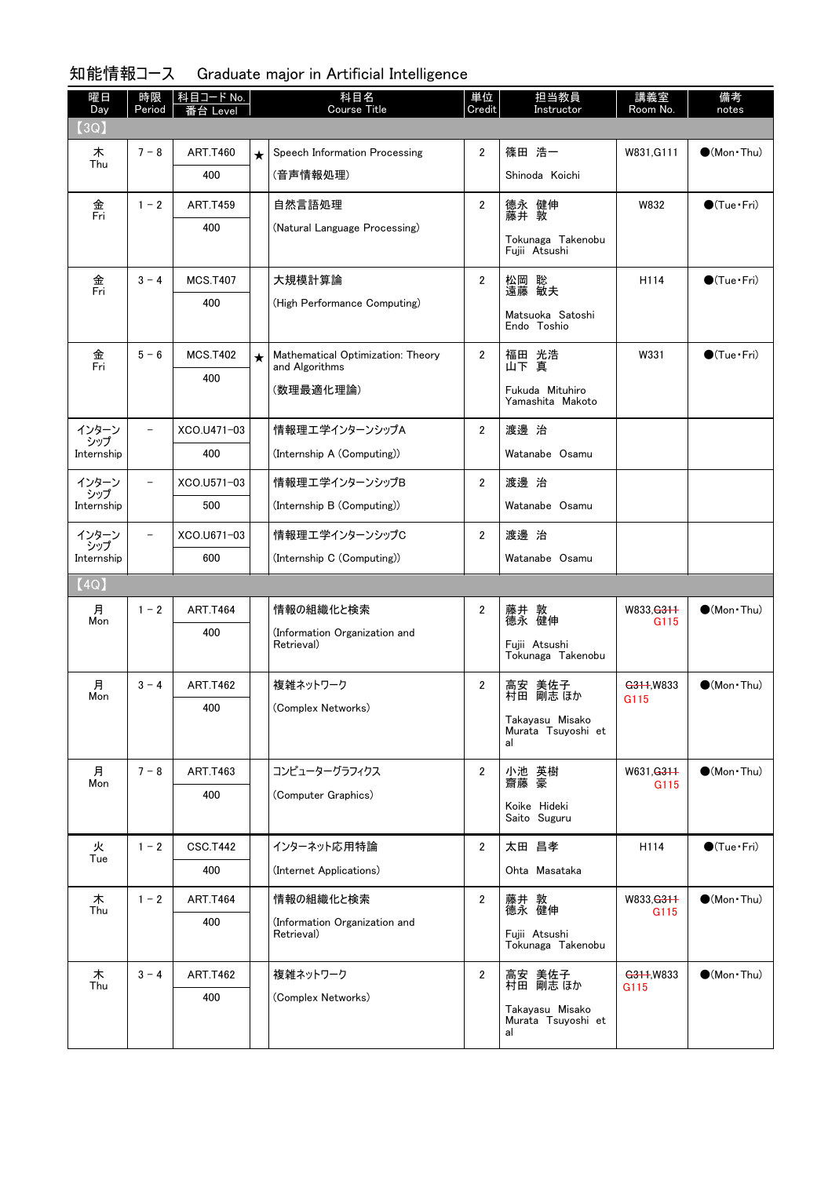## 知能情報コース　Graduate major in Artificial Intelligence

| 曜日 Day | 時限 Period | 科目コード No. 番台 Level | | 科目名 Course Title | 単位 Credit | 担当教員 Instructor | 講義室 Room No. | 備考 notes |
|---|---|---|---|---|---|---|---|---|
| 【3Q】 | | | | | | | | |
| 木 Thu | 7－8 | ART.T460 400 | ★ | Speech Information Processing (音声情報処理) | 2 | 篠田　浩一 Shinoda　Koichi | W831,G111 | ●(Mon・Thu) |
| 金 Fri | 1－2 | ART.T459 400 | | 自然言語処理 (Natural Language Processing) | 2 | 德永　健伸 藤井　敦 Tokunaga　Takenobu Fujii　Atsushi | W832 | ●(Tue・Fri) |
| 金 Fri | 3－4 | MCS.T407 400 | | 大規模計算論 (High Performance Computing) | 2 | 松岡　聡 遠藤　敏夫 Matsuoka　Satoshi Endo　Toshio | H114 | ●(Tue・Fri) |
| 金 Fri | 5－6 | MCS.T402 400 | ★ | Mathematical Optimization: Theory and Algorithms (数理最適化理論) | 2 | 福田　光浩 山下　真 Fukuda　Mituhiro Yamashita　Makoto | W331 | ●(Tue・Fri) |
| インターンシップ Internship | － | XCO.U471-03 400 | | 情報理工学インターンシップA (Internship A (Computing)) | 2 | 渡邊　治 Watanabe　Osamu | | |
| インターンシップ Internship | － | XCO.U571-03 500 | | 情報理工学インターンシップB (Internship B (Computing)) | 2 | 渡邊　治 Watanabe　Osamu | | |
| インターンシップ Internship | － | XCO.U671-03 600 | | 情報理工学インターンシップC (Internship C (Computing)) | 2 | 渡邊　治 Watanabe　Osamu | | |
| 【4Q】 | | | | | | | | |
| 月 Mon | 1－2 | ART.T464 400 | | 情報の組織化と検索 (Information Organization and Retrieval) | 2 | 藤井　敦 德永　健伸 Fujii　Atsushi Tokunaga　Takenobu | W833,~~G311~~ G115 | ●(Mon・Thu) |
| 月 Mon | 3－4 | ART.T462 400 | | 複雑ネットワーク (Complex Networks) | 2 | 高安　美佐子 村田　剛志 ほか Takayasu　Misako Murata　Tsuyoshi　et al | ~~G311~~,W833 G115 | ●(Mon・Thu) |
| 月 Mon | 7－8 | ART.T463 400 | | コンピューターグラフィクス (Computer Graphics) | 2 | 小池　英樹 齋藤　豪 Koike　Hideki Saito　Suguru | W631,~~G311~~ G115 | ●(Mon・Thu) |
| 火 Tue | 1－2 | CSC.T442 400 | | インターネット応用特論 (Internet Applications) | 2 | 太田　昌孝 Ohta　Masataka | H114 | ●(Tue・Fri) |
| 木 Thu | 1－2 | ART.T464 400 | | 情報の組織化と検索 (Information Organization and Retrieval) | 2 | 藤井　敦 德永　健伸 Fujii　Atsushi Tokunaga　Takenobu | W833,~~G311~~ G115 | ●(Mon・Thu) |
| 木 Thu | 3－4 | ART.T462 400 | | 複雑ネットワーク (Complex Networks) | 2 | 高安　美佐子 村田　剛志 ほか Takayasu　Misako Murata　Tsuyoshi　et al | ~~G311~~,W833 G115 | ●(Mon・Thu) |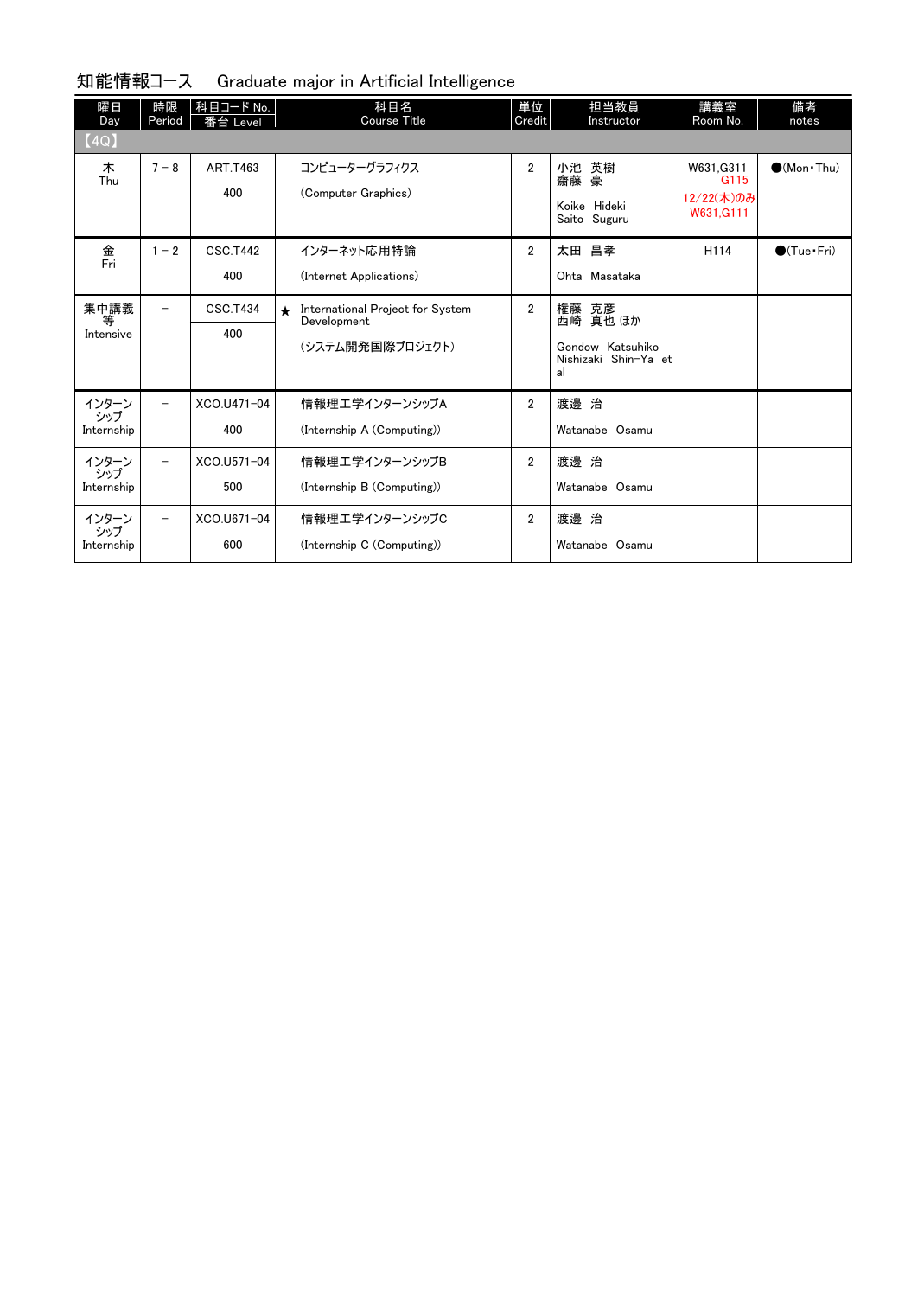## 知能情報コース　Graduate major in Artificial Intelligence

| 曜日 Day | 時限 Period | 科目コード No. 番台 Level | | 科目名 Course Title | 単位 Credit | 担当教員 Instructor | 講義室 Room No. | 備考 notes |
|---|---|---|---|---|---|---|---|---|
| 【4Q】 | | | | | | | | |
| 木 Thu | 7 − 8 | ART.T463 400 | | コンピューターグラフィクス (Computer Graphics) | 2 | 小池　英樹 齋藤　豪 Koike　Hideki Saito　Suguru | W631,~~G311~~ G115 12/22(木)のみ W631,G111 | ●(Mon・Thu) |
| 金 Fri | 1 − 2 | CSC.T442 400 | | インターネット応用特論 (Internet Applications) | 2 | 太田　昌孝 Ohta　Masataka | H114 | ●(Tue・Fri) |
| 集中講義等 Intensive | − | CSC.T434 400 | ★ | International Project for System Development (システム開発国際プロジェクト) | 2 | 権藤　克彦 西崎　真也 ほか Gondow　Katsuhiko Nishizaki　Shin-Ya　et al | | |
| インターンシップ Internship | − | XCO.U471-04 400 | | 情報理工学インターンシップA (Internship A (Computing)) | 2 | 渡邊　治 Watanabe　Osamu | | |
| インターンシップ Internship | − | XCO.U571-04 500 | | 情報理工学インターンシップB (Internship B (Computing)) | 2 | 渡邊　治 Watanabe　Osamu | | |
| インターンシップ Internship | − | XCO.U671-04 600 | | 情報理工学インターンシップC (Internship C (Computing)) | 2 | 渡邊　治 Watanabe　Osamu | | |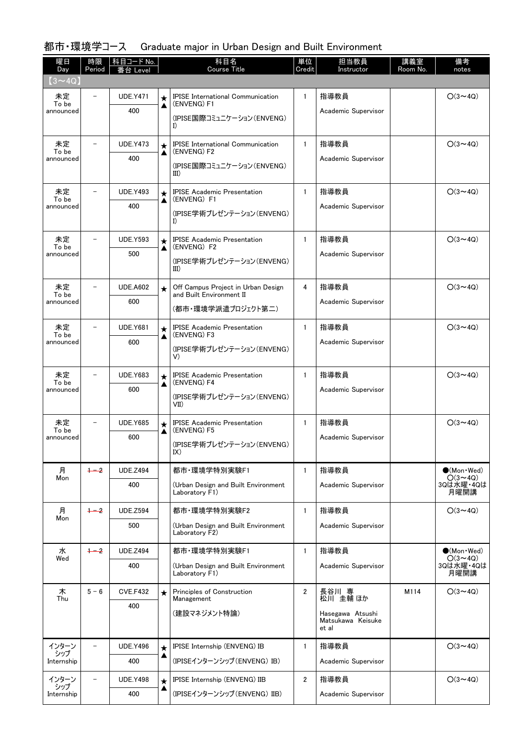## 都市・環境学コース　Graduate major in Urban Design and Built Environment

| 曜日 Day | 時限 Period | 科目コード No. 番台 Level | | 科目名 Course Title | 単位 Credit | 担当教員 Instructor | 講義室 Room No. | 備考 notes |
|---|---|---|---|---|---|---|---|---|
| 【3～4Q】 | | | | | | | | |
| 未定 To be announced | － | UDE.Y471 400 | ★▲ | IPISE International Communication (ENVENG) F1 (IPISE国際コミュニケーション(ENVENG) I) | 1 | 指導教員 Academic Supervisor | | ○(3～4Q) |
| 未定 To be announced | － | UDE.Y473 400 | ★▲ | IPISE International Communication (ENVENG) F2 (IPISE国際コミュニケーション(ENVENG) III) | 1 | 指導教員 Academic Supervisor | | ○(3～4Q) |
| 未定 To be announced | － | UDE.Y493 400 | ★▲ | IPISE Academic Presentation (ENVENG) F1 (IPISE学術プレゼンテーション(ENVENG) I) | 1 | 指導教員 Academic Supervisor | | ○(3～4Q) |
| 未定 To be announced | － | UDE.Y593 500 | ★▲ | IPISE Academic Presentation (ENVENG) F2 (IPISE学術プレゼンテーション(ENVENG) III) | 1 | 指導教員 Academic Supervisor | | ○(3～4Q) |
| 未定 To be announced | － | UDE.A602 600 | ★ | Off Campus Project in Urban Design and Built Environment II (都市・環境学派遣プロジェクト第二) | 4 | 指導教員 Academic Supervisor | | ○(3～4Q) |
| 未定 To be announced | － | UDE.Y681 600 | ★▲ | IPISE Academic Presentation (ENVENG) F3 (IPISE学術プレゼンテーション(ENVENG) V) | 1 | 指導教員 Academic Supervisor | | ○(3～4Q) |
| 未定 To be announced | － | UDE.Y683 600 | ★▲ | IPISE Academic Presentation (ENVENG) F4 (IPISE学術プレゼンテーション(ENVENG) VII) | 1 | 指導教員 Academic Supervisor | | ○(3～4Q) |
| 未定 To be announced | － | UDE.Y685 600 | ★▲ | IPISE Academic Presentation (ENVENG) F5 (IPISE学術プレゼンテーション(ENVENG) IX) | 1 | 指導教員 Academic Supervisor | | ○(3～4Q) |
| 月 Mon | ~~1－2~~ | UDE.Z494 400 | | 都市・環境学特別実験F1 (Urban Design and Built Environment Laboratory F1) | 1 | 指導教員 Academic Supervisor | | ●(Mon・Wed) ○(3～4Q) 3Qは水曜・4Qは月曜開講 |
| 月 Mon | ~~1－2~~ | UDE.Z594 500 | | 都市・環境学特別実験F2 (Urban Design and Built Environment Laboratory F2) | 1 | 指導教員 Academic Supervisor | | ○(3～4Q) |
| 水 Wed | ~~1－2~~ | UDE.Z494 400 | | 都市・環境学特別実験F1 (Urban Design and Built Environment Laboratory F1) | 1 | 指導教員 Academic Supervisor | | ●(Mon・Wed) ○(3～4Q) 3Qは水曜・4Qは月曜開講 |
| 木 Thu | 5 － 6 | CVE.F432 400 | ★ | Principles of Construction Management (建設マネジメント特論) | 2 | 長谷川 専 松川 圭輔 ほか Hasegawa Atsushi Matsukawa Keisuke et al | M114 | ○(3～4Q) |
| インターンシップ Internship | － | UDE.Y496 400 | ★▲ | IPISE Internship (ENVENG) IB (IPISEインターンシップ(ENVENG) IB) | 1 | 指導教員 Academic Supervisor | | ○(3～4Q) |
| インターンシップ Internship | － | UDE.Y498 400 | ★▲ | IPISE Internship (ENVENG) IIB (IPISEインターンシップ(ENVENG) IIB) | 2 | 指導教員 Academic Supervisor | | ○(3～4Q) |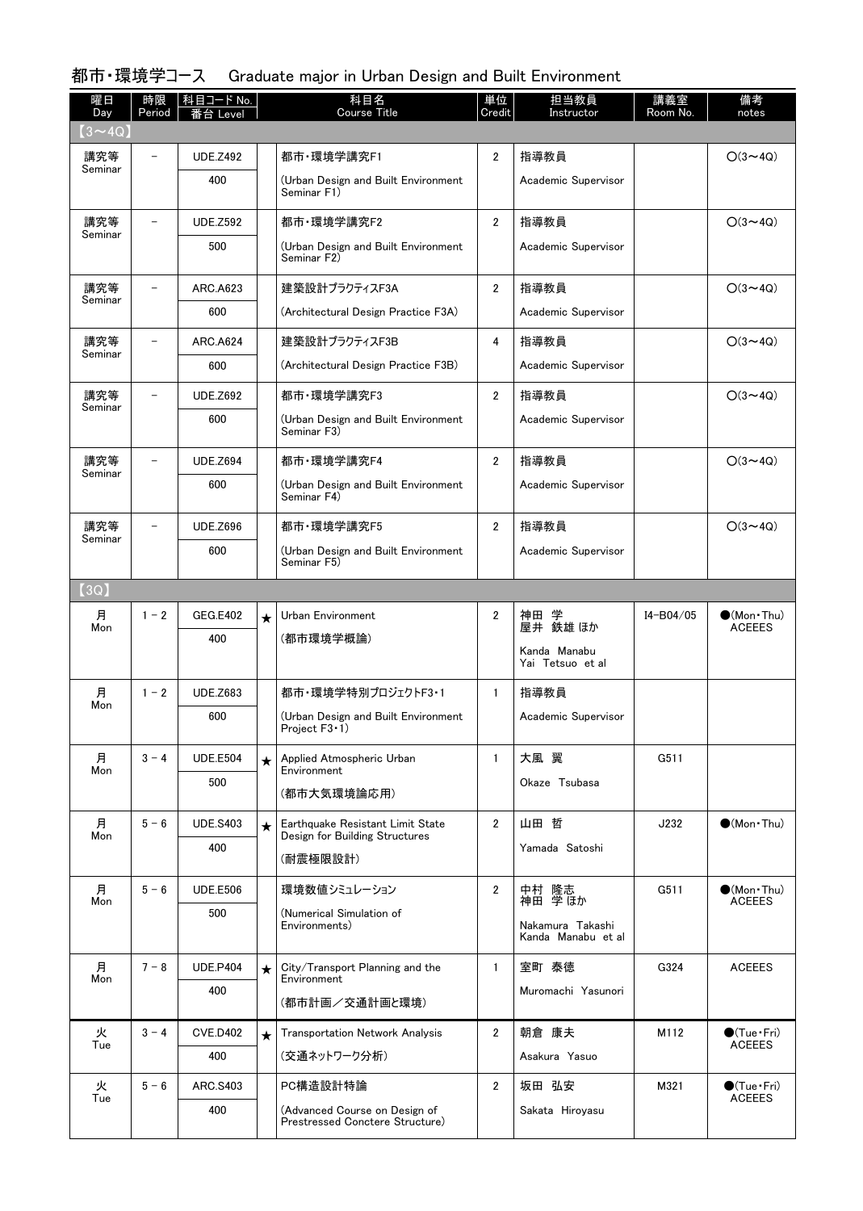## 都市・環境学コース　Graduate major in Urban Design and Built Environment

| 曜日 Day | 時限 Period | 科目コード No. 番台 Level | | 科目名 Course Title | 単位 Credit | 担当教員 Instructor | 講義室 Room No. | 備考 notes |
|---|---|---|---|---|---|---|---|---|
| 【3～4Q】 | | | | | | | | |
| 講究等 Seminar | － | UDE.Z492 400 | | 都市・環境学講究F1 (Urban Design and Built Environment Seminar F1) | 2 | 指導教員 Academic Supervisor | | ○(3～4Q) |
| 講究等 Seminar | － | UDE.Z592 500 | | 都市・環境学講究F2 (Urban Design and Built Environment Seminar F2) | 2 | 指導教員 Academic Supervisor | | ○(3～4Q) |
| 講究等 Seminar | － | ARC.A623 600 | | 建築設計プラクティスF3A (Architectural Design Practice F3A) | 2 | 指導教員 Academic Supervisor | | ○(3～4Q) |
| 講究等 Seminar | － | ARC.A624 600 | | 建築設計プラクティスF3B (Architectural Design Practice F3B) | 4 | 指導教員 Academic Supervisor | | ○(3～4Q) |
| 講究等 Seminar | － | UDE.Z692 600 | | 都市・環境学講究F3 (Urban Design and Built Environment Seminar F3) | 2 | 指導教員 Academic Supervisor | | ○(3～4Q) |
| 講究等 Seminar | － | UDE.Z694 600 | | 都市・環境学講究F4 (Urban Design and Built Environment Seminar F4) | 2 | 指導教員 Academic Supervisor | | ○(3～4Q) |
| 講究等 Seminar | － | UDE.Z696 600 | | 都市・環境学講究F5 (Urban Design and Built Environment Seminar F5) | 2 | 指導教員 Academic Supervisor | | ○(3～4Q) |
| 【3Q】 | | | | | | | | |
| 月 Mon | 1 - 2 | GEG.E402 400 | ★ | Urban Environment (都市環境学概論) | 2 | 神田 学 屋井 鉄雄 ほか Kanda Manabu Yai Tetsuo et al | I4-B04/05 | ●(Mon・Thu) ACEEES |
| 月 Mon | 1 - 2 | UDE.Z683 600 | | 都市・環境学特別プロジェクトF3・1 (Urban Design and Built Environment Project F3・1) | 1 | 指導教員 Academic Supervisor | | |
| 月 Mon | 3 - 4 | UDE.E504 500 | ★ | Applied Atmospheric Urban Environment (都市大気環境論応用) | 1 | 大風 翼 Okaze Tsubasa | G511 | |
| 月 Mon | 5 - 6 | UDE.S403 400 | ★ | Earthquake Resistant Limit State Design for Building Structures (耐震極限設計) | 2 | 山田 哲 Yamada Satoshi | J232 | ●(Mon・Thu) |
| 月 Mon | 5 - 6 | UDE.E506 500 | | 環境数値シミュレーション (Numerical Simulation of Environments) | 2 | 中村 隆志 神田 学 ほか Nakamura Takashi Kanda Manabu et al | G511 | ●(Mon・Thu) ACEEES |
| 月 Mon | 7 - 8 | UDE.P404 400 | ★ | City/Transport Planning and the Environment (都市計画／交通計画と環境) | 1 | 室町 泰徳 Muromachi Yasunori | G324 | ACEEES |
| 火 Tue | 3 - 4 | CVE.D402 400 | ★ | Transportation Network Analysis (交通ネットワーク分析) | 2 | 朝倉 康夫 Asakura Yasuo | M112 | ●(Tue・Fri) ACEEES |
| 火 Tue | 5 - 6 | ARC.S403 400 | | PC構造設計特論 (Advanced Course on Design of Prestressed Conctere Structure) | 2 | 坂田 弘安 Sakata Hiroyasu | M321 | ●(Tue・Fri) ACEEES |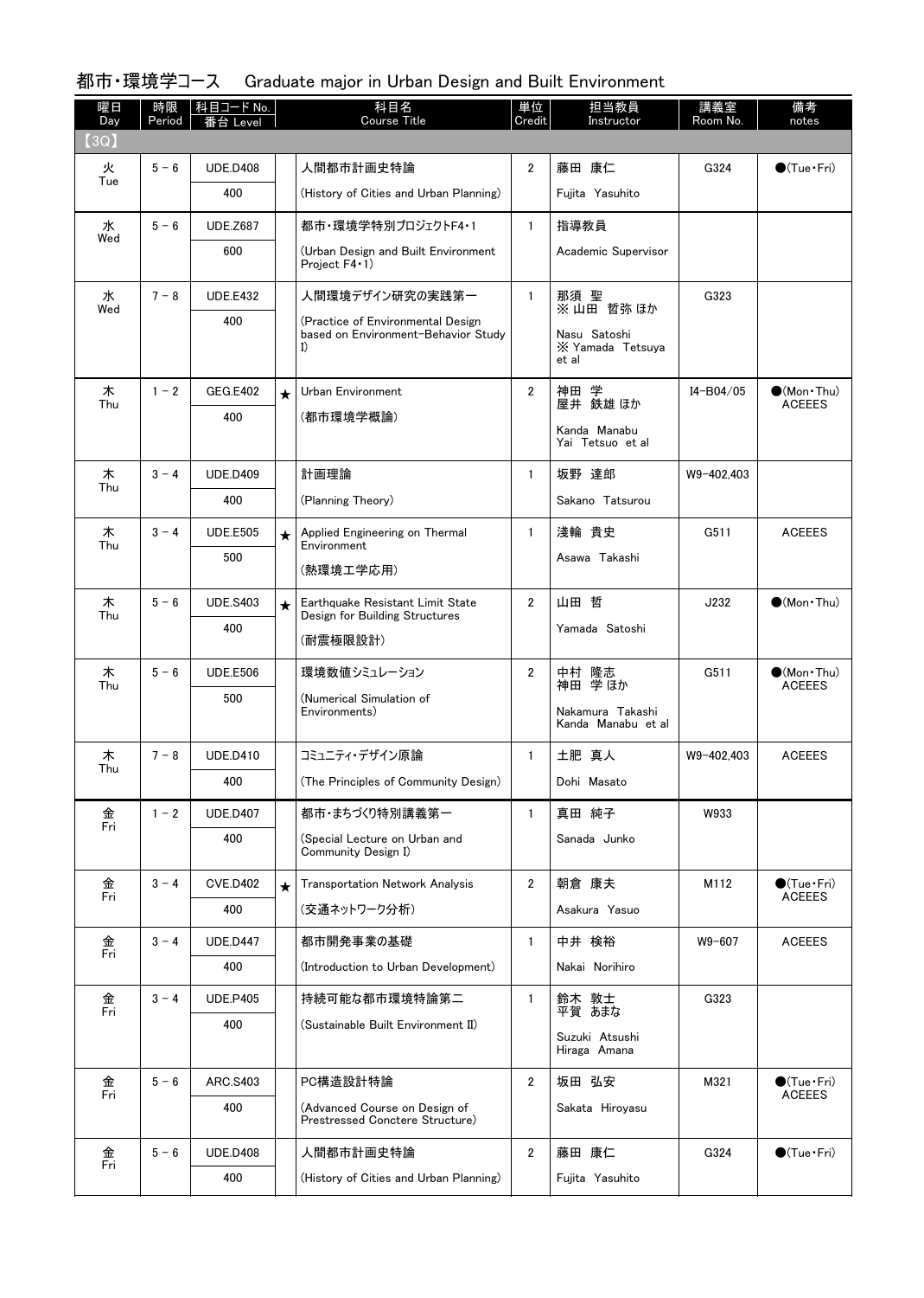## 都市・環境学コース　Graduate major in Urban Design and Built Environment

| 曜日 Day | 時限 Period | 科目コード No. 番台 Level | | 科目名 Course Title | 単位 Credit | 担当教員 Instructor | 講義室 Room No. | 備考 notes |
|---|---|---|---|---|---|---|---|---|
| 【3Q】 | | | | | | | | |
| 火 Tue | 5－6 | UDE.D408 400 | | 人間都市計画史特論 (History of Cities and Urban Planning) | 2 | 藤田　康仁 Fujita Yasuhito | G324 | ●(Tue・Fri) |
| 水 Wed | 5－6 | UDE.Z687 600 | | 都市・環境学特別プロジェクトF4・1 (Urban Design and Built Environment Project F4・1) | 1 | 指導教員 Academic Supervisor | | |
| 水 Wed | 7－8 | UDE.E432 400 | | 人間環境デザイン研究の実践第一 (Practice of Environmental Design based on Environment-Behavior Study I) | 1 | 那須　聖 ※山田　哲弥 ほか Nasu Satoshi ※Yamada Tetsuya et al | G323 | |
| 木 Thu | 1－2 | GEG.E402 400 | ★ | Urban Environment (都市環境学概論) | 2 | 神田　学 屋井　鉄雄 ほか Kanda Manabu Yai Tetsuo et al | I4-B04/05 | ●(Mon・Thu) ACEEES |
| 木 Thu | 3－4 | UDE.D409 400 | | 計画理論 (Planning Theory) | 1 | 坂野　達郎 Sakano Tatsurou | W9-402,403 | |
| 木 Thu | 3－4 | UDE.E505 500 | ★ | Applied Engineering on Thermal Environment (熱環境工学応用) | 1 | 淺輪　貴史 Asawa Takashi | G511 | ACEEES |
| 木 Thu | 5－6 | UDE.S403 400 | ★ | Earthquake Resistant Limit State Design for Building Structures (耐震極限設計) | 2 | 山田　哲 Yamada Satoshi | J232 | ●(Mon・Thu) |
| 木 Thu | 5－6 | UDE.E506 500 | | 環境数値シミュレーション (Numerical Simulation of Environments) | 2 | 中村　隆志 神田　学 ほか Nakamura Takashi Kanda Manabu et al | G511 | ●(Mon・Thu) ACEEES |
| 木 Thu | 7－8 | UDE.D410 400 | | コミュニティ・デザイン原論 (The Principles of Community Design) | 1 | 土肥　真人 Dohi Masato | W9-402,403 | ACEEES |
| 金 Fri | 1－2 | UDE.D407 400 | | 都市・まちづくり特別講義第一 (Special Lecture on Urban and Community Design I) | 1 | 真田　純子 Sanada Junko | W933 | |
| 金 Fri | 3－4 | CVE.D402 400 | ★ | Transportation Network Analysis (交通ネットワーク分析) | 2 | 朝倉　康夫 Asakura Yasuo | M112 | ●(Tue・Fri) ACEEES |
| 金 Fri | 3－4 | UDE.D447 400 | | 都市開発事業の基礎 (Introduction to Urban Development) | 1 | 中井　検裕 Nakai Norihiro | W9-607 | ACEEES |
| 金 Fri | 3－4 | UDE.P405 400 | | 持続可能な都市環境特論第二 (Sustainable Built Environment II) | 1 | 鈴木　敦士 平賀　あまな Suzuki Atsushi Hiraga Amana | G323 | |
| 金 Fri | 5－6 | ARC.S403 400 | | PC構造設計特論 (Advanced Course on Design of Prestressed Conctere Structure) | 2 | 坂田　弘安 Sakata Hiroyasu | M321 | ●(Tue・Fri) ACEEES |
| 金 Fri | 5－6 | UDE.D408 400 | | 人間都市計画史特論 (History of Cities and Urban Planning) | 2 | 藤田　康仁 Fujita Yasuhito | G324 | ●(Tue・Fri) |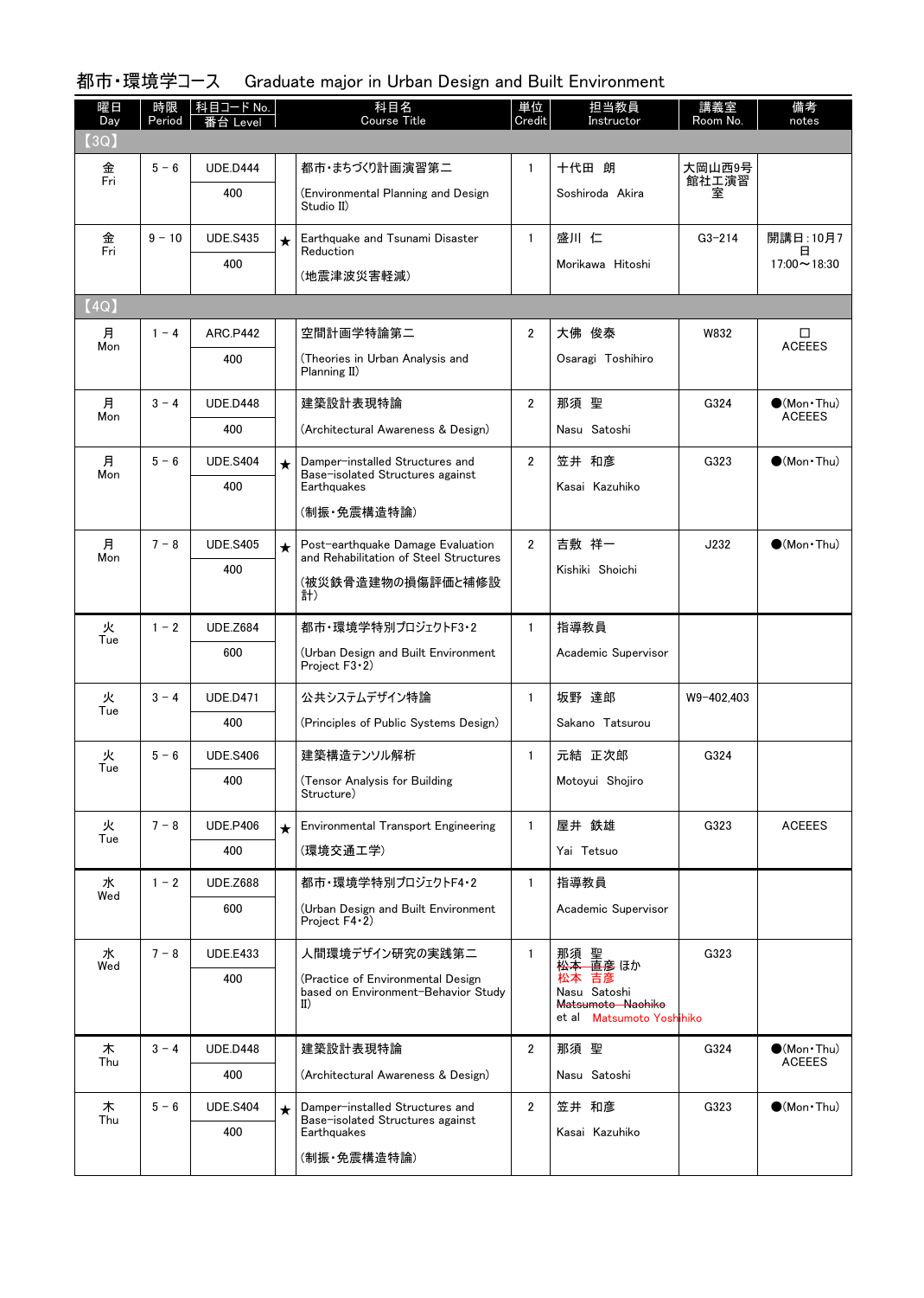# 都市・環境学コース　Graduate major in Urban Design and Built Environment

| 曜日 Day | 時限 Period | 科目コード No. 番台 Level | | 科目名 Course Title | 単位 Credit | 担当教員 Instructor | 講義室 Room No. | 備考 notes |
|---|---|---|---|---|---|---|---|---|
| 【3Q】 | | | | | | | | |
| 金 Fri | 5 − 6 | UDE.D444 400 | | 都市・まちづくり計画演習第二 (Environmental Planning and Design Studio II) | 1 | 十代田 朗 Soshiroda Akira | 大岡山西9号館社工演習室 | |
| 金 Fri | 9 − 10 | UDE.S435 400 | ★ | Earthquake and Tsunami Disaster Reduction (地震津波災害軽減) | 1 | 盛川 仁 Morikawa Hitoshi | G3-214 | 開講日：10月7日 17:00～18:30 |
| 【4Q】 | | | | | | | | |
| 月 Mon | 1 − 4 | ARC.P442 400 | | 空間計画学特論第二 (Theories in Urban Analysis and Planning II) | 2 | 大佛 俊泰 Osaragi Toshihiro | W832 | □ ACEEES |
| 月 Mon | 3 − 4 | UDE.D448 400 | | 建築設計表現特論 (Architectural Awareness & Design) | 2 | 那須 聖 Nasu Satoshi | G324 | ●(Mon・Thu) ACEEES |
| 月 Mon | 5 − 6 | UDE.S404 400 | ★ | Damper-installed Structures and Base-isolated Structures against Earthquakes (制振・免震構造特論) | 2 | 笠井 和彦 Kasai Kazuhiko | G323 | ●(Mon・Thu) |
| 月 Mon | 7 − 8 | UDE.S405 400 | ★ | Post-earthquake Damage Evaluation and Rehabilitation of Steel Structures (被災鉄骨造建物の損傷評価と補修設計) | 2 | 吉敷 祥一 Kishiki Shoichi | J232 | ●(Mon・Thu) |
| 火 Tue | 1 − 2 | UDE.Z684 600 | | 都市・環境学特別プロジェクトF3・2 (Urban Design and Built Environment Project F3・2) | 1 | 指導教員 Academic Supervisor | | |
| 火 Tue | 3 − 4 | UDE.D471 400 | | 公共システムデザイン特論 (Principles of Public Systems Design) | 1 | 坂野 達郎 Sakano Tatsurou | W9-402,403 | |
| 火 Tue | 5 − 6 | UDE.S406 400 | | 建築構造テンソル解析 (Tensor Analysis for Building Structure) | 1 | 元結 正次郎 Motoyui Shojiro | G324 | |
| 火 Tue | 7 − 8 | UDE.P406 400 | ★ | Environmental Transport Engineering (環境交通工学) | 1 | 屋井 鉄雄 Yai Tetsuo | G323 | ACEEES |
| 水 Wed | 1 − 2 | UDE.Z688 600 | | 都市・環境学特別プロジェクトF4・2 (Urban Design and Built Environment Project F4・2) | 1 | 指導教員 Academic Supervisor | | |
| 水 Wed | 7 − 8 | UDE.E433 400 | | 人間環境デザイン研究の実践第二 (Practice of Environmental Design based on Environment-Behavior Study II) | 1 | 那須 聖 ~~松本 直彦~~ 松本 吉彦 ほか Nasu Satoshi ~~Matsumoto Naohiko~~ Matsumoto Yoshihiko et al | G323 | |
| 木 Thu | 3 − 4 | UDE.D448 400 | | 建築設計表現特論 (Architectural Awareness & Design) | 2 | 那須 聖 Nasu Satoshi | G324 | ●(Mon・Thu) ACEEES |
| 木 Thu | 5 − 6 | UDE.S404 400 | ★ | Damper-installed Structures and Base-isolated Structures against Earthquakes (制振・免震構造特論) | 2 | 笠井 和彦 Kasai Kazuhiko | G323 | ●(Mon・Thu) |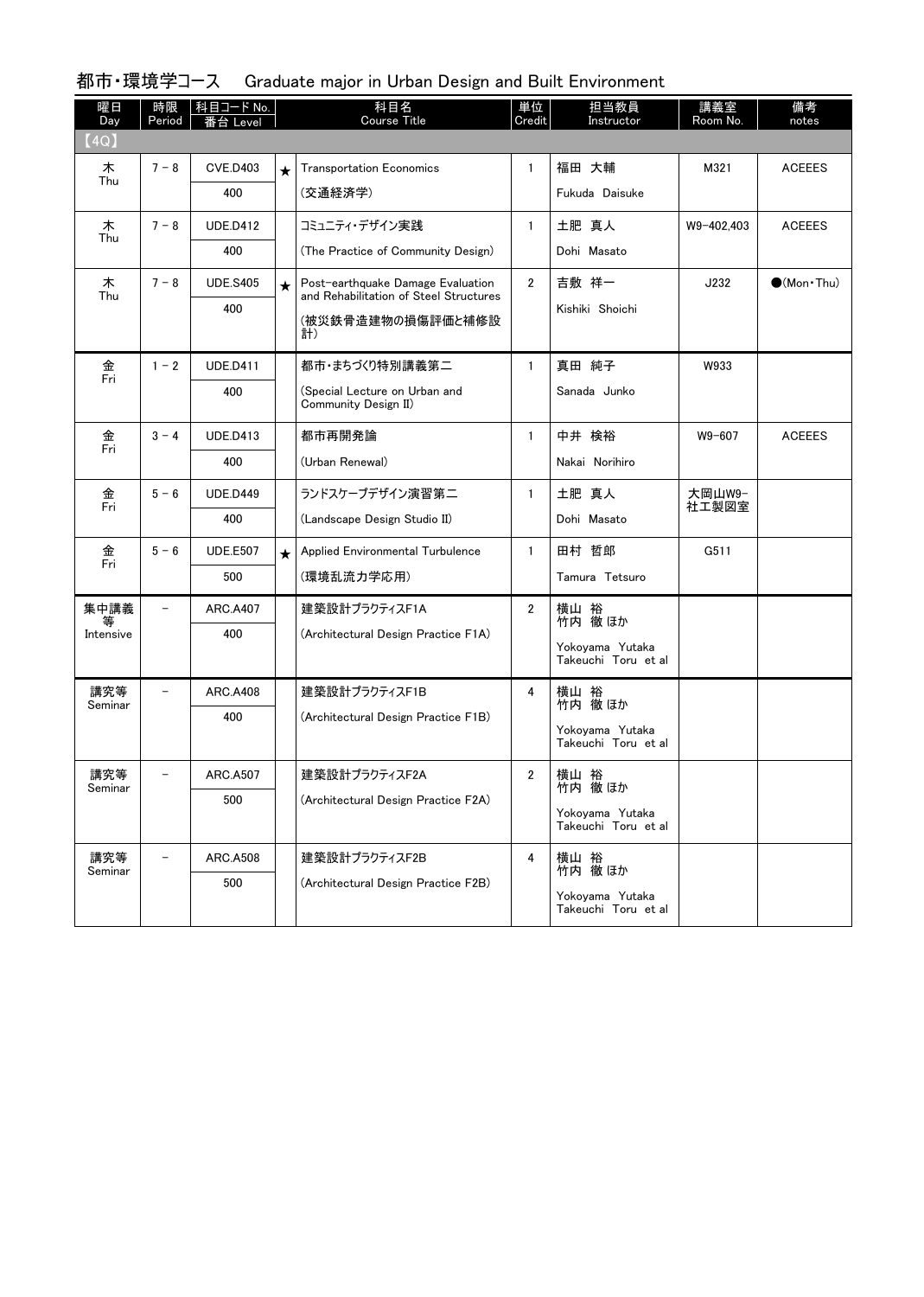## 都市・環境学コース　Graduate major in Urban Design and Built Environment

| 曜日 Day | 時限 Period | 科目コード No. 番台 Level | | 科目名 Course Title | 単位 Credit | 担当教員 Instructor | 講義室 Room No. | 備考 notes |
|---|---|---|---|---|---|---|---|---|
| 【4Q】 | | | | | | | | |
| 木 Thu | 7－8 | CVE.D403 400 | ★ | Transportation Economics (交通経済学) | 1 | 福田 大輔 Fukuda Daisuke | M321 | ACEEES |
| 木 Thu | 7－8 | UDE.D412 400 | | コミュニティ・デザイン実践 (The Practice of Community Design) | 1 | 土肥 真人 Dohi Masato | W9-402,403 | ACEEES |
| 木 Thu | 7－8 | UDE.S405 400 | ★ | Post-earthquake Damage Evaluation and Rehabilitation of Steel Structures (被災鉄骨造建物の損傷評価と補修設計) | 2 | 吉敷 祥一 Kishiki Shoichi | J232 | ●(Mon・Thu) |
| 金 Fri | 1－2 | UDE.D411 400 | | 都市・まちづくり特別講義第二 (Special Lecture on Urban and Community Design II) | 1 | 真田 純子 Sanada Junko | W933 | |
| 金 Fri | 3－4 | UDE.D413 400 | | 都市再開発論 (Urban Renewal) | 1 | 中井 検裕 Nakai Norihiro | W9-607 | ACEEES |
| 金 Fri | 5－6 | UDE.D449 400 | | ランドスケープデザイン演習第二 (Landscape Design Studio II) | 1 | 土肥 真人 Dohi Masato | 大岡山W9-社工製図室 | |
| 金 Fri | 5－6 | UDE.E507 500 | ★ | Applied Environmental Turbulence (環境乱流力学応用) | 1 | 田村 哲郎 Tamura Tetsuro | G511 | |
| 集中講義等 Intensive | － | ARC.A407 400 | | 建築設計プラクティスF1A (Architectural Design Practice F1A) | 2 | 横山 裕 竹内 徹 ほか Yokoyama Yutaka Takeuchi Toru et al | | |
| 講究等 Seminar | － | ARC.A408 400 | | 建築設計プラクティスF1B (Architectural Design Practice F1B) | 4 | 横山 裕 竹内 徹 ほか Yokoyama Yutaka Takeuchi Toru et al | | |
| 講究等 Seminar | － | ARC.A507 500 | | 建築設計プラクティスF2A (Architectural Design Practice F2A) | 2 | 横山 裕 竹内 徹 ほか Yokoyama Yutaka Takeuchi Toru et al | | |
| 講究等 Seminar | － | ARC.A508 500 | | 建築設計プラクティスF2B (Architectural Design Practice F2B) | 4 | 横山 裕 竹内 徹 ほか Yokoyama Yutaka Takeuchi Toru et al | | |